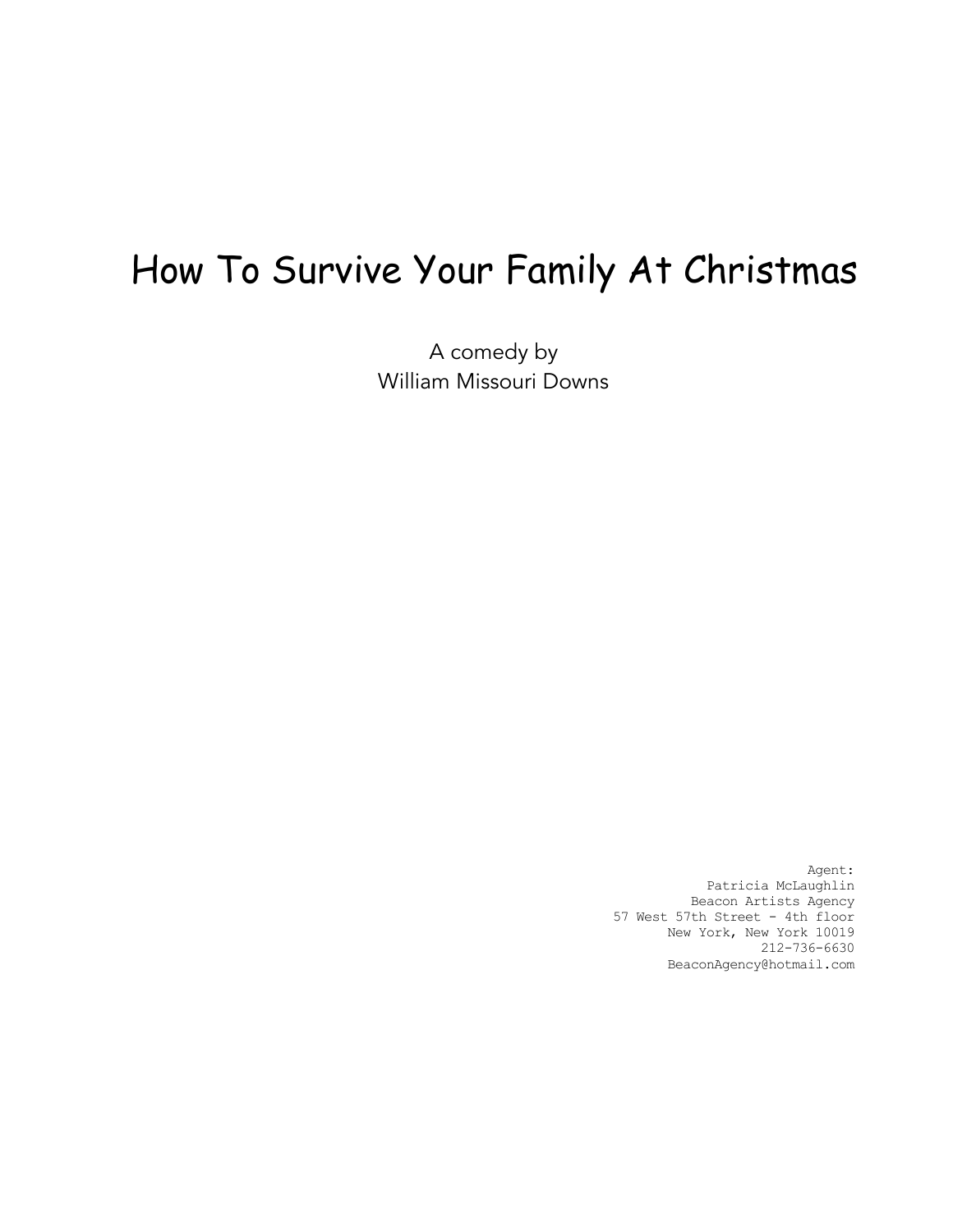# How To Survive Your Family At Christmas

A comedy by
William Missouri Downs

Agent:
Patricia McLaughlin
Beacon Artists Agency
57 West 57th Street - 4th floor
New York, New York 10019
212-736-6630
BeaconAgency@hotmail.com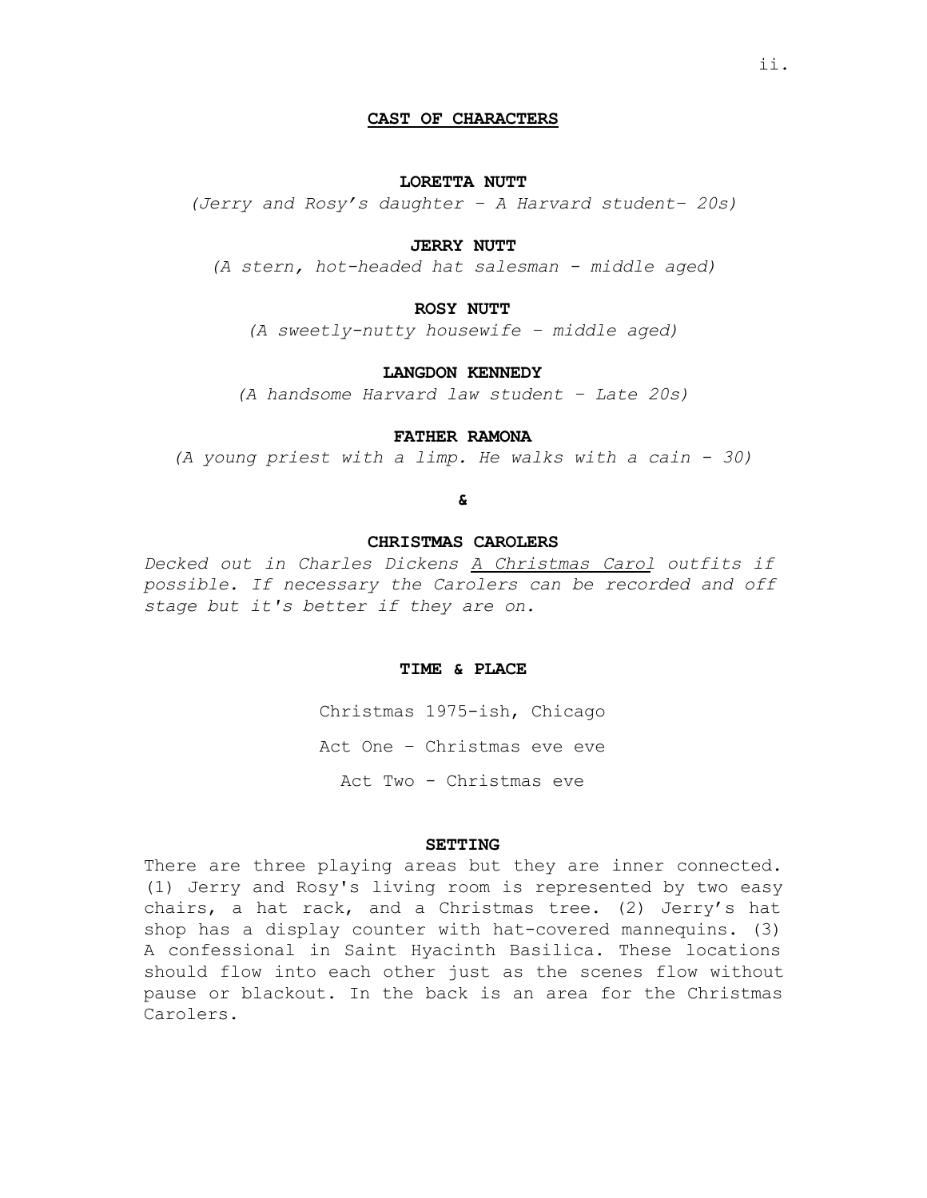## CAST OF CHARACTERS

**LORETTA NUTT**

*(Jerry and Rosy's daughter – A Harvard student– 20s)*

**JERRY NUTT**

*(A stern, hot-headed hat salesman - middle aged)*

**ROSY NUTT**

*(A sweetly-nutty housewife – middle aged)*

**LANGDON KENNEDY**

*(A handsome Harvard law student – Late 20s)*

**FATHER RAMONA**

*(A young priest with a limp. He walks with a cain - 30)*

**&**

**CHRISTMAS CAROLERS**

*Decked out in Charles Dickens A Christmas Carol outfits if possible. If necessary the Carolers can be recorded and off stage but it's better if they are on.*

## TIME & PLACE

Christmas 1975-ish, Chicago

Act One – Christmas eve eve

Act Two - Christmas eve

## SETTING

There are three playing areas but they are inner connected. (1) Jerry and Rosy's living room is represented by two easy chairs, a hat rack, and a Christmas tree. (2) Jerry's hat shop has a display counter with hat-covered mannequins. (3) A confessional in Saint Hyacinth Basilica. These locations should flow into each other just as the scenes flow without pause or blackout. In the back is an area for the Christmas Carolers.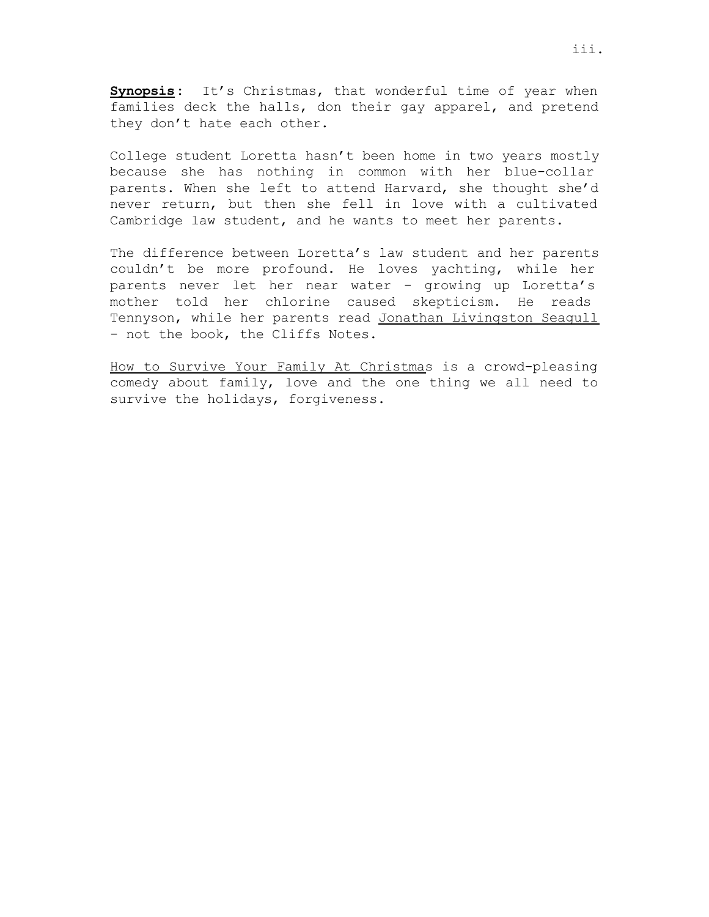**Synopsis**: It's Christmas, that wonderful time of year when families deck the halls, don their gay apparel, and pretend they don't hate each other.

College student Loretta hasn't been home in two years mostly because she has nothing in common with her blue-collar parents. When she left to attend Harvard, she thought she'd never return, but then she fell in love with a cultivated Cambridge law student, and he wants to meet her parents.

The difference between Loretta's law student and her parents couldn't be more profound. He loves yachting, while her parents never let her near water - growing up Loretta's mother told her chlorine caused skepticism. He reads Tennyson, while her parents read <u>Jonathan Livingston Seagull</u> - not the book, the Cliffs Notes.

<u>How to Survive Your Family At Christma</u>s is a crowd-pleasing comedy about family, love and the one thing we all need to survive the holidays, forgiveness.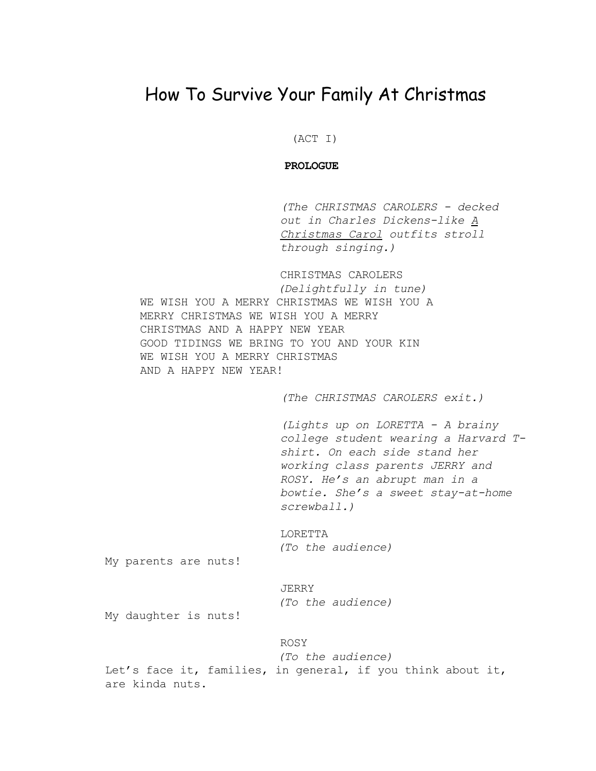# How To Survive Your Family At Christmas

(ACT I)

**PROLOGUE**

*(The CHRISTMAS CAROLERS - decked out in Charles Dickens-like A Christmas Carol outfits stroll through singing.)*

CHRISTMAS CAROLERS
*(Delightfully in tune)*
WE WISH YOU A MERRY CHRISTMAS WE WISH YOU A MERRY CHRISTMAS WE WISH YOU A MERRY CHRISTMAS AND A HAPPY NEW YEAR
GOOD TIDINGS WE BRING TO YOU AND YOUR KIN
WE WISH YOU A MERRY CHRISTMAS
AND A HAPPY NEW YEAR!

*(The CHRISTMAS CAROLERS exit.)*

*(Lights up on LORETTA - A brainy college student wearing a Harvard T-shirt. On each side stand her working class parents JERRY and ROSY. He's an abrupt man in a bowtie. She's a sweet stay-at-home screwball.)*

LORETTA
*(To the audience)*
My parents are nuts!

JERRY
*(To the audience)*
My daughter is nuts!

ROSY
*(To the audience)*
Let's face it, families, in general, if you think about it, are kinda nuts.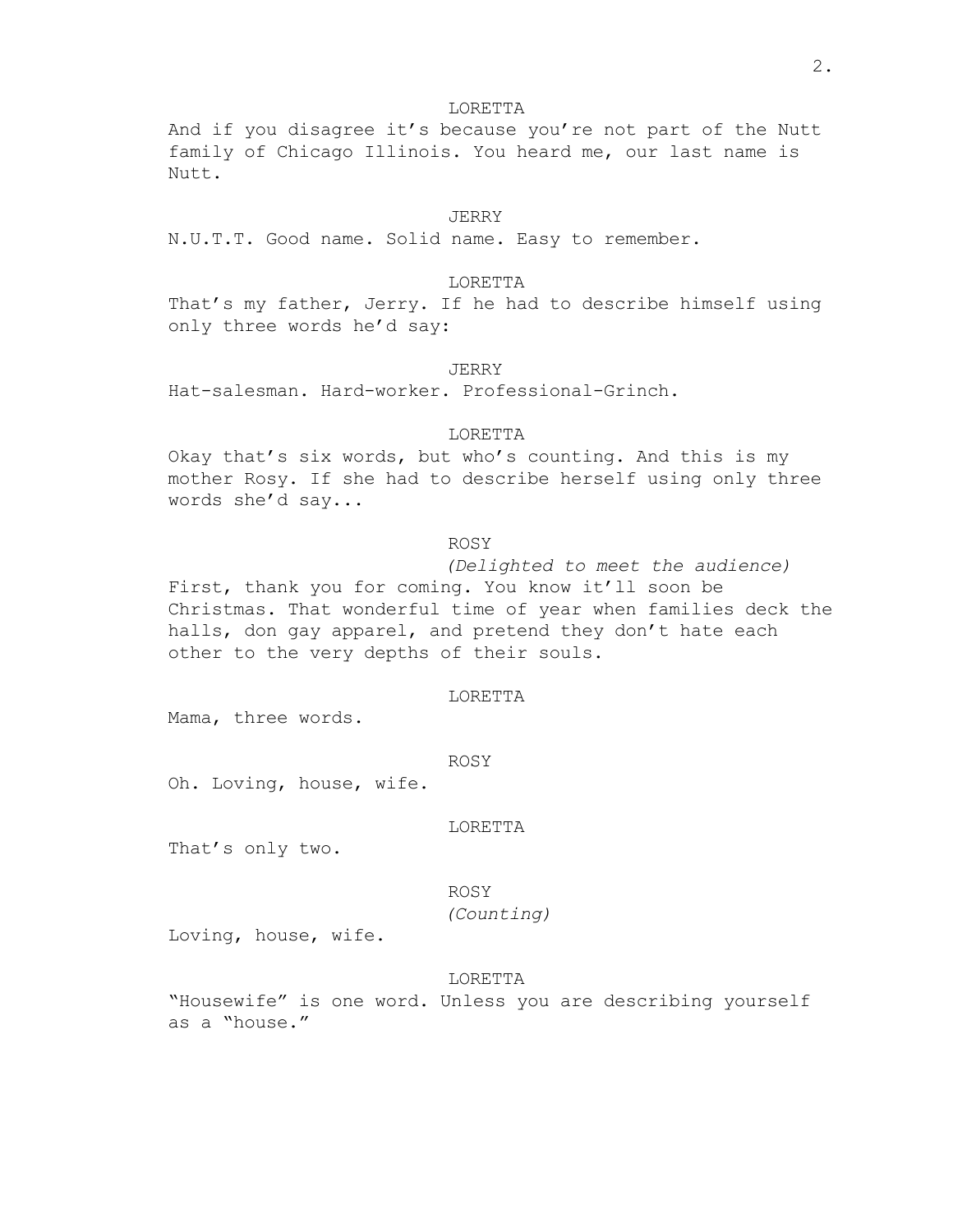LORETTA

And if you disagree it's because you're not part of the Nutt family of Chicago Illinois. You heard me, our last name is Nutt.

JERRY

N.U.T.T. Good name. Solid name. Easy to remember.

LORETTA

That's my father, Jerry. If he had to describe himself using only three words he'd say:

JERRY

Hat-salesman. Hard-worker. Professional-Grinch.

LORETTA

Okay that's six words, but who's counting. And this is my mother Rosy. If she had to describe herself using only three words she'd say...

ROSY

*(Delighted to meet the audience)*

First, thank you for coming. You know it'll soon be Christmas. That wonderful time of year when families deck the halls, don gay apparel, and pretend they don't hate each other to the very depths of their souls.

LORETTA

Mama, three words.

ROSY

Oh. Loving, house, wife.

LORETTA

That's only two.

ROSY

*(Counting)*

Loving, house, wife.

LORETTA

"Housewife" is one word. Unless you are describing yourself as a "house."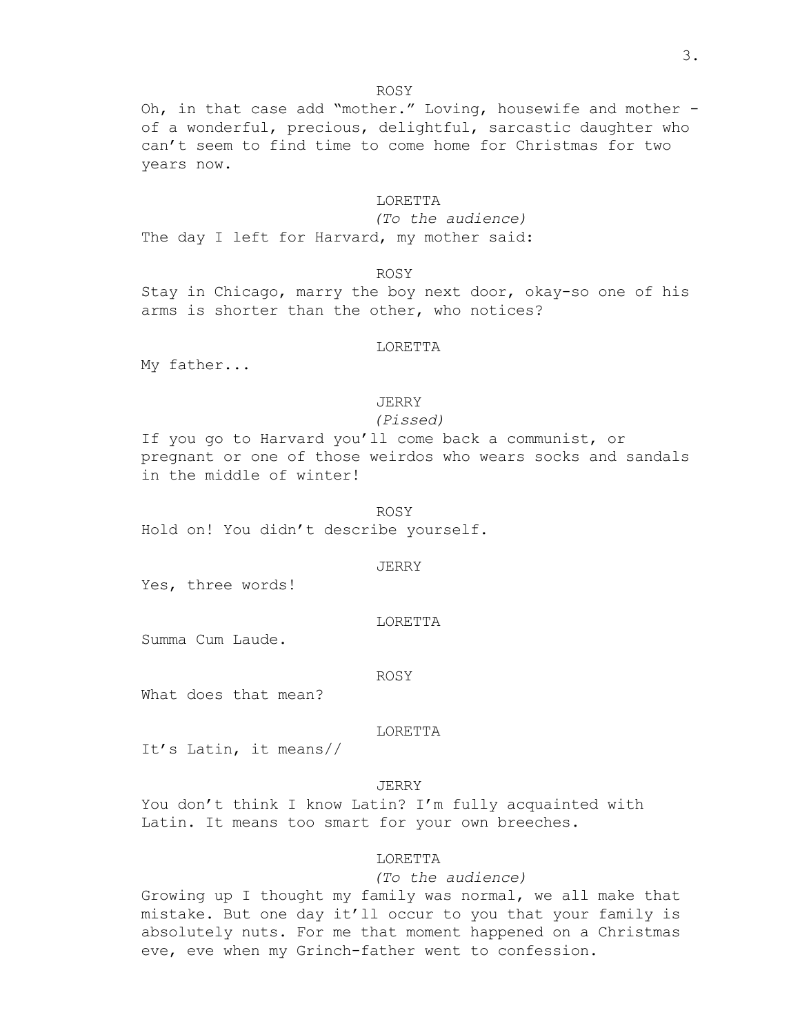ROSY

Oh, in that case add "mother." Loving, housewife and mother - of a wonderful, precious, delightful, sarcastic daughter who can't seem to find time to come home for Christmas for two years now.

LORETTA

*(To the audience)*

The day I left for Harvard, my mother said:

ROSY

Stay in Chicago, marry the boy next door, okay-so one of his arms is shorter than the other, who notices?

LORETTA

My father...

JERRY

*(Pissed)*

If you go to Harvard you'll come back a communist, or pregnant or one of those weirdos who wears socks and sandals in the middle of winter!

ROSY

Hold on! You didn't describe yourself.

JERRY

Yes, three words!

LORETTA

Summa Cum Laude.

ROSY

What does that mean?

LORETTA

It's Latin, it means//

JERRY

You don't think I know Latin? I'm fully acquainted with Latin. It means too smart for your own breeches.

LORETTA

*(To the audience)*

Growing up I thought my family was normal, we all make that mistake. But one day it'll occur to you that your family is absolutely nuts. For me that moment happened on a Christmas eve, eve when my Grinch-father went to confession.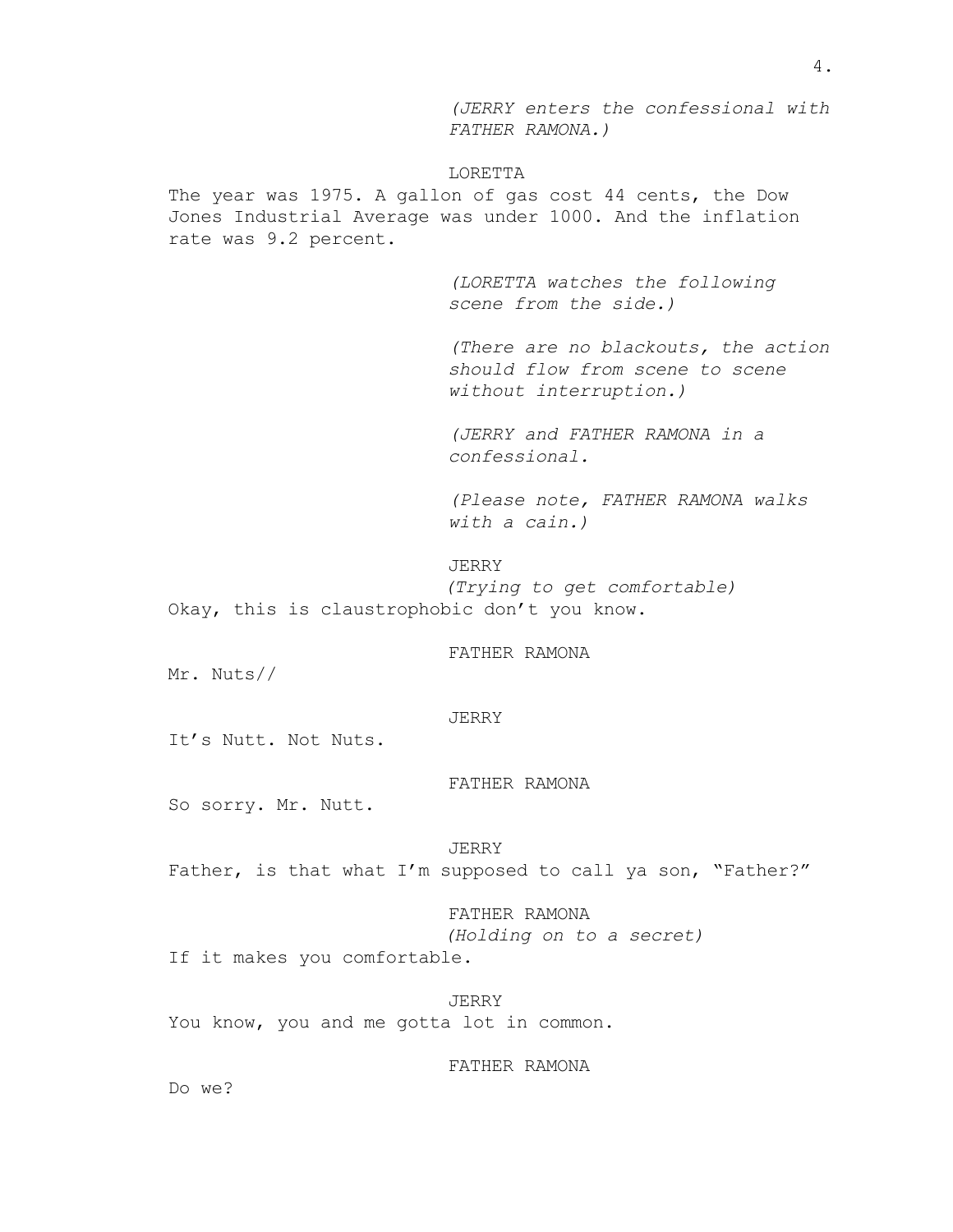*(JERRY enters the confessional with FATHER RAMONA.)*

LORETTA

The year was 1975. A gallon of gas cost 44 cents, the Dow Jones Industrial Average was under 1000. And the inflation rate was 9.2 percent.

*(LORETTA watches the following scene from the side.)*

*(There are no blackouts, the action should flow from scene to scene without interruption.)*

*(JERRY and FATHER RAMONA in a confessional.*

*(Please note, FATHER RAMONA walks with a cain.)*

JERRY

*(Trying to get comfortable)*

Okay, this is claustrophobic don't you know.

FATHER RAMONA

Mr. Nuts//

JERRY

It's Nutt. Not Nuts.

FATHER RAMONA

So sorry. Mr. Nutt.

JERRY

Father, is that what I'm supposed to call ya son, "Father?"

FATHER RAMONA

*(Holding on to a secret)*

If it makes you comfortable.

JERRY

You know, you and me gotta lot in common.

FATHER RAMONA

Do we?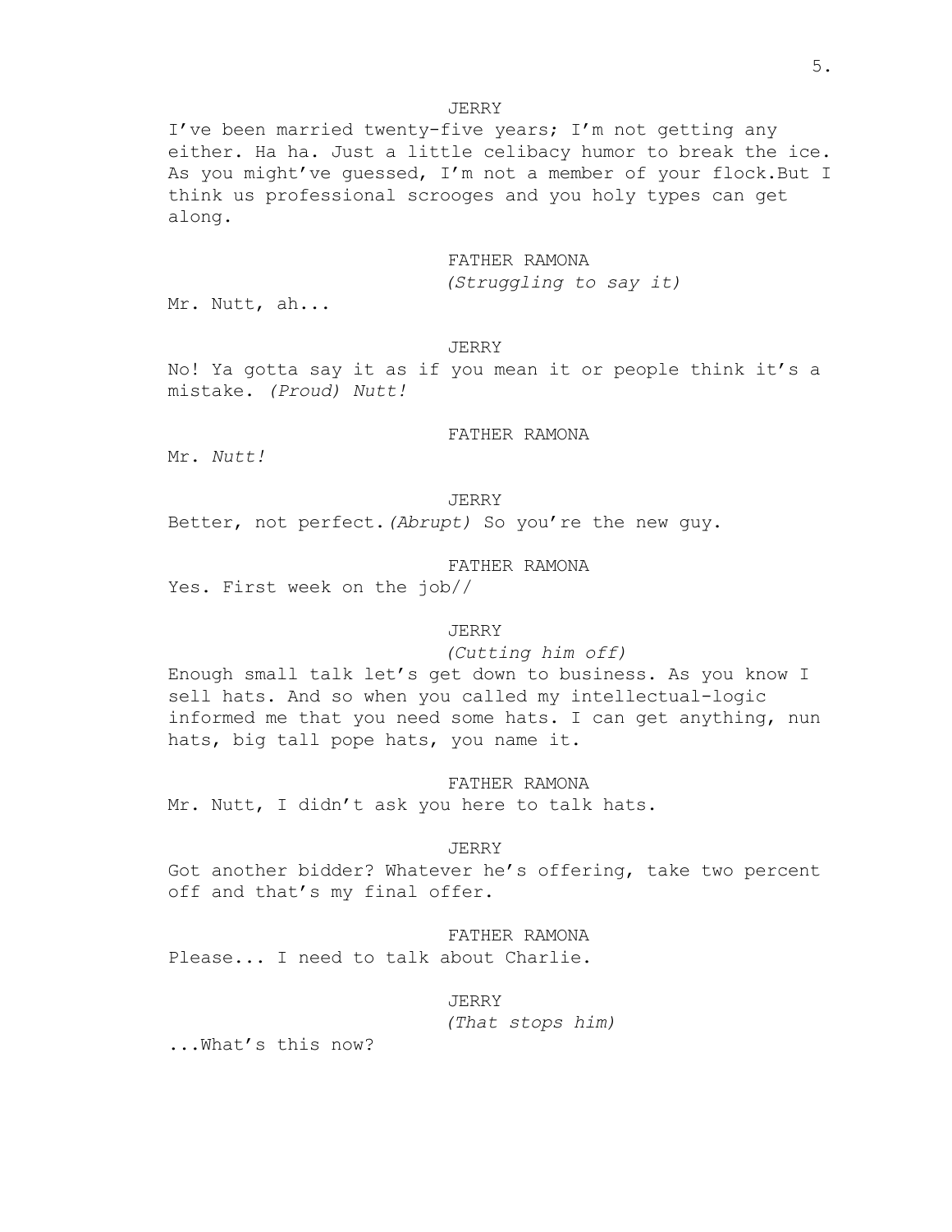JERRY

I've been married twenty-five years; I'm not getting any either. Ha ha. Just a little celibacy humor to break the ice. As you might've guessed, I'm not a member of your flock.But I think us professional scrooges and you holy types can get along.

FATHER RAMONA

*(Struggling to say it)*

Mr. Nutt, ah...

JERRY

No! Ya gotta say it as if you mean it or people think it's a mistake. *(Proud) Nutt!*

FATHER RAMONA

Mr. *Nutt!*

JERRY

Better, not perfect.*(Abrupt)* So you're the new guy.

FATHER RAMONA

Yes. First week on the job//

JERRY

*(Cutting him off)*

Enough small talk let's get down to business. As you know I sell hats. And so when you called my intellectual-logic informed me that you need some hats. I can get anything, nun hats, big tall pope hats, you name it.

FATHER RAMONA

Mr. Nutt, I didn't ask you here to talk hats.

JERRY

Got another bidder? Whatever he's offering, take two percent off and that's my final offer.

FATHER RAMONA

Please... I need to talk about Charlie.

JERRY

*(That stops him)*

...What's this now?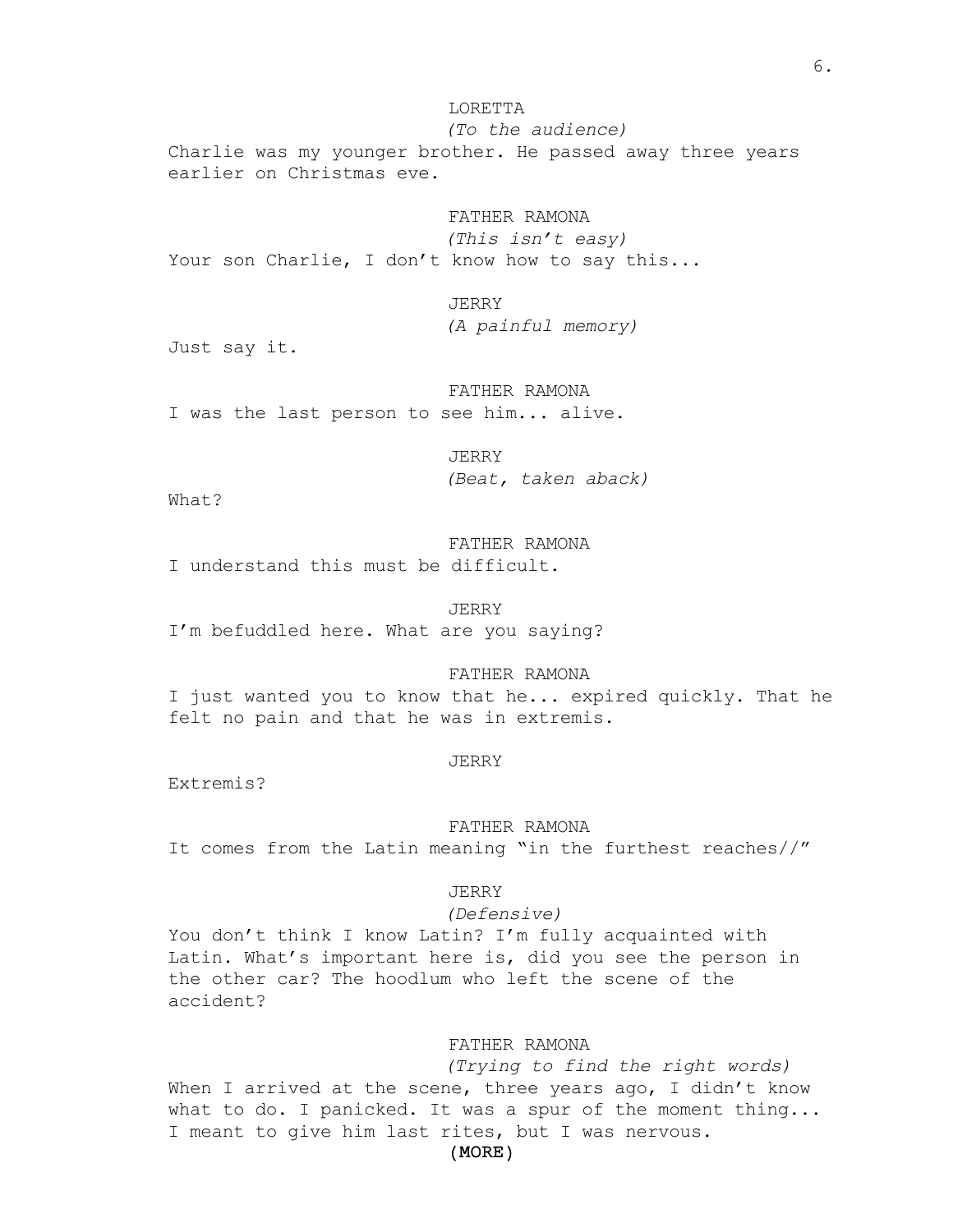LORETTA
*(To the audience)*
Charlie was my younger brother. He passed away three years earlier on Christmas eve.

FATHER RAMONA
*(This isn't easy)*
Your son Charlie, I don't know how to say this...

JERRY
*(A painful memory)*
Just say it.

FATHER RAMONA
I was the last person to see him... alive.

JERRY
*(Beat, taken aback)*
What?

FATHER RAMONA
I understand this must be difficult.

JERRY
I'm befuddled here. What are you saying?

FATHER RAMONA
I just wanted you to know that he... expired quickly. That he felt no pain and that he was in extremis.

JERRY
Extremis?

FATHER RAMONA
It comes from the Latin meaning "in the furthest reaches//"

JERRY
*(Defensive)*
You don't think I know Latin? I'm fully acquainted with Latin. What's important here is, did you see the person in the other car? The hoodlum who left the scene of the accident?

FATHER RAMONA
*(Trying to find the right words)*
When I arrived at the scene, three years ago, I didn't know what to do. I panicked. It was a spur of the moment thing... I meant to give him last rites, but I was nervous.

(MORE)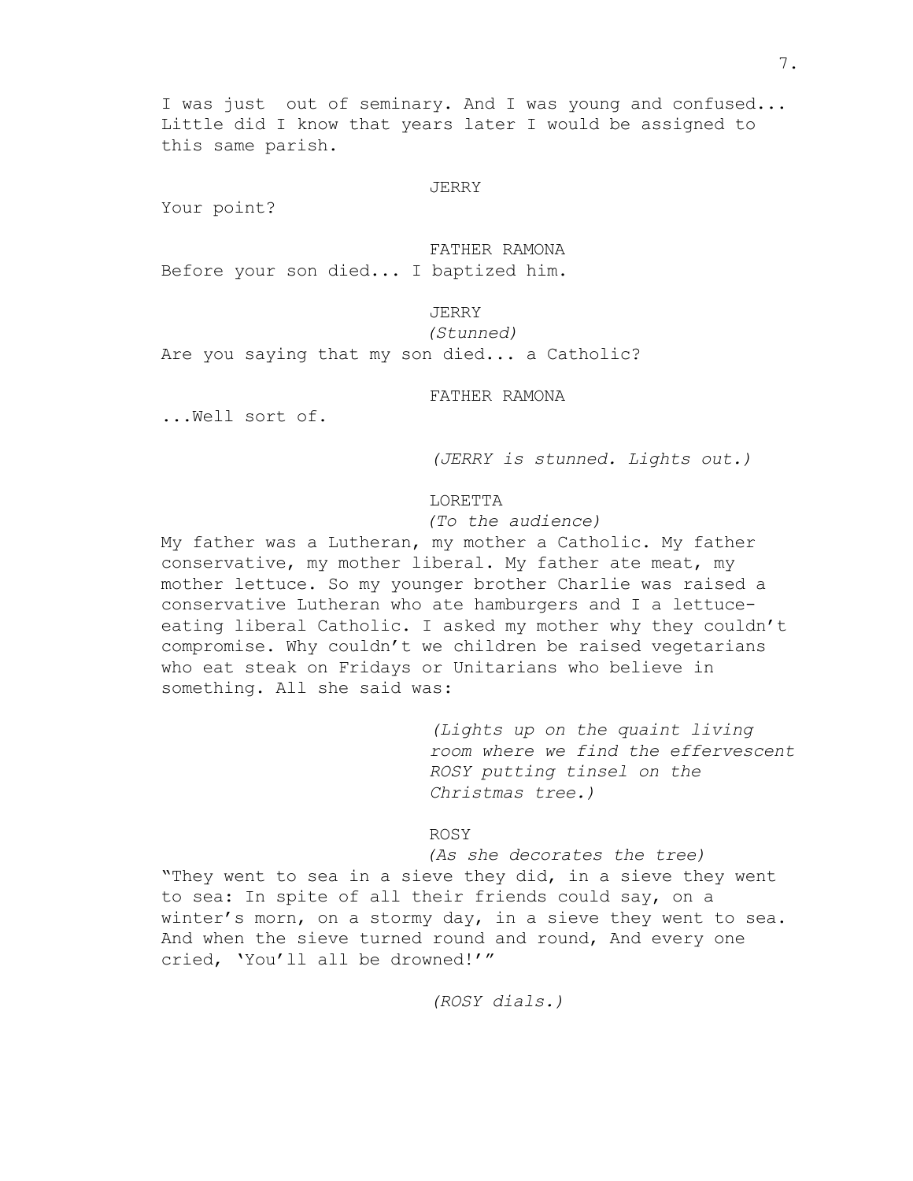I was just  out of seminary. And I was young and confused... Little did I know that years later I would be assigned to this same parish.

JERRY

Your point?

FATHER RAMONA

Before your son died... I baptized him.

JERRY

*(Stunned)*

Are you saying that my son died... a Catholic?

FATHER RAMONA

...Well sort of.

*(JERRY is stunned. Lights out.)*

LORETTA

*(To the audience)*

My father was a Lutheran, my mother a Catholic. My father conservative, my mother liberal. My father ate meat, my mother lettuce. So my younger brother Charlie was raised a conservative Lutheran who ate hamburgers and I a lettuce-eating liberal Catholic. I asked my mother why they couldn't compromise. Why couldn't we children be raised vegetarians who eat steak on Fridays or Unitarians who believe in something. All she said was:

*(Lights up on the quaint living room where we find the effervescent ROSY putting tinsel on the Christmas tree.)*

ROSY

*(As she decorates the tree)*

"They went to sea in a sieve they did, in a sieve they went to sea: In spite of all their friends could say, on a winter's morn, on a stormy day, in a sieve they went to sea. And when the sieve turned round and round, And every one cried, 'You'll all be drowned!'"

*(ROSY dials.)*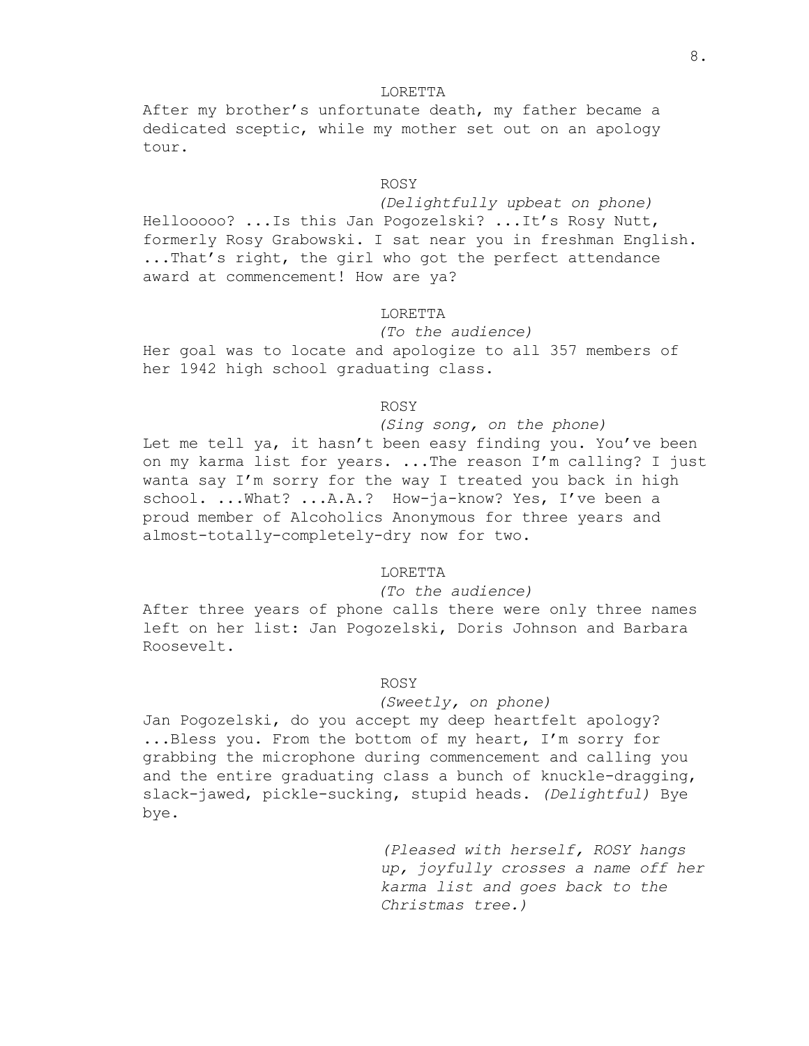LORETTA

After my brother's unfortunate death, my father became a dedicated sceptic, while my mother set out on an apology tour.

ROSY

*(Delightfully upbeat on phone)*

Hellooooo? ...Is this Jan Pogozelski? ...It's Rosy Nutt, formerly Rosy Grabowski. I sat near you in freshman English. ...That's right, the girl who got the perfect attendance award at commencement! How are ya?

LORETTA

*(To the audience)*

Her goal was to locate and apologize to all 357 members of her 1942 high school graduating class.

ROSY

*(Sing song, on the phone)*

Let me tell ya, it hasn't been easy finding you. You've been on my karma list for years. ...The reason I'm calling? I just wanta say I'm sorry for the way I treated you back in high school. ...What? ...A.A.? How-ja-know? Yes, I've been a proud member of Alcoholics Anonymous for three years and almost-totally-completely-dry now for two.

LORETTA

*(To the audience)*

After three years of phone calls there were only three names left on her list: Jan Pogozelski, Doris Johnson and Barbara Roosevelt.

ROSY

*(Sweetly, on phone)*

Jan Pogozelski, do you accept my deep heartfelt apology? ...Bless you. From the bottom of my heart, I'm sorry for grabbing the microphone during commencement and calling you and the entire graduating class a bunch of knuckle-dragging, slack-jawed, pickle-sucking, stupid heads. *(Delightful)* Bye bye.

*(Pleased with herself, ROSY hangs up, joyfully crosses a name off her karma list and goes back to the Christmas tree.)*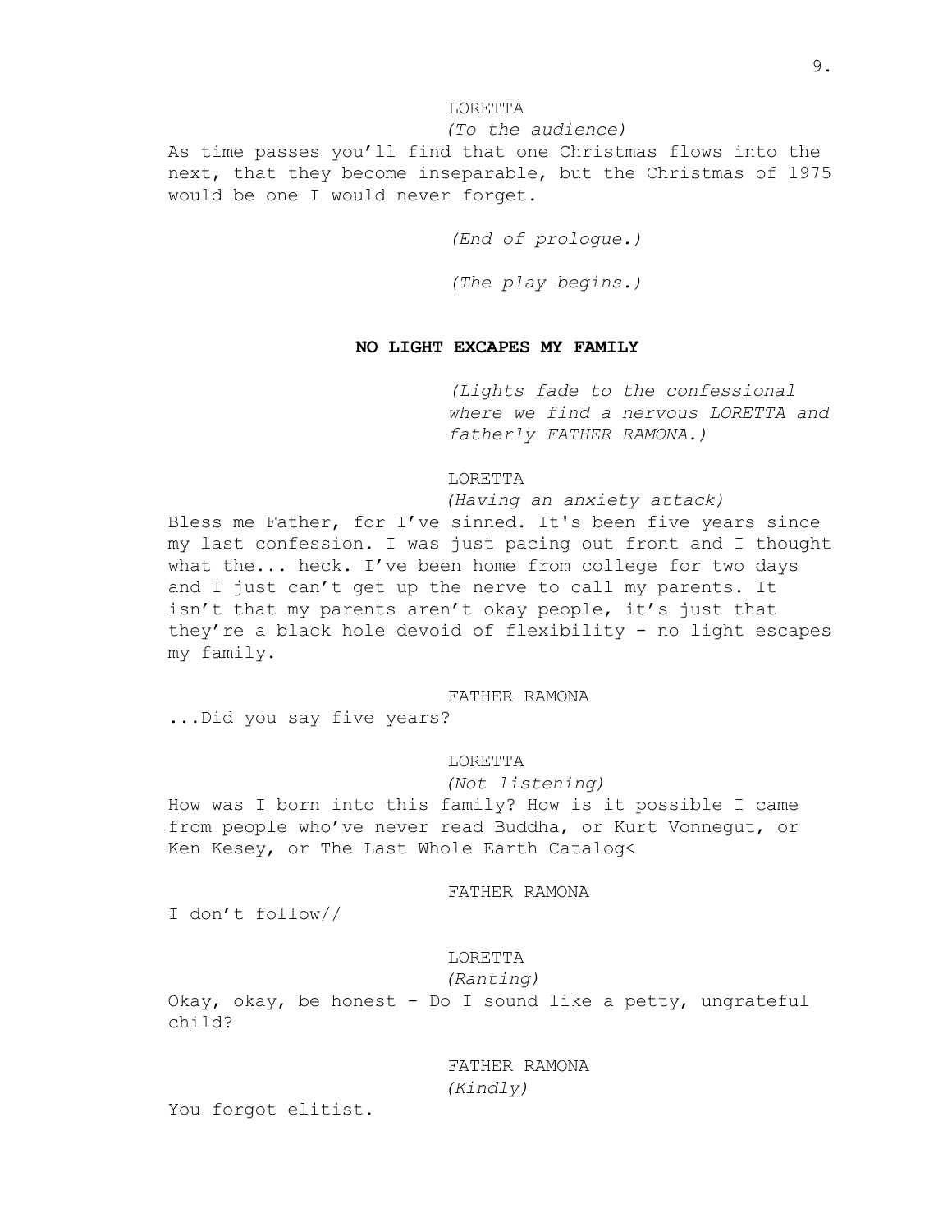LORETTA

*(To the audience)*

As time passes you'll find that one Christmas flows into the next, that they become inseparable, but the Christmas of 1975 would be one I would never forget.

*(End of prologue.)*

*(The play begins.)*

**NO LIGHT EXCAPES MY FAMILY**

*(Lights fade to the confessional where we find a nervous LORETTA and fatherly FATHER RAMONA.)*

LORETTA

*(Having an anxiety attack)*

Bless me Father, for I've sinned. It's been five years since my last confession. I was just pacing out front and I thought what the... heck. I've been home from college for two days and I just can't get up the nerve to call my parents. It isn't that my parents aren't okay people, it's just that they're a black hole devoid of flexibility - no light escapes my family.

FATHER RAMONA

...Did you say five years?

LORETTA

*(Not listening)*

How was I born into this family? How is it possible I came from people who've never read Buddha, or Kurt Vonnegut, or Ken Kesey, or The Last Whole Earth Catalog<

FATHER RAMONA

I don't follow//

LORETTA

*(Ranting)*

Okay, okay, be honest - Do I sound like a petty, ungrateful child?

FATHER RAMONA

*(Kindly)*

You forgot elitist.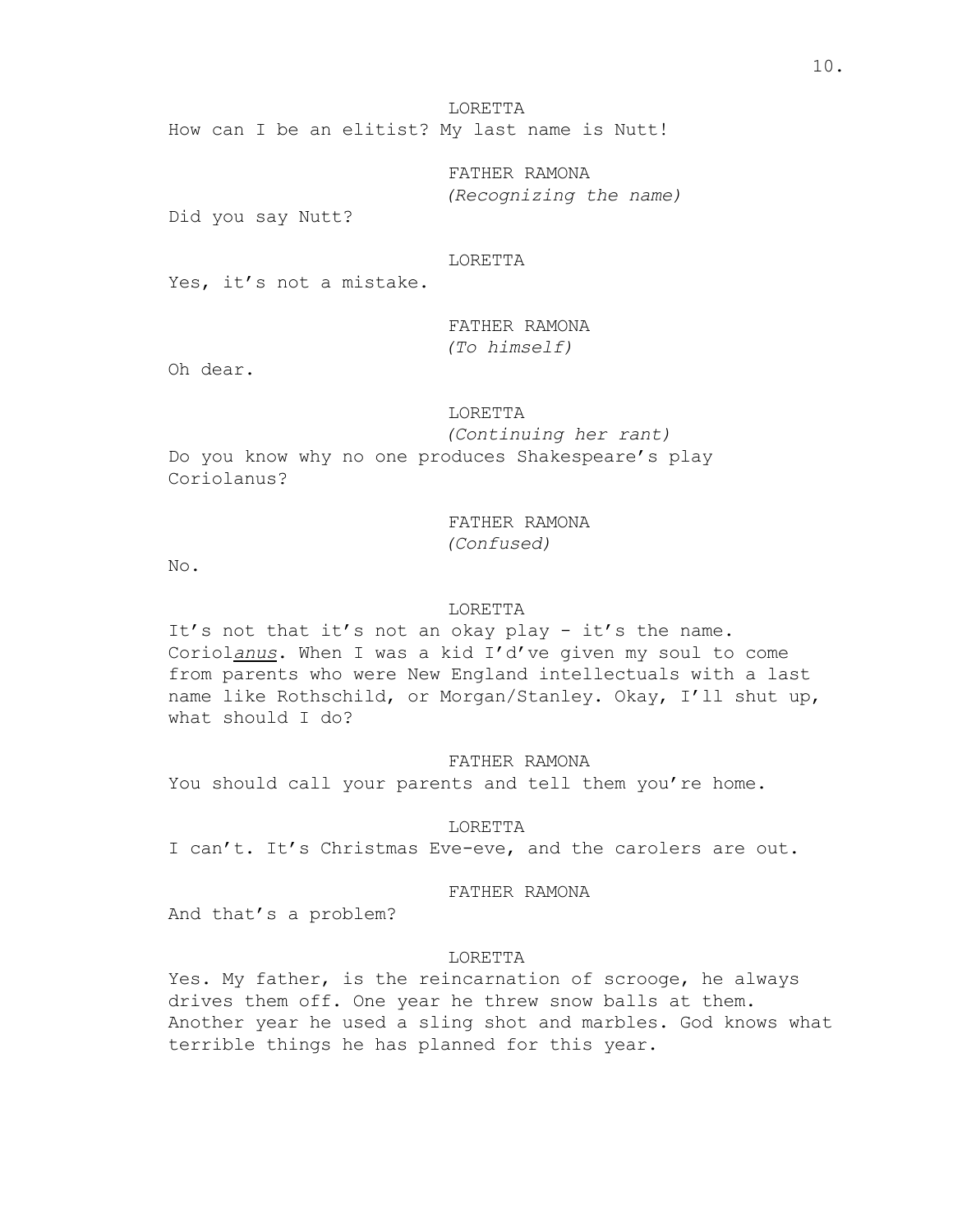LORETTA

How can I be an elitist? My last name is Nutt!

FATHER RAMONA

*(Recognizing the name)*

Did you say Nutt?

LORETTA

Yes, it's not a mistake.

FATHER RAMONA

*(To himself)*

Oh dear.

LORETTA

*(Continuing her rant)*

Do you know why no one produces Shakespeare's play Coriolanus?

FATHER RAMONA

*(Confused)*

No.

LORETTA

It's not that it's not an okay play - it's the name. Coriol***<u>anus</u>***. When I was a kid I'd've given my soul to come from parents who were New England intellectuals with a last name like Rothschild, or Morgan/Stanley. Okay, I'll shut up, what should I do?

FATHER RAMONA

You should call your parents and tell them you're home.

LORETTA

I can't. It's Christmas Eve-eve, and the carolers are out.

FATHER RAMONA

And that's a problem?

LORETTA

Yes. My father, is the reincarnation of scrooge, he always drives them off. One year he threw snow balls at them. Another year he used a sling shot and marbles. God knows what terrible things he has planned for this year.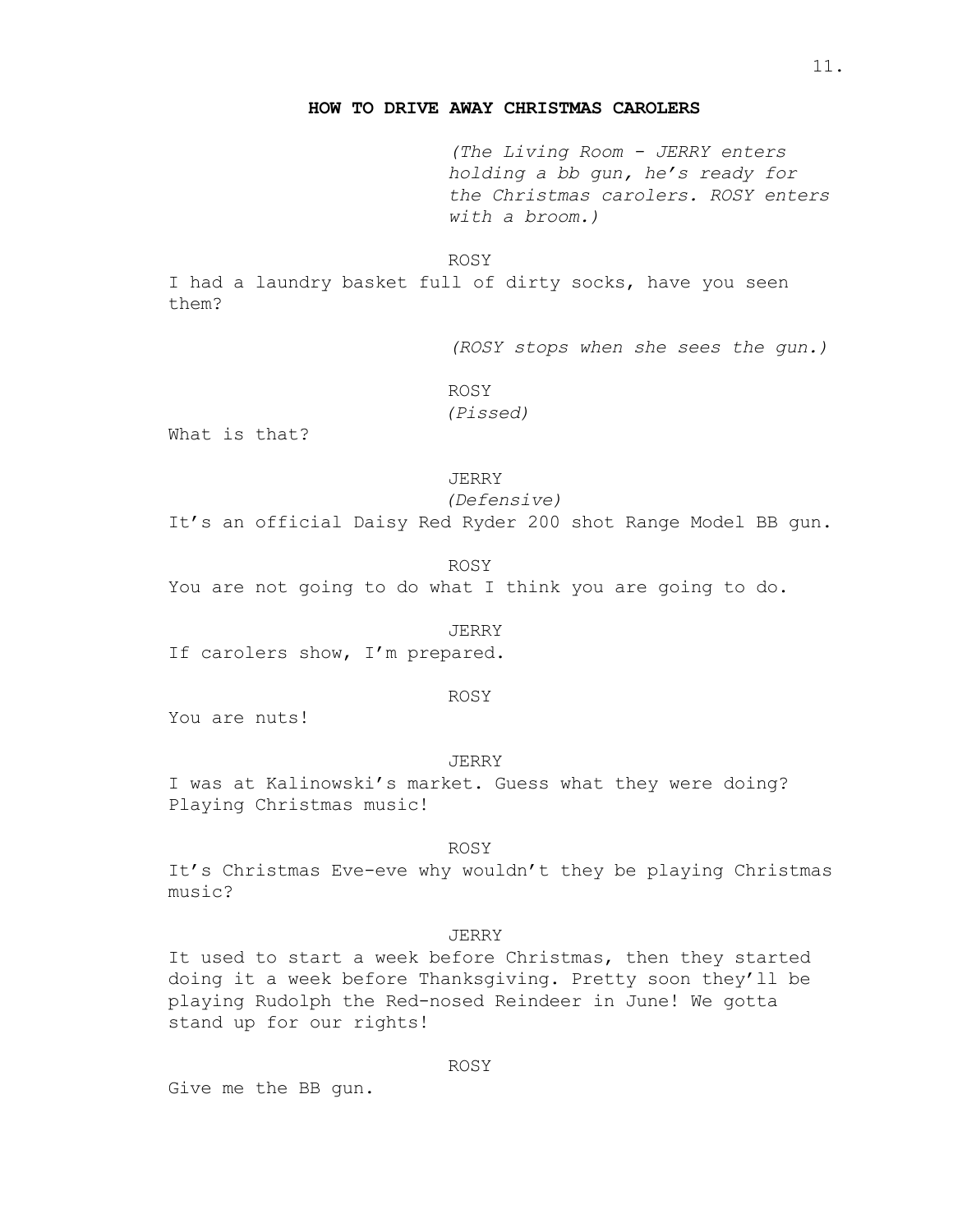**HOW TO DRIVE AWAY CHRISTMAS CAROLERS**

*(The Living Room - JERRY enters holding a bb gun, he's ready for the Christmas carolers. ROSY enters with a broom.)*

ROSY

I had a laundry basket full of dirty socks, have you seen them?

*(ROSY stops when she sees the gun.)*

ROSY

*(Pissed)*

What is that?

JERRY

*(Defensive)*

It's an official Daisy Red Ryder 200 shot Range Model BB gun.

ROSY

You are not going to do what I think you are going to do.

JERRY

If carolers show, I'm prepared.

ROSY

You are nuts!

JERRY

I was at Kalinowski's market. Guess what they were doing? Playing Christmas music!

ROSY

It's Christmas Eve-eve why wouldn't they be playing Christmas music?

JERRY

It used to start a week before Christmas, then they started doing it a week before Thanksgiving. Pretty soon they'll be playing Rudolph the Red-nosed Reindeer in June! We gotta stand up for our rights!

ROSY

Give me the BB gun.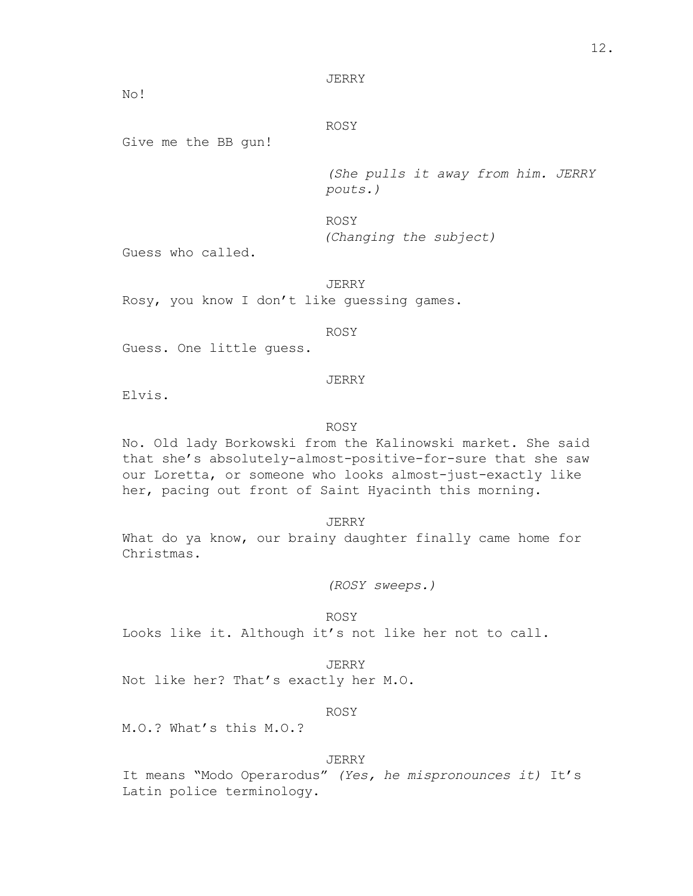JERRY

No!

ROSY

Give me the BB gun!

*(She pulls it away from him. JERRY pouts.)*

ROSY

*(Changing the subject)*

Guess who called.

JERRY

Rosy, you know I don't like guessing games.

ROSY

Guess. One little guess.

JERRY

Elvis.

ROSY

No. Old lady Borkowski from the Kalinowski market. She said that she's absolutely-almost-positive-for-sure that she saw our Loretta, or someone who looks almost-just-exactly like her, pacing out front of Saint Hyacinth this morning.

JERRY

What do ya know, our brainy daughter finally came home for Christmas.

*(ROSY sweeps.)*

ROSY

Looks like it. Although it's not like her not to call.

JERRY

Not like her? That's exactly her M.O.

ROSY

M.O.? What's this M.O.?

JERRY

It means "Modo Operarodus" *(Yes, he mispronounces it)* It's Latin police terminology.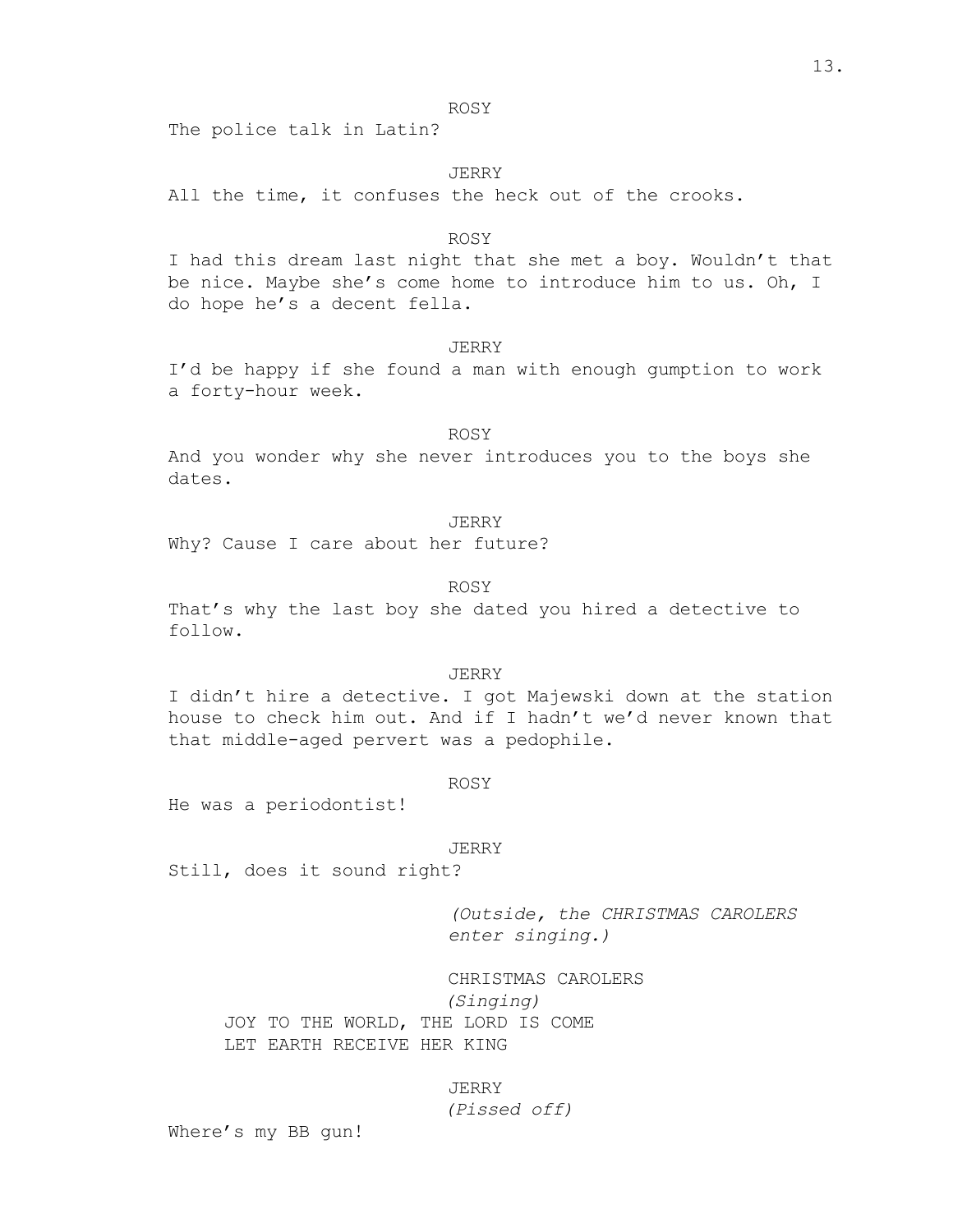ROSY

The police talk in Latin?

JERRY

All the time, it confuses the heck out of the crooks.

ROSY

I had this dream last night that she met a boy. Wouldn't that be nice. Maybe she's come home to introduce him to us. Oh, I do hope he's a decent fella.

JERRY

I'd be happy if she found a man with enough gumption to work a forty-hour week.

ROSY

And you wonder why she never introduces you to the boys she dates.

JERRY

Why? Cause I care about her future?

ROSY

That's why the last boy she dated you hired a detective to follow.

JERRY

I didn't hire a detective. I got Majewski down at the station house to check him out. And if I hadn't we'd never known that that middle-aged pervert was a pedophile.

ROSY

He was a periodontist!

JERRY

Still, does it sound right?

*(Outside, the CHRISTMAS CAROLERS enter singing.)*

CHRISTMAS CAROLERS
*(Singing)*

JOY TO THE WORLD, THE LORD IS COME
LET EARTH RECEIVE HER KING

JERRY
*(Pissed off)*

Where's my BB gun!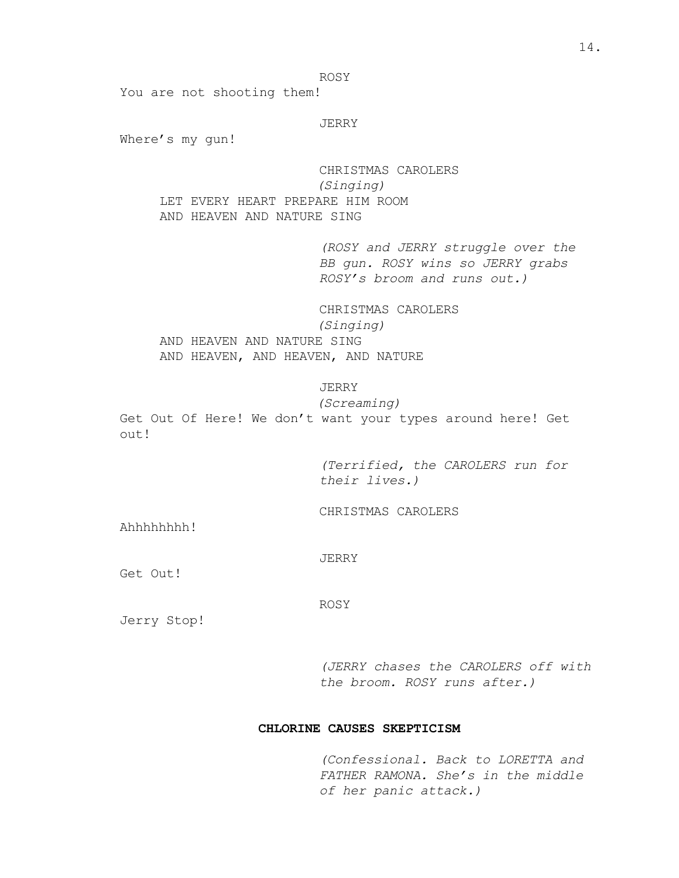ROSY

You are not shooting them!

JERRY

Where's my gun!

CHRISTMAS CAROLERS
*(Singing)*

LET EVERY HEART PREPARE HIM ROOM
AND HEAVEN AND NATURE SING

*(ROSY and JERRY struggle over the BB gun. ROSY wins so JERRY grabs ROSY's broom and runs out.)*

CHRISTMAS CAROLERS
*(Singing)*

AND HEAVEN AND NATURE SING
AND HEAVEN, AND HEAVEN, AND NATURE

JERRY
*(Screaming)*

Get Out Of Here! We don't want your types around here! Get out!

*(Terrified, the CAROLERS run for their lives.)*

CHRISTMAS CAROLERS

Ahhhhhhhh!

JERRY

Get Out!

ROSY

Jerry Stop!

*(JERRY chases the CAROLERS off with the broom. ROSY runs after.)*

**CHLORINE CAUSES SKEPTICISM**

*(Confessional. Back to LORETTA and FATHER RAMONA. She's in the middle of her panic attack.)*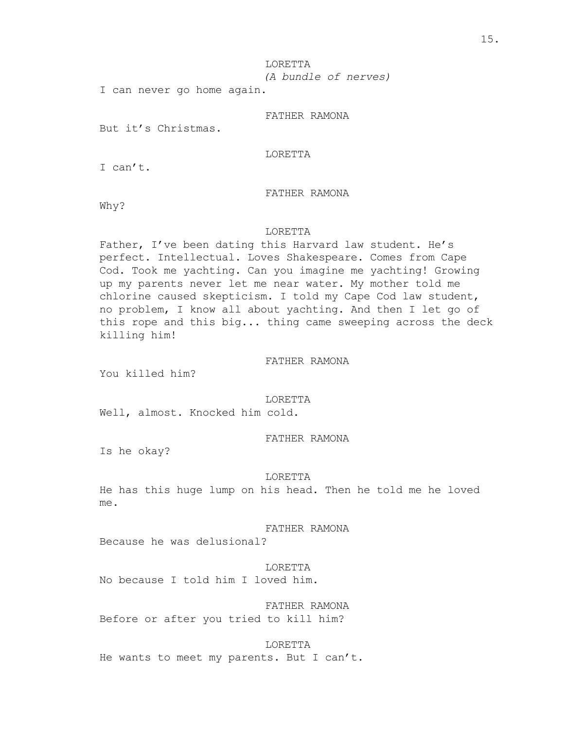LORETTA
*(A bundle of nerves)*
I can never go home again.

FATHER RAMONA
But it's Christmas.

LORETTA
I can't.

FATHER RAMONA
Why?

LORETTA
Father, I've been dating this Harvard law student. He's perfect. Intellectual. Loves Shakespeare. Comes from Cape Cod. Took me yachting. Can you imagine me yachting! Growing up my parents never let me near water. My mother told me chlorine caused skepticism. I told my Cape Cod law student, no problem, I know all about yachting. And then I let go of this rope and this big... thing came sweeping across the deck killing him!

FATHER RAMONA
You killed him?

LORETTA
Well, almost. Knocked him cold.

FATHER RAMONA
Is he okay?

LORETTA
He has this huge lump on his head. Then he told me he loved me.

FATHER RAMONA
Because he was delusional?

LORETTA
No because I told him I loved him.

FATHER RAMONA
Before or after you tried to kill him?

LORETTA
He wants to meet my parents. But I can't.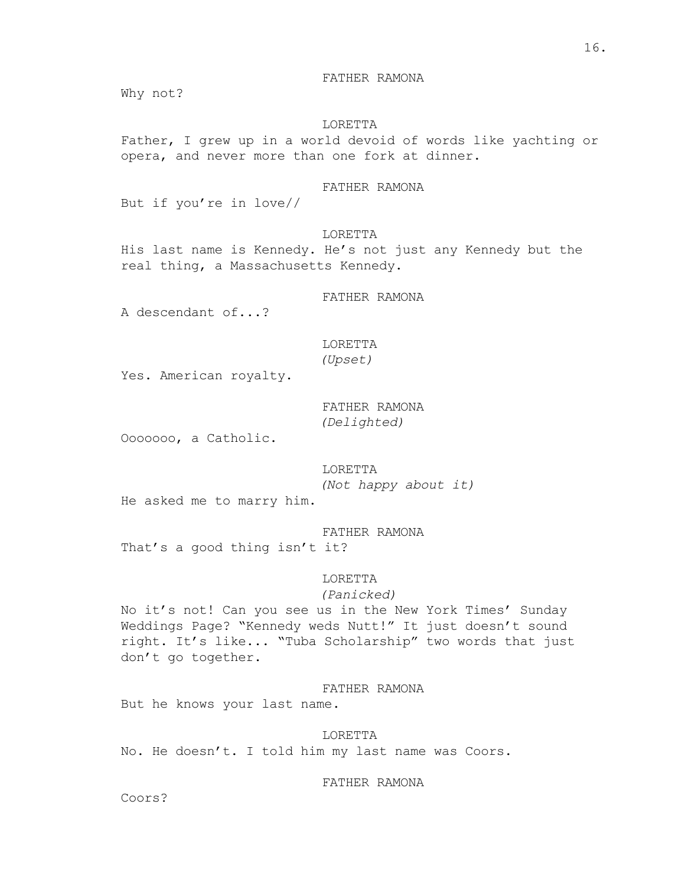FATHER RAMONA

Why not?

LORETTA

Father, I grew up in a world devoid of words like yachting or opera, and never more than one fork at dinner.

FATHER RAMONA

But if you're in love//

LORETTA

His last name is Kennedy. He's not just any Kennedy but the real thing, a Massachusetts Kennedy.

FATHER RAMONA

A descendant of...?

LORETTA

*(Upset)*

Yes. American royalty.

FATHER RAMONA

*(Delighted)*

Ooooooo, a Catholic.

LORETTA

*(Not happy about it)*

He asked me to marry him.

FATHER RAMONA

That's a good thing isn't it?

LORETTA

*(Panicked)*

No it's not! Can you see us in the New York Times' Sunday Weddings Page? "Kennedy weds Nutt!" It just doesn't sound right. It's like... "Tuba Scholarship" two words that just don't go together.

FATHER RAMONA

But he knows your last name.

LORETTA

No. He doesn't. I told him my last name was Coors.

FATHER RAMONA

Coors?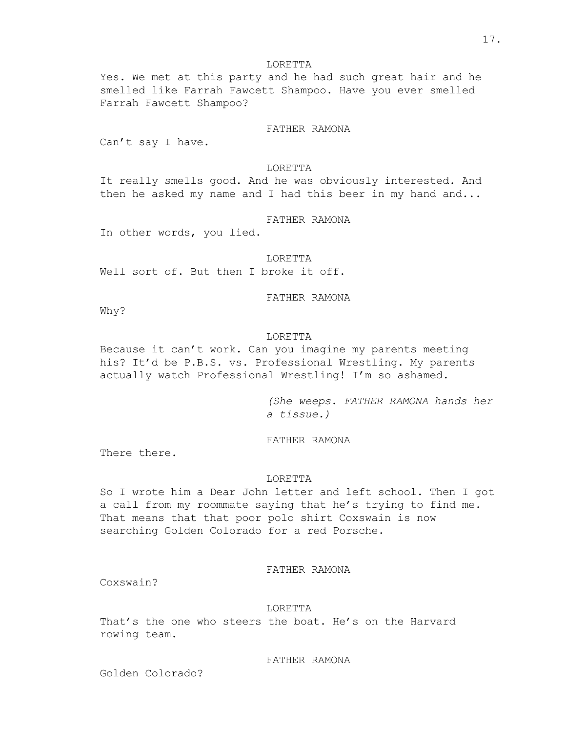LORETTA

Yes. We met at this party and he had such great hair and he smelled like Farrah Fawcett Shampoo. Have you ever smelled Farrah Fawcett Shampoo?

FATHER RAMONA

Can't say I have.

LORETTA

It really smells good. And he was obviously interested. And then he asked my name and I had this beer in my hand and...

FATHER RAMONA

In other words, you lied.

LORETTA

Well sort of. But then I broke it off.

FATHER RAMONA

Why?

LORETTA

Because it can't work. Can you imagine my parents meeting his? It'd be P.B.S. vs. Professional Wrestling. My parents actually watch Professional Wrestling! I'm so ashamed.

*(She weeps. FATHER RAMONA hands her a tissue.)*

FATHER RAMONA

There there.

LORETTA

So I wrote him a Dear John letter and left school. Then I got a call from my roommate saying that he's trying to find me. That means that that poor polo shirt Coxswain is now searching Golden Colorado for a red Porsche.

FATHER RAMONA

Coxswain?

LORETTA

That's the one who steers the boat. He's on the Harvard rowing team.

FATHER RAMONA

Golden Colorado?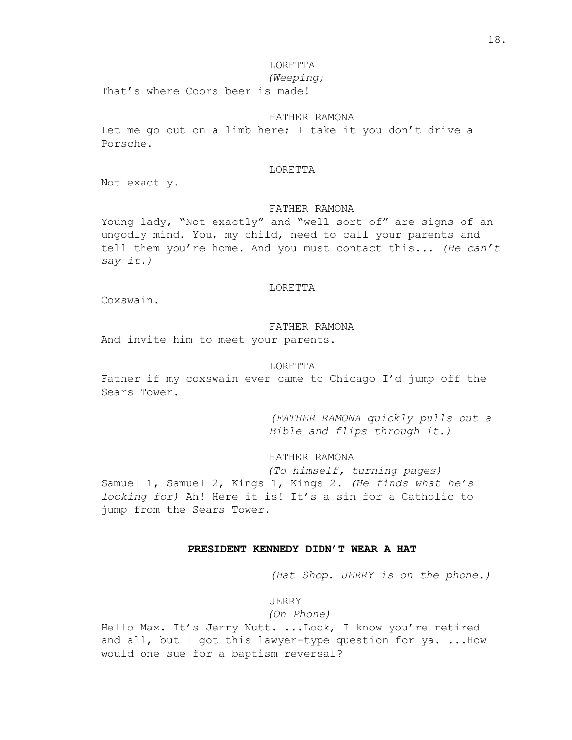LORETTA
*(Weeping)*
That's where Coors beer is made!

FATHER RAMONA
Let me go out on a limb here; I take it you don't drive a Porsche.

LORETTA
Not exactly.

FATHER RAMONA
Young lady, "Not exactly" and "well sort of" are signs of an ungodly mind. You, my child, need to call your parents and tell them you're home. And you must contact this... *(He can't say it.)*

LORETTA
Coxswain.

FATHER RAMONA
And invite him to meet your parents.

LORETTA
Father if my coxswain ever came to Chicago I'd jump off the Sears Tower.

*(FATHER RAMONA quickly pulls out a Bible and flips through it.)*

FATHER RAMONA
*(To himself, turning pages)*
Samuel 1, Samuel 2, Kings 1, Kings 2. *(He finds what he's looking for)* Ah! Here it is! It's a sin for a Catholic to jump from the Sears Tower.

**PRESIDENT KENNEDY DIDN'T WEAR A HAT**

*(Hat Shop. JERRY is on the phone.)*

JERRY
*(On Phone)*
Hello Max. It's Jerry Nutt. ...Look, I know you're retired and all, but I got this lawyer-type question for ya. ...How would one sue for a baptism reversal?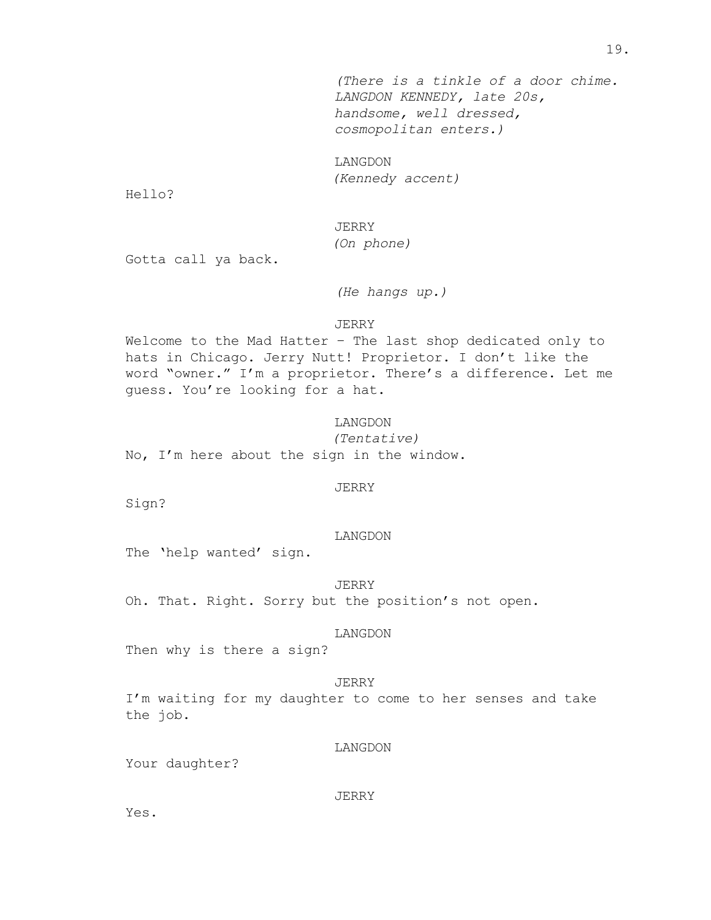*(There is a tinkle of a door chime. LANGDON KENNEDY, late 20s, handsome, well dressed, cosmopolitan enters.)*

LANGDON
*(Kennedy accent)*

Hello?

JERRY
*(On phone)*

Gotta call ya back.

*(He hangs up.)*

JERRY

Welcome to the Mad Hatter – The last shop dedicated only to hats in Chicago. Jerry Nutt! Proprietor. I don't like the word "owner." I'm a proprietor. There's a difference. Let me guess. You're looking for a hat.

LANGDON
*(Tentative)*

No, I'm here about the sign in the window.

JERRY

Sign?

LANGDON

The 'help wanted' sign.

JERRY

Oh. That. Right. Sorry but the position's not open.

LANGDON

Then why is there a sign?

JERRY

I'm waiting for my daughter to come to her senses and take the job.

LANGDON

Your daughter?

JERRY

Yes.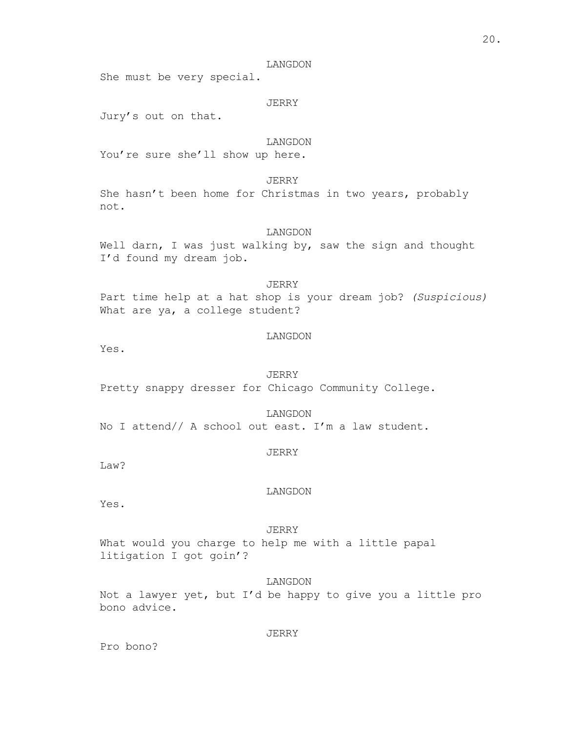LANGDON

She must be very special.

JERRY

Jury's out on that.

LANGDON

You're sure she'll show up here.

JERRY

She hasn't been home for Christmas in two years, probably not.

LANGDON

Well darn, I was just walking by, saw the sign and thought I'd found my dream job.

JERRY

Part time help at a hat shop is your dream job? *(Suspicious)* What are ya, a college student?

LANGDON

Yes.

JERRY

Pretty snappy dresser for Chicago Community College.

LANGDON

No I attend// A school out east. I'm a law student.

JERRY

Law?

LANGDON

Yes.

JERRY

What would you charge to help me with a little papal litigation I got goin'?

LANGDON

Not a lawyer yet, but I'd be happy to give you a little pro bono advice.

JERRY

Pro bono?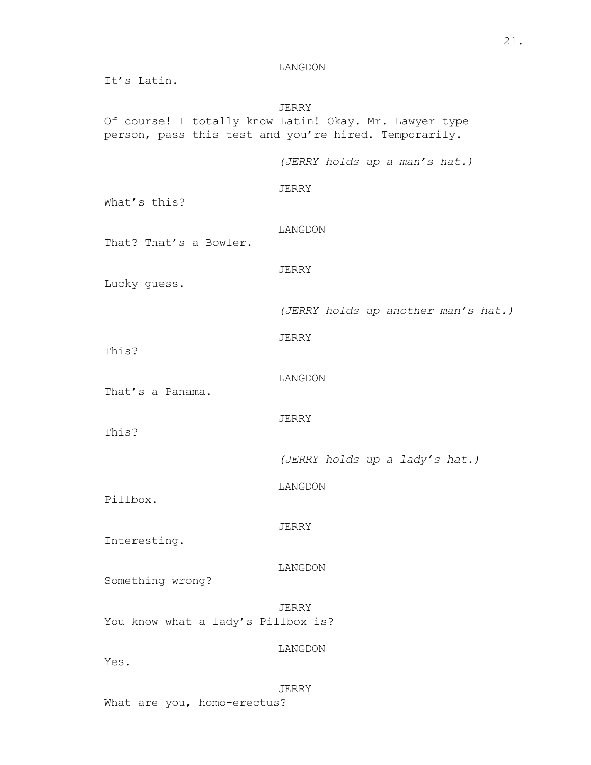LANGDON

It's Latin.

JERRY

Of course! I totally know Latin! Okay. Mr. Lawyer type person, pass this test and you're hired. Temporarily.

*(JERRY holds up a man's hat.)*

JERRY

What's this?

LANGDON

That? That's a Bowler.

JERRY

Lucky guess.

*(JERRY holds up another man's hat.)*

JERRY

This?

LANGDON

That's a Panama.

JERRY

This?

*(JERRY holds up a lady's hat.)*

LANGDON

Pillbox.

JERRY

Interesting.

LANGDON

Something wrong?

JERRY

You know what a lady's Pillbox is?

LANGDON

Yes.

JERRY

What are you, homo-erectus?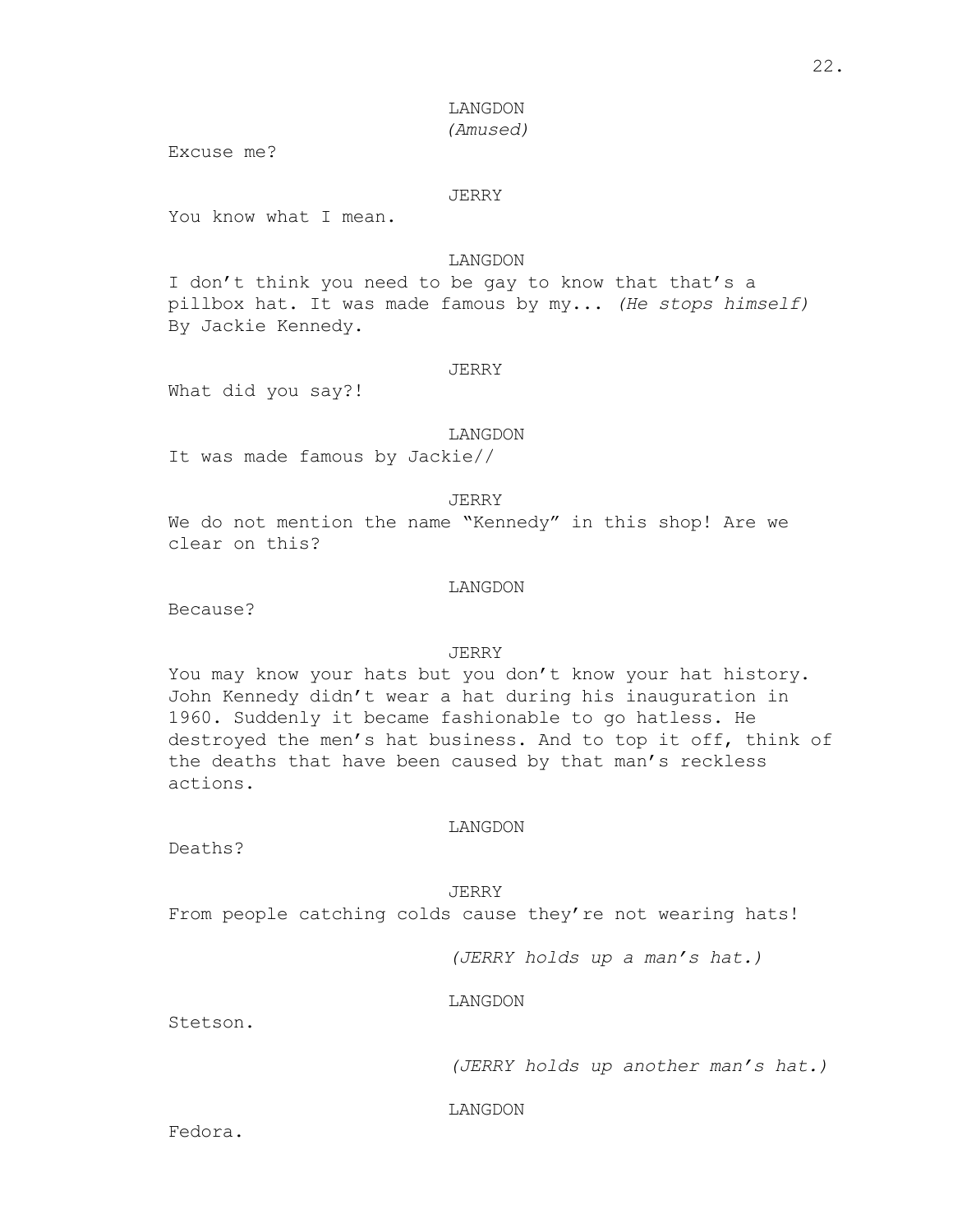LANGDON
*(Amused)*

Excuse me?

JERRY

You know what I mean.

LANGDON

I don't think you need to be gay to know that that's a pillbox hat. It was made famous by my... *(He stops himself)* By Jackie Kennedy.

JERRY

What did you say?!

LANGDON

It was made famous by Jackie//

JERRY

We do not mention the name "Kennedy" in this shop! Are we clear on this?

LANGDON

Because?

JERRY

You may know your hats but you don't know your hat history. John Kennedy didn't wear a hat during his inauguration in 1960. Suddenly it became fashionable to go hatless. He destroyed the men's hat business. And to top it off, think of the deaths that have been caused by that man's reckless actions.

LANGDON

Deaths?

JERRY

From people catching colds cause they're not wearing hats!

*(JERRY holds up a man's hat.)*

LANGDON

Stetson.

*(JERRY holds up another man's hat.)*

LANGDON

Fedora.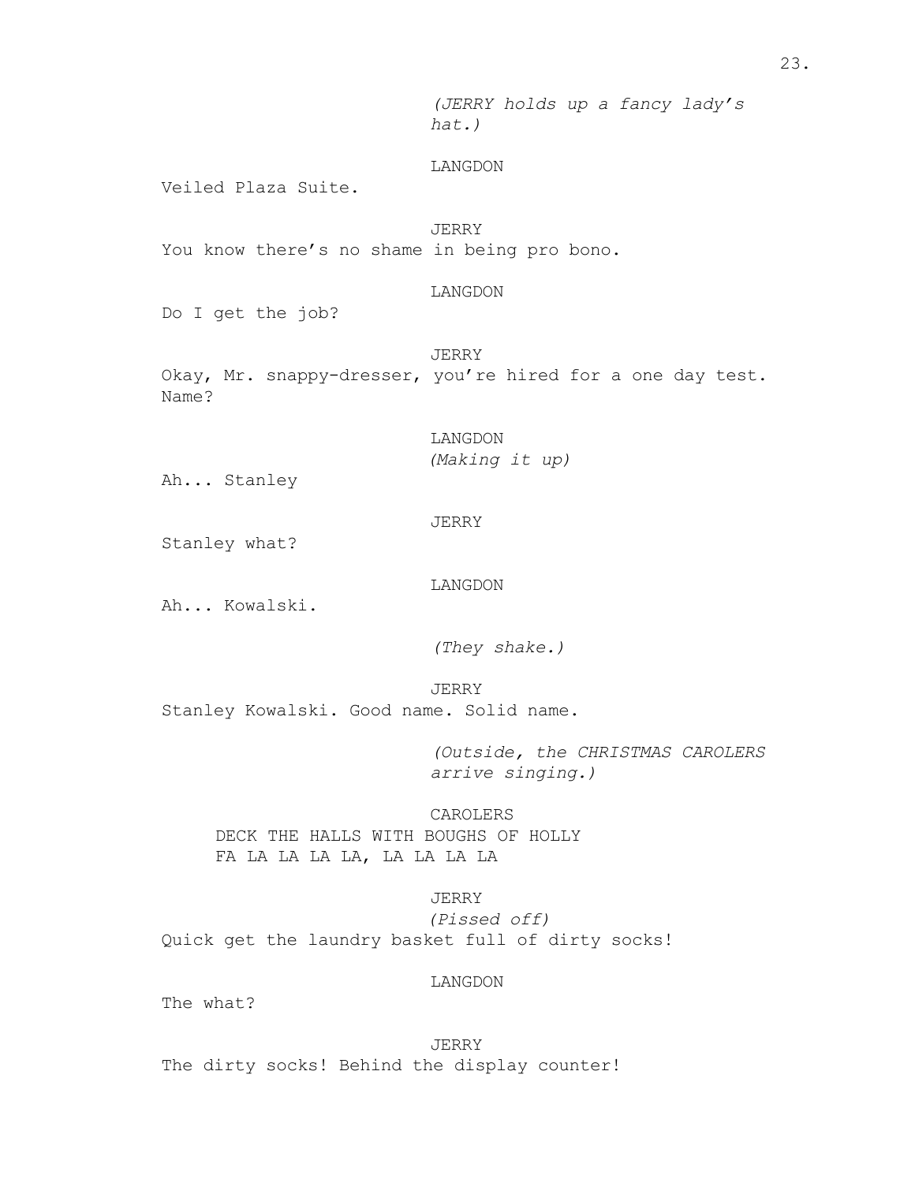*(JERRY holds up a fancy lady's hat.)*

LANGDON

Veiled Plaza Suite.

JERRY

You know there's no shame in being pro bono.

LANGDON

Do I get the job?

JERRY

Okay, Mr. snappy-dresser, you're hired for a one day test. Name?

LANGDON

*(Making it up)*

Ah... Stanley

JERRY

Stanley what?

LANGDON

Ah... Kowalski.

*(They shake.)*

JERRY

Stanley Kowalski. Good name. Solid name.

*(Outside, the CHRISTMAS CAROLERS arrive singing.)*

CAROLERS

DECK THE HALLS WITH BOUGHS OF HOLLY
FA LA LA LA LA, LA LA LA LA

JERRY

*(Pissed off)*

Quick get the laundry basket full of dirty socks!

LANGDON

The what?

JERRY

The dirty socks! Behind the display counter!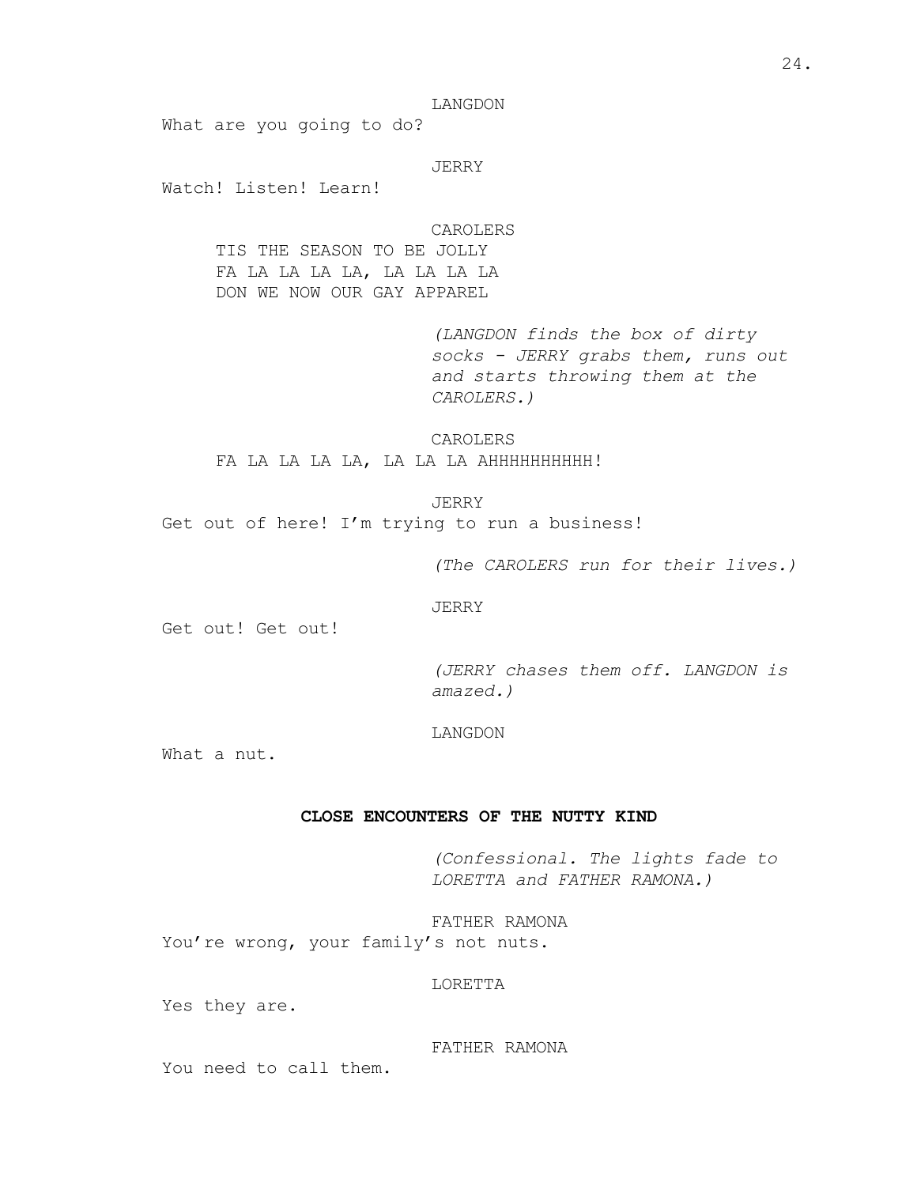LANGDON

What are you going to do?

JERRY

Watch! Listen! Learn!

CAROLERS

TIS THE SEASON TO BE JOLLY
FA LA LA LA LA, LA LA LA LA
DON WE NOW OUR GAY APPAREL

*(LANGDON finds the box of dirty socks - JERRY grabs them, runs out and starts throwing them at the CAROLERS.)*

CAROLERS

FA LA LA LA LA, LA LA LA AHHHHHHHHHH!

JERRY

Get out of here! I'm trying to run a business!

*(The CAROLERS run for their lives.)*

JERRY

Get out! Get out!

*(JERRY chases them off. LANGDON is amazed.)*

LANGDON

What a nut.

**CLOSE ENCOUNTERS OF THE NUTTY KIND**

*(Confessional. The lights fade to LORETTA and FATHER RAMONA.)*

FATHER RAMONA

You're wrong, your family's not nuts.

LORETTA

Yes they are.

FATHER RAMONA

You need to call them.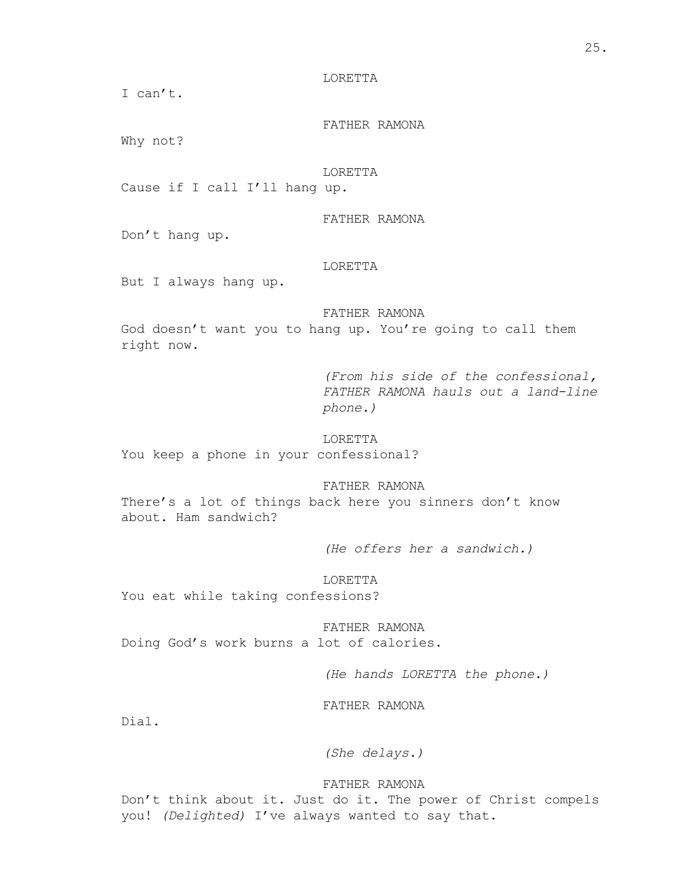LORETTA

I can't.

FATHER RAMONA

Why not?

LORETTA

Cause if I call I'll hang up.

FATHER RAMONA

Don't hang up.

LORETTA

But I always hang up.

FATHER RAMONA

God doesn't want you to hang up. You're going to call them right now.

*(From his side of the confessional, FATHER RAMONA hauls out a land-line phone.)*

LORETTA

You keep a phone in your confessional?

FATHER RAMONA

There's a lot of things back here you sinners don't know about. Ham sandwich?

*(He offers her a sandwich.)*

LORETTA

You eat while taking confessions?

FATHER RAMONA

Doing God's work burns a lot of calories.

*(He hands LORETTA the phone.)*

FATHER RAMONA

Dial.

*(She delays.)*

FATHER RAMONA

Don't think about it. Just do it. The power of Christ compels you! *(Delighted)* I've always wanted to say that.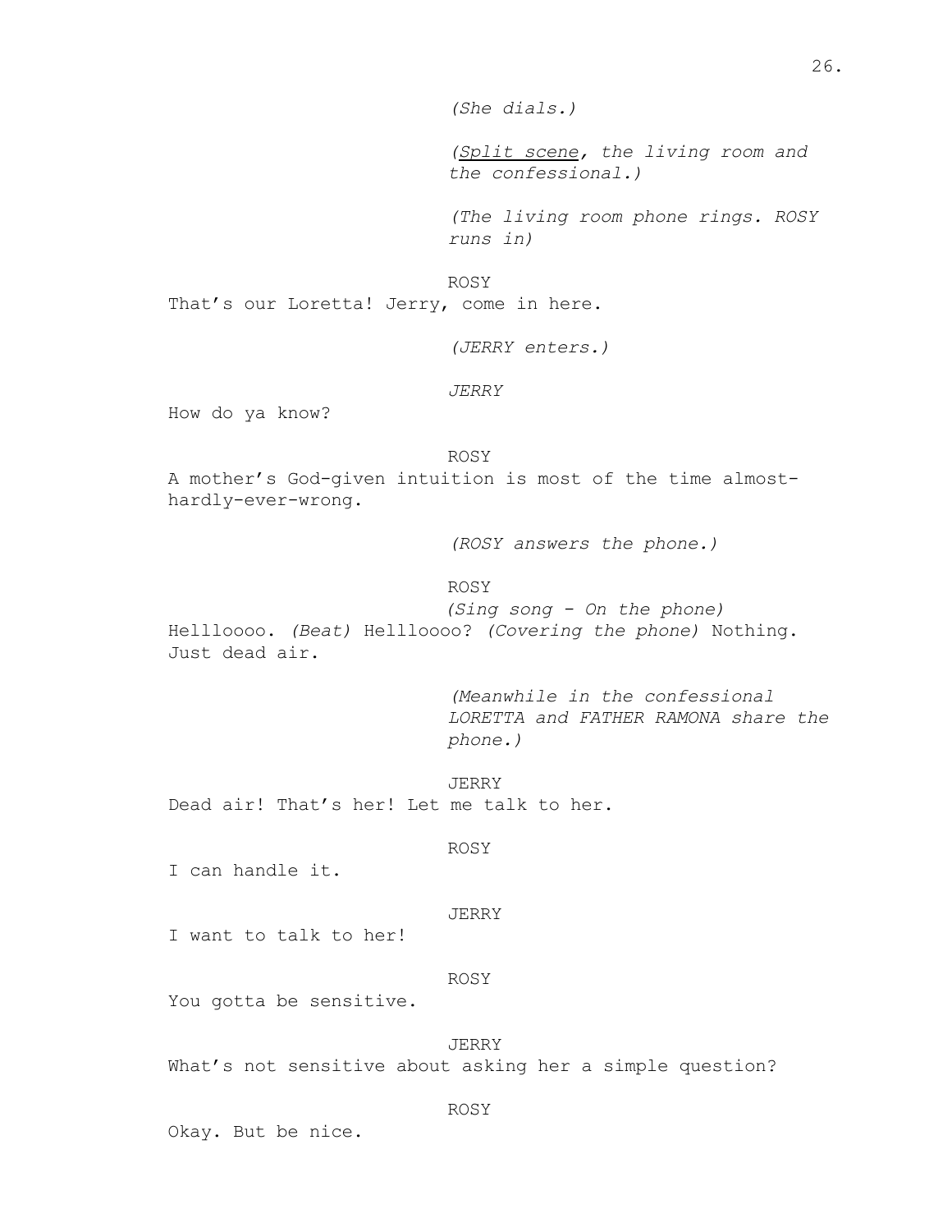*(She dials.)*

*(<u>Split scene</u>, the living room and the confessional.)*

*(The living room phone rings. ROSY runs in)*

ROSY

That's our Loretta! Jerry, come in here.

*(JERRY enters.)*

*JERRY*

How do ya know?

ROSY

A mother's God-given intuition is most of the time almost-hardly-ever-wrong.

*(ROSY answers the phone.)*

ROSY

*(Sing song - On the phone)*

Hellloooo. *(Beat)* Hellloooo? *(Covering the phone)* Nothing. Just dead air.

*(Meanwhile in the confessional LORETTA and FATHER RAMONA share the phone.)*

JERRY

Dead air! That's her! Let me talk to her.

ROSY

I can handle it.

JERRY

I want to talk to her!

ROSY

You gotta be sensitive.

JERRY

What's not sensitive about asking her a simple question?

ROSY

Okay. But be nice.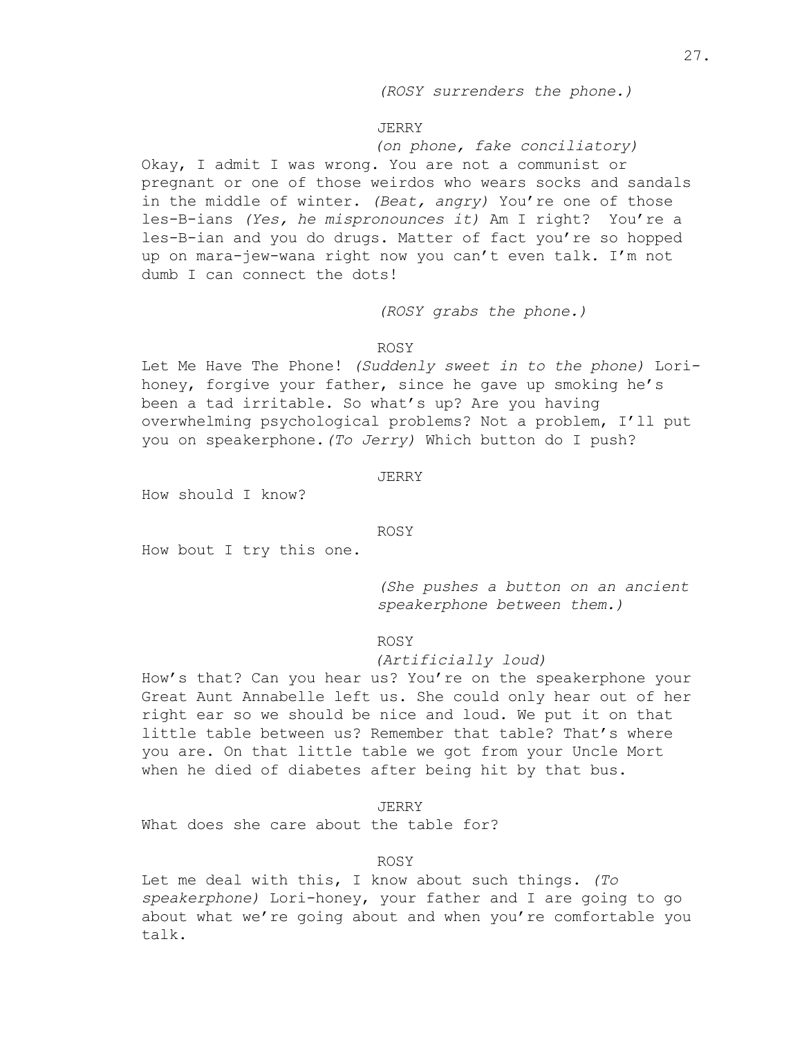*(ROSY surrenders the phone.)*

JERRY

*(on phone, fake conciliatory)*

Okay, I admit I was wrong. You are not a communist or pregnant or one of those weirdos who wears socks and sandals in the middle of winter. *(Beat, angry)* You're one of those les-B-ians *(Yes, he mispronounces it)* Am I right? You're a les-B-ian and you do drugs. Matter of fact you're so hopped up on mara-jew-wana right now you can't even talk. I'm not dumb I can connect the dots!

*(ROSY grabs the phone.)*

ROSY

Let Me Have The Phone! *(Suddenly sweet in to the phone)* Lori-honey, forgive your father, since he gave up smoking he's been a tad irritable. So what's up? Are you having overwhelming psychological problems? Not a problem, I'll put you on speakerphone. *(To Jerry)* Which button do I push?

JERRY

How should I know?

ROSY

How bout I try this one.

*(She pushes a button on an ancient speakerphone between them.)*

ROSY

*(Artificially loud)*

How's that? Can you hear us? You're on the speakerphone your Great Aunt Annabelle left us. She could only hear out of her right ear so we should be nice and loud. We put it on that little table between us? Remember that table? That's where you are. On that little table we got from your Uncle Mort when he died of diabetes after being hit by that bus.

JERRY

What does she care about the table for?

ROSY

Let me deal with this, I know about such things. *(To speakerphone)* Lori-honey, your father and I are going to go about what we're going about and when you're comfortable you talk.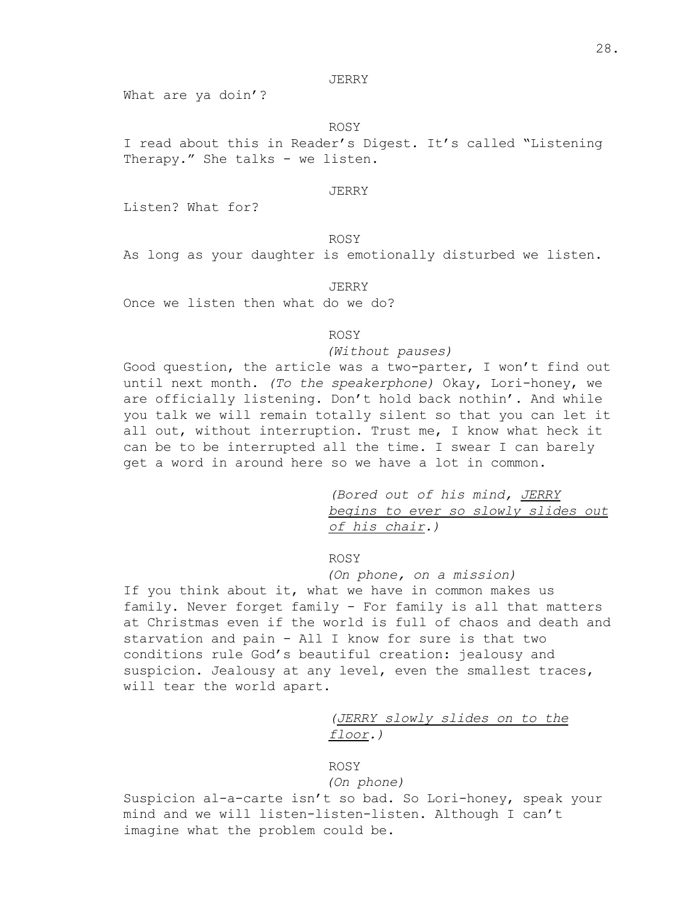JERRY

What are ya doin'?

ROSY

I read about this in Reader's Digest. It's called "Listening Therapy." She talks - we listen.

JERRY

Listen? What for?

ROSY

As long as your daughter is emotionally disturbed we listen.

JERRY

Once we listen then what do we do?

ROSY

*(Without pauses)*

Good question, the article was a two-parter, I won't find out until next month. *(To the speakerphone)* Okay, Lori-honey, we are officially listening. Don't hold back nothin'. And while you talk we will remain totally silent so that you can let it all out, without interruption. Trust me, I know what heck it can be to be interrupted all the time. I swear I can barely get a word in around here so we have a lot in common.

*(Bored out of his mind, <u>JERRY begins to ever so slowly slides out of his chair</u>.)*

ROSY

*(On phone, on a mission)*

If you think about it, what we have in common makes us family. Never forget family - For family is all that matters at Christmas even if the world is full of chaos and death and starvation and pain - All I know for sure is that two conditions rule God's beautiful creation: jealousy and suspicion. Jealousy at any level, even the smallest traces, will tear the world apart.

*(<u>JERRY slowly slides on to the floor</u>.)*

ROSY

*(On phone)*

Suspicion al-a-carte isn't so bad. So Lori-honey, speak your mind and we will listen-listen-listen. Although I can't imagine what the problem could be.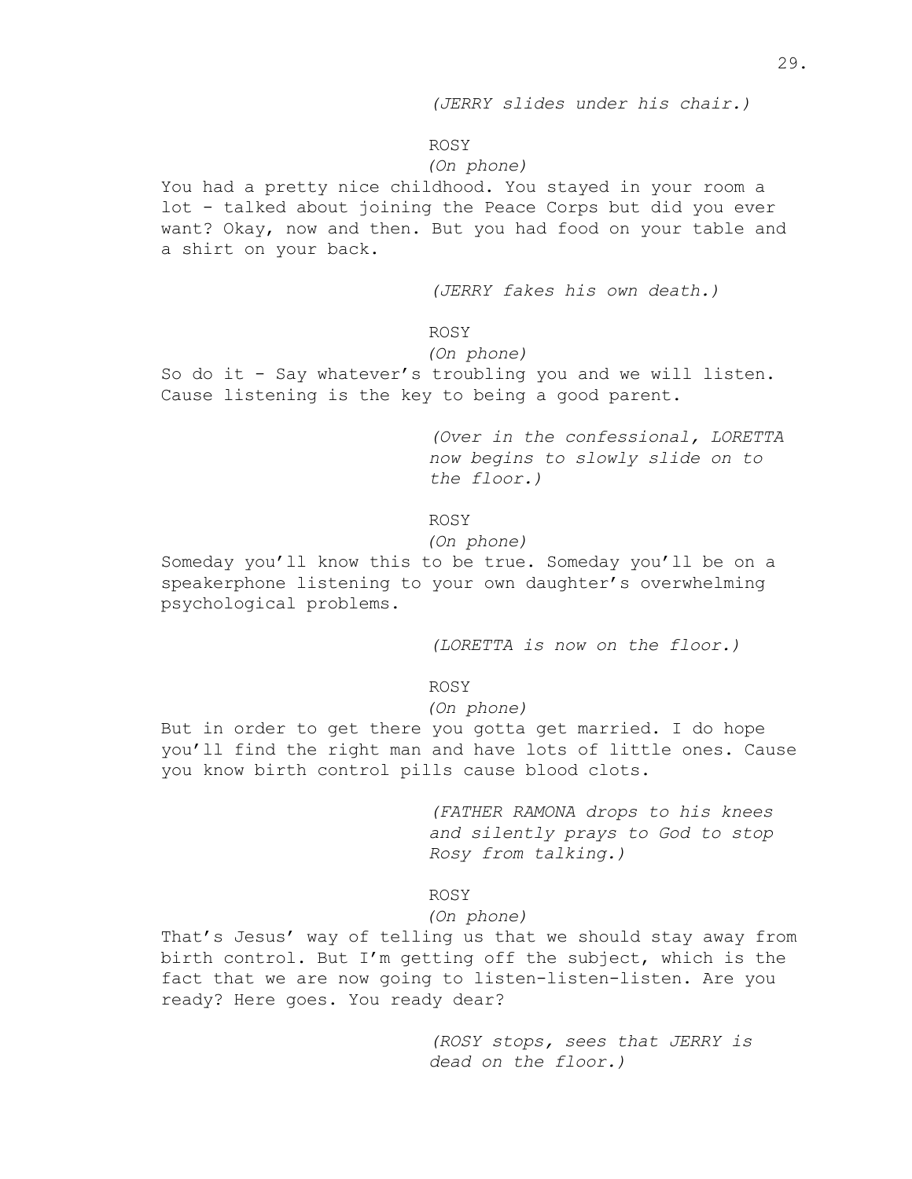*(JERRY slides under his chair.)*

ROSY
*(On phone)*
You had a pretty nice childhood. You stayed in your room a lot - talked about joining the Peace Corps but did you ever want? Okay, now and then. But you had food on your table and a shirt on your back.

*(JERRY fakes his own death.)*

ROSY
*(On phone)*
So do it - Say whatever's troubling you and we will listen. Cause listening is the key to being a good parent.

*(Over in the confessional, LORETTA now begins to slowly slide on to the floor.)*

ROSY
*(On phone)*
Someday you'll know this to be true. Someday you'll be on a speakerphone listening to your own daughter's overwhelming psychological problems.

*(LORETTA is now on the floor.)*

ROSY
*(On phone)*
But in order to get there you gotta get married. I do hope you'll find the right man and have lots of little ones. Cause you know birth control pills cause blood clots.

*(FATHER RAMONA drops to his knees and silently prays to God to stop Rosy from talking.)*

ROSY
*(On phone)*
That's Jesus' way of telling us that we should stay away from birth control. But I'm getting off the subject, which is the fact that we are now going to listen-listen-listen. Are you ready? Here goes. You ready dear?

*(ROSY stops, sees that JERRY is dead on the floor.)*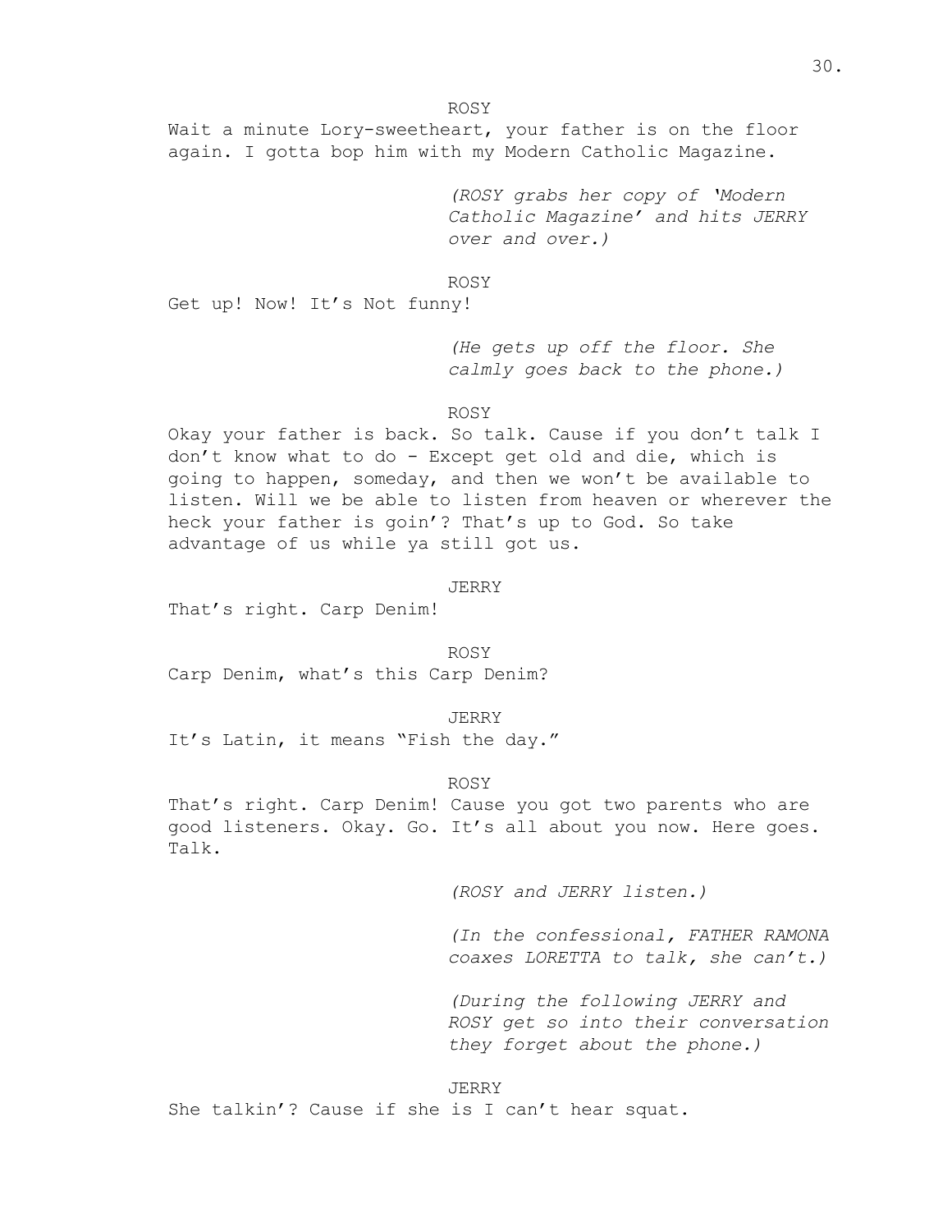ROSY

Wait a minute Lory-sweetheart, your father is on the floor again. I gotta bop him with my Modern Catholic Magazine.

*(ROSY grabs her copy of 'Modern Catholic Magazine' and hits JERRY over and over.)*

ROSY

Get up! Now! It's Not funny!

*(He gets up off the floor. She calmly goes back to the phone.)*

ROSY

Okay your father is back. So talk. Cause if you don't talk I don't know what to do - Except get old and die, which is going to happen, someday, and then we won't be available to listen. Will we be able to listen from heaven or wherever the heck your father is goin'? That's up to God. So take advantage of us while ya still got us.

JERRY

That's right. Carp Denim!

ROSY

Carp Denim, what's this Carp Denim?

JERRY

It's Latin, it means "Fish the day."

ROSY

That's right. Carp Denim! Cause you got two parents who are good listeners. Okay. Go. It's all about you now. Here goes. Talk.

*(ROSY and JERRY listen.)*

*(In the confessional, FATHER RAMONA coaxes LORETTA to talk, she can't.)*

*(During the following JERRY and ROSY get so into their conversation they forget about the phone.)*

JERRY

She talkin'? Cause if she is I can't hear squat.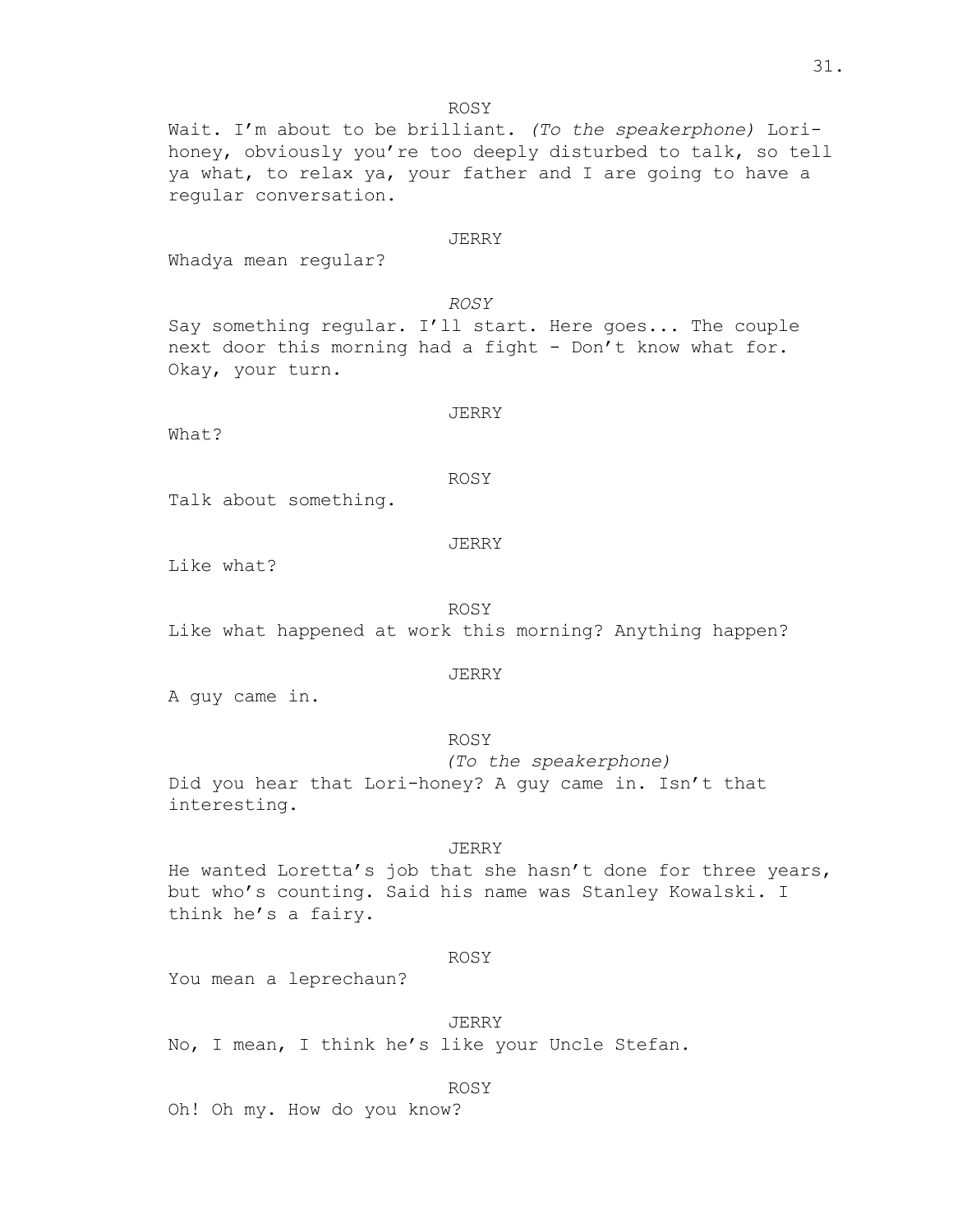ROSY

Wait. I'm about to be brilliant. *(To the speakerphone)* Lori-honey, obviously you're too deeply disturbed to talk, so tell ya what, to relax ya, your father and I are going to have a regular conversation.

JERRY

Whadya mean regular?

*ROSY*

Say something regular. I'll start. Here goes... The couple next door this morning had a fight - Don't know what for. Okay, your turn.

JERRY

What?

ROSY

Talk about something.

JERRY

Like what?

ROSY

Like what happened at work this morning? Anything happen?

JERRY

A guy came in.

ROSY

*(To the speakerphone)*

Did you hear that Lori-honey? A guy came in. Isn't that interesting.

JERRY

He wanted Loretta's job that she hasn't done for three years, but who's counting. Said his name was Stanley Kowalski. I think he's a fairy.

ROSY

You mean a leprechaun?

JERRY

No, I mean, I think he's like your Uncle Stefan.

ROSY

Oh! Oh my. How do you know?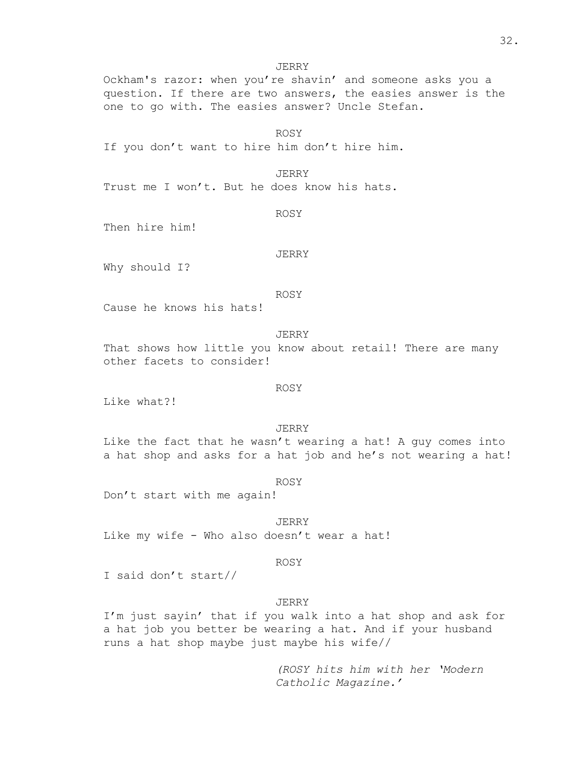JERRY

Ockham's razor: when you're shavin' and someone asks you a question. If there are two answers, the easies answer is the one to go with. The easies answer? Uncle Stefan.

ROSY

If you don't want to hire him don't hire him.

JERRY

Trust me I won't. But he does know his hats.

ROSY

Then hire him!

JERRY

Why should I?

ROSY

Cause he knows his hats!

JERRY

That shows how little you know about retail! There are many other facets to consider!

ROSY

Like what?!

JERRY

Like the fact that he wasn't wearing a hat! A guy comes into a hat shop and asks for a hat job and he's not wearing a hat!

ROSY

Don't start with me again!

JERRY

Like my wife - Who also doesn't wear a hat!

ROSY

I said don't start//

JERRY

I'm just sayin' that if you walk into a hat shop and ask for a hat job you better be wearing a hat. And if your husband runs a hat shop maybe just maybe his wife//

*(ROSY hits him with her 'Modern Catholic Magazine.'*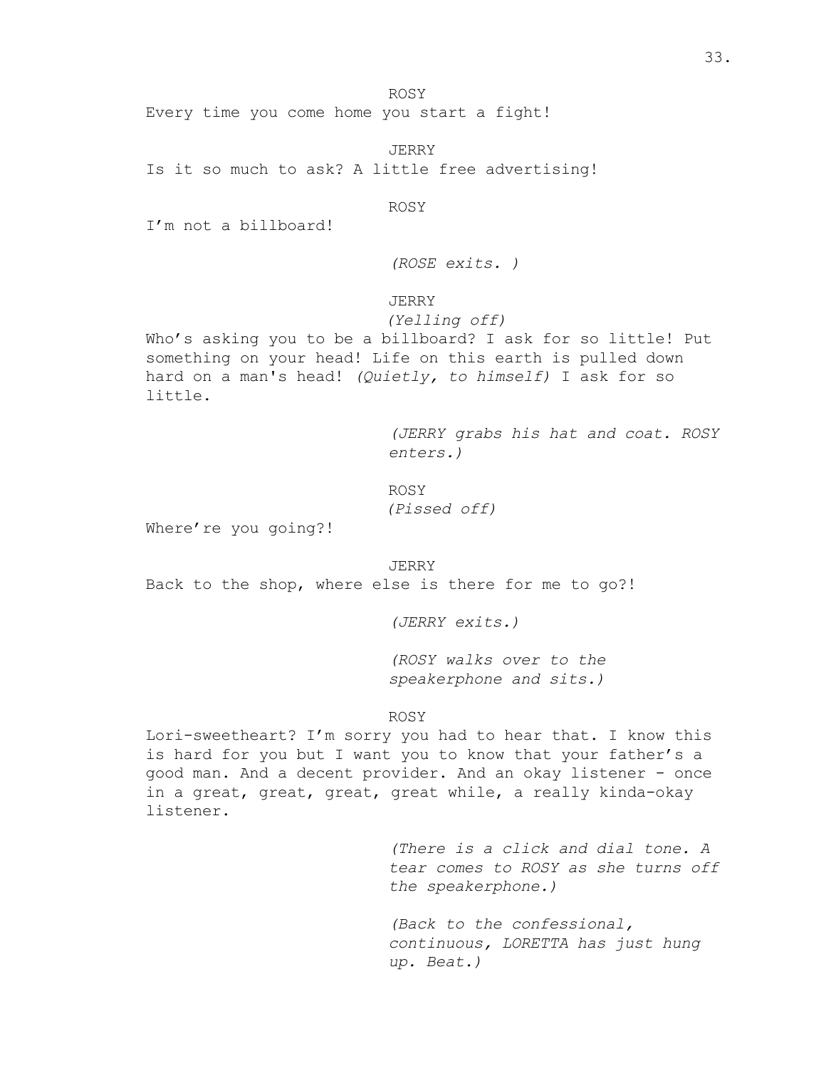ROSY

Every time you come home you start a fight!

JERRY

Is it so much to ask? A little free advertising!

ROSY

I'm not a billboard!

*(ROSE exits. )*

JERRY

*(Yelling off)*

Who's asking you to be a billboard? I ask for so little! Put something on your head! Life on this earth is pulled down hard on a man's head! *(Quietly, to himself)* I ask for so little.

*(JERRY grabs his hat and coat. ROSY enters.)*

ROSY

*(Pissed off)*

Where're you going?!

JERRY

Back to the shop, where else is there for me to go?!

*(JERRY exits.)*

*(ROSY walks over to the speakerphone and sits.)*

ROSY

Lori-sweetheart? I'm sorry you had to hear that. I know this is hard for you but I want you to know that your father's a good man. And a decent provider. And an okay listener - once in a great, great, great, great while, a really kinda-okay listener.

*(There is a click and dial tone. A tear comes to ROSY as she turns off the speakerphone.)*

*(Back to the confessional, continuous, LORETTA has just hung up. Beat.)*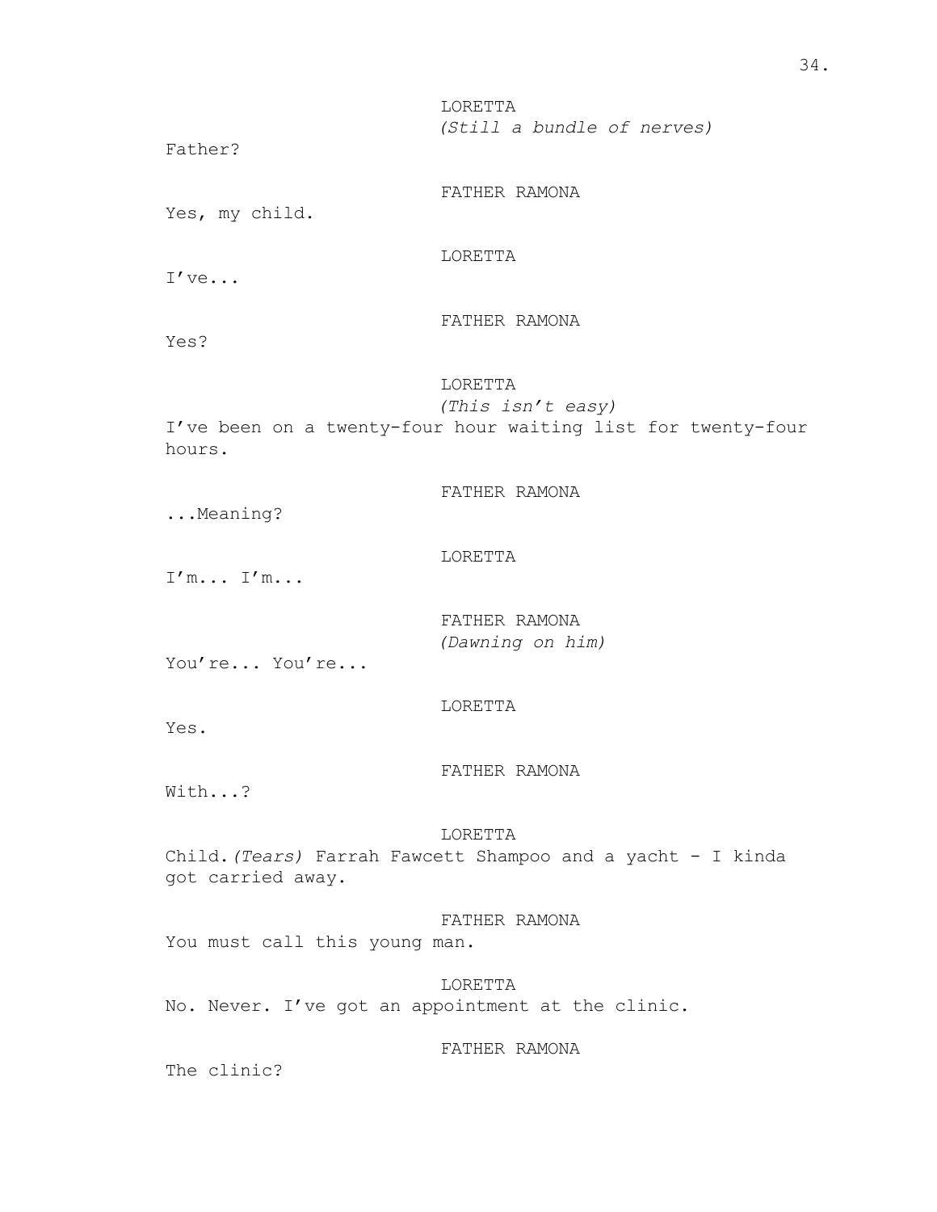LORETTA
*(Still a bundle of nerves)*
Father?

FATHER RAMONA
Yes, my child.

LORETTA
I've...

FATHER RAMONA
Yes?

LORETTA
*(This isn't easy)*
I've been on a twenty-four hour waiting list for twenty-four hours.

FATHER RAMONA
...Meaning?

LORETTA
I'm... I'm...

FATHER RAMONA
*(Dawning on him)*
You're... You're...

LORETTA
Yes.

FATHER RAMONA
With...?

LORETTA
Child.*(Tears)* Farrah Fawcett Shampoo and a yacht - I kinda got carried away.

FATHER RAMONA
You must call this young man.

LORETTA
No. Never. I've got an appointment at the clinic.

FATHER RAMONA
The clinic?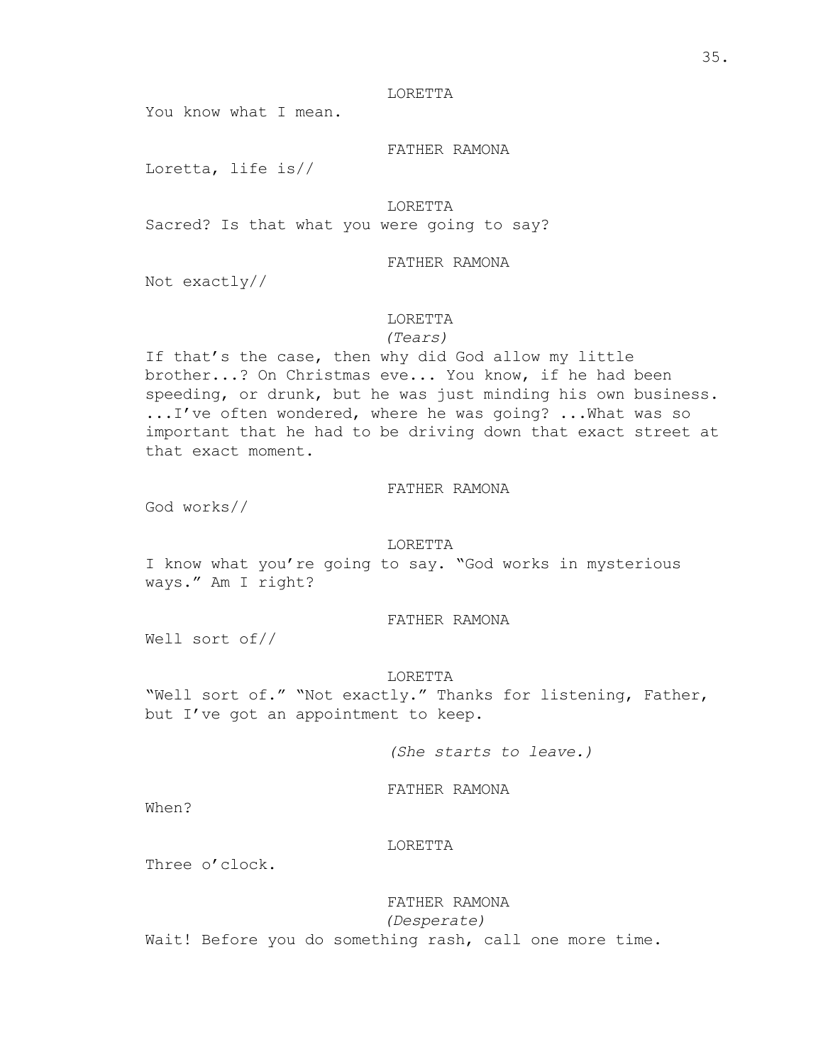LORETTA

You know what I mean.

FATHER RAMONA

Loretta, life is//

LORETTA

Sacred? Is that what you were going to say?

FATHER RAMONA

Not exactly//

LORETTA

*(Tears)*

If that's the case, then why did God allow my little brother...? On Christmas eve... You know, if he had been speeding, or drunk, but he was just minding his own business. ...I've often wondered, where he was going? ...What was so important that he had to be driving down that exact street at that exact moment.

FATHER RAMONA

God works//

LORETTA

I know what you're going to say. "God works in mysterious ways." Am I right?

FATHER RAMONA

Well sort of//

LORETTA

"Well sort of." "Not exactly." Thanks for listening, Father, but I've got an appointment to keep.

*(She starts to leave.)*

FATHER RAMONA

When?

LORETTA

Three o'clock.

FATHER RAMONA

*(Desperate)*

Wait! Before you do something rash, call one more time.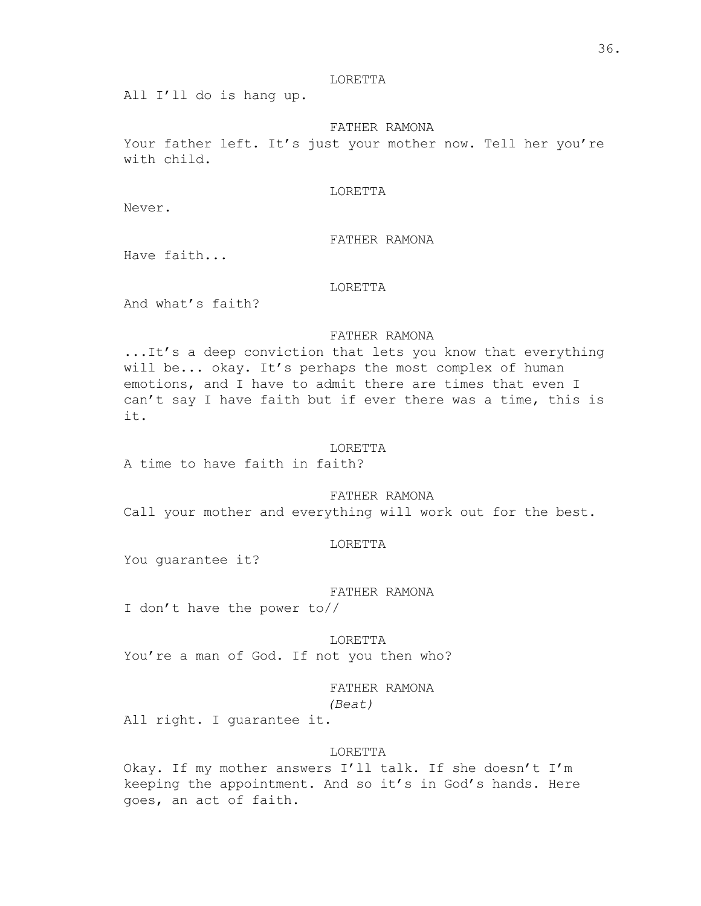LORETTA

All I'll do is hang up.

FATHER RAMONA

Your father left. It's just your mother now. Tell her you're with child.

LORETTA

Never.

FATHER RAMONA

Have faith...

LORETTA

And what's faith?

FATHER RAMONA

...It's a deep conviction that lets you know that everything will be... okay. It's perhaps the most complex of human emotions, and I have to admit there are times that even I can't say I have faith but if ever there was a time, this is it.

LORETTA

A time to have faith in faith?

FATHER RAMONA

Call your mother and everything will work out for the best.

LORETTA

You guarantee it?

FATHER RAMONA

I don't have the power to//

LORETTA

You're a man of God. If not you then who?

FATHER RAMONA

*(Beat)*

All right. I guarantee it.

LORETTA

Okay. If my mother answers I'll talk. If she doesn't I'm keeping the appointment. And so it's in God's hands. Here goes, an act of faith.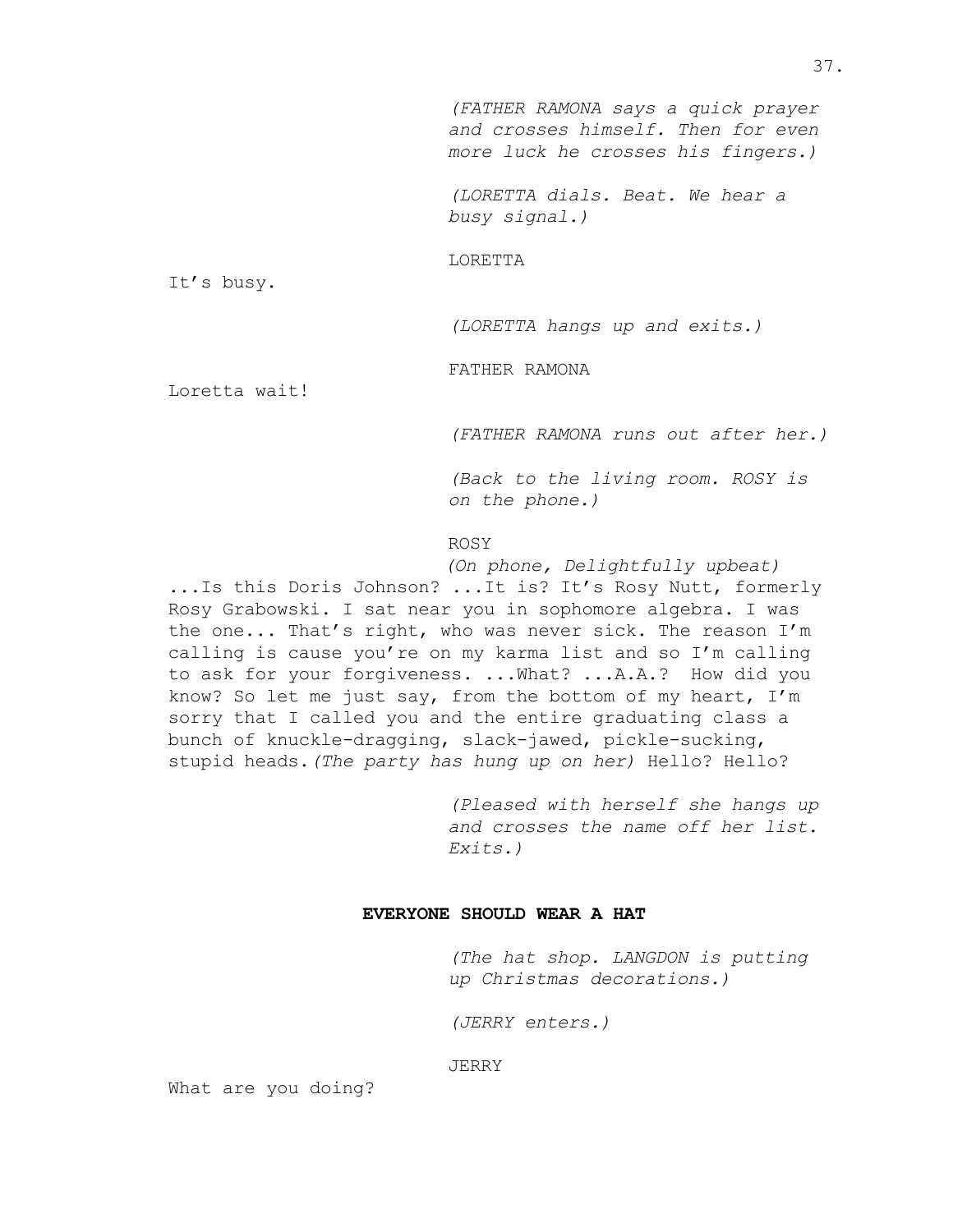*(FATHER RAMONA says a quick prayer and crosses himself. Then for even more luck he crosses his fingers.)*

*(LORETTA dials. Beat. We hear a busy signal.)*

LORETTA

It's busy.

*(LORETTA hangs up and exits.)*

FATHER RAMONA

Loretta wait!

*(FATHER RAMONA runs out after her.)*

*(Back to the living room. ROSY is on the phone.)*

ROSY

*(On phone, Delightfully upbeat)*

...Is this Doris Johnson? ...It is? It's Rosy Nutt, formerly Rosy Grabowski. I sat near you in sophomore algebra. I was the one... That's right, who was never sick. The reason I'm calling is cause you're on my karma list and so I'm calling to ask for your forgiveness. ...What? ...A.A.? How did you know? So let me just say, from the bottom of my heart, I'm sorry that I called you and the entire graduating class a bunch of knuckle-dragging, slack-jawed, pickle-sucking, stupid heads.*(The party has hung up on her)* Hello? Hello?

*(Pleased with herself she hangs up and crosses the name off her list. Exits.)*

**EVERYONE SHOULD WEAR A HAT**

*(The hat shop. LANGDON is putting up Christmas decorations.)*

*(JERRY enters.)*

JERRY

What are you doing?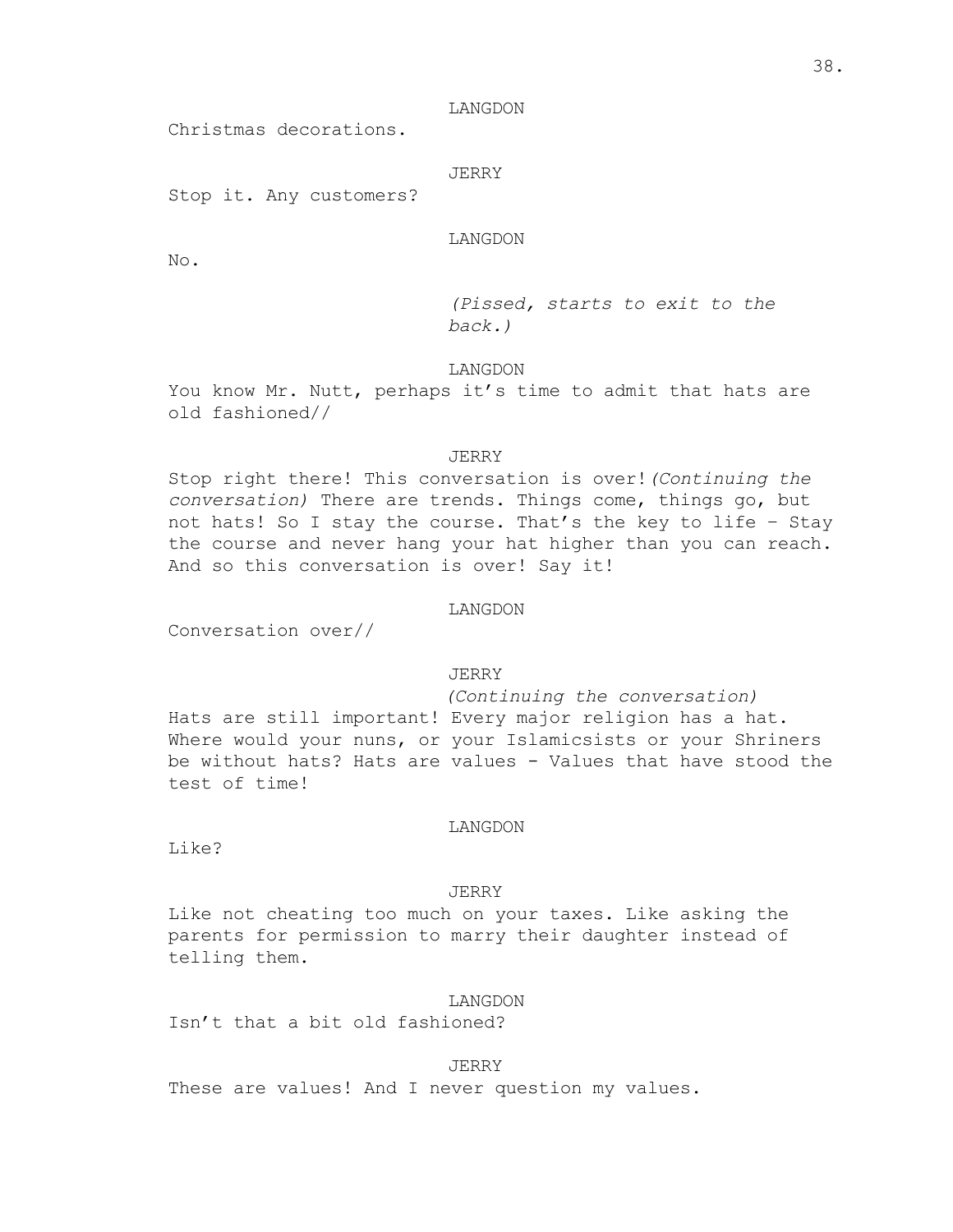LANGDON

Christmas decorations.

JERRY

Stop it. Any customers?

LANGDON

No.

*(Pissed, starts to exit to the back.)*

LANGDON

You know Mr. Nutt, perhaps it's time to admit that hats are old fashioned//

JERRY

Stop right there! This conversation is over! *(Continuing the conversation)* There are trends. Things come, things go, but not hats! So I stay the course. That's the key to life – Stay the course and never hang your hat higher than you can reach. And so this conversation is over! Say it!

LANGDON

Conversation over//

JERRY

*(Continuing the conversation)*

Hats are still important! Every major religion has a hat. Where would your nuns, or your Islamicsists or your Shriners be without hats? Hats are values - Values that have stood the test of time!

LANGDON

Like?

JERRY

Like not cheating too much on your taxes. Like asking the parents for permission to marry their daughter instead of telling them.

LANGDON

Isn't that a bit old fashioned?

JERRY

These are values! And I never question my values.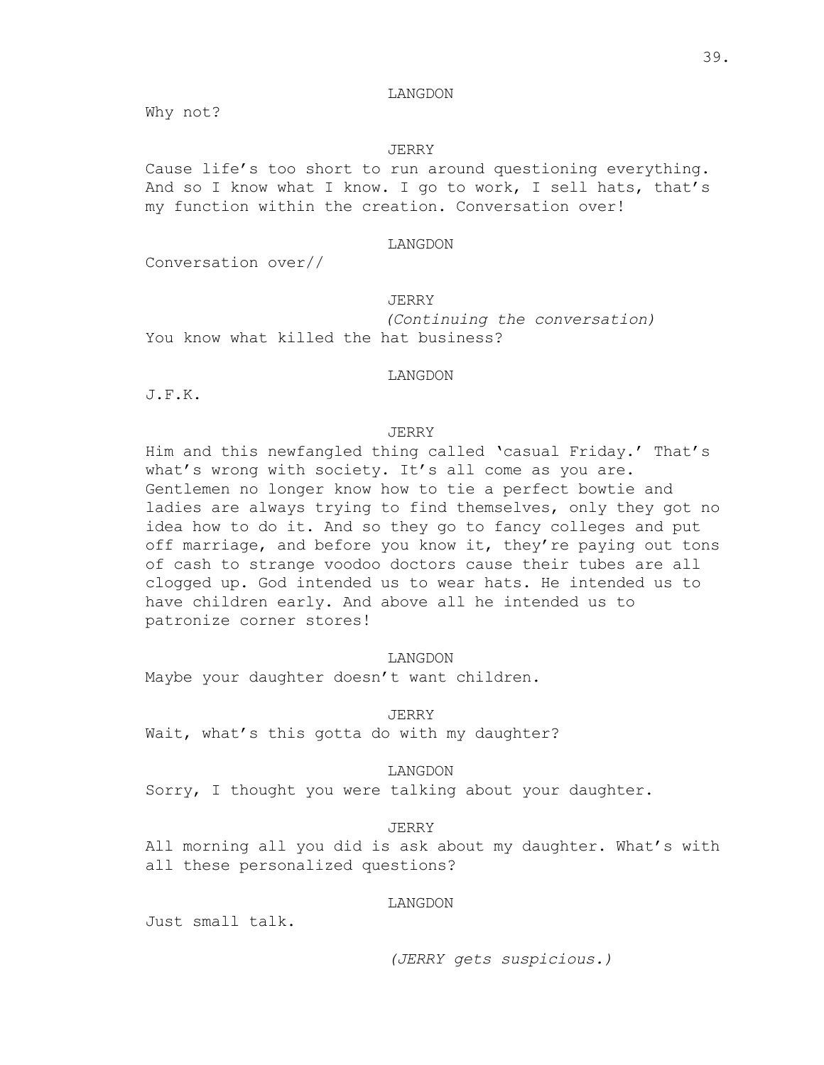LANGDON

Why not?

JERRY

Cause life's too short to run around questioning everything. And so I know what I know. I go to work, I sell hats, that's my function within the creation. Conversation over!

LANGDON

Conversation over//

JERRY

*(Continuing the conversation)*

You know what killed the hat business?

LANGDON

J.F.K.

JERRY

Him and this newfangled thing called 'casual Friday.' That's what's wrong with society. It's all come as you are. Gentlemen no longer know how to tie a perfect bowtie and ladies are always trying to find themselves, only they got no idea how to do it. And so they go to fancy colleges and put off marriage, and before you know it, they're paying out tons of cash to strange voodoo doctors cause their tubes are all clogged up. God intended us to wear hats. He intended us to have children early. And above all he intended us to patronize corner stores!

LANGDON

Maybe your daughter doesn't want children.

JERRY

Wait, what's this gotta do with my daughter?

LANGDON

Sorry, I thought you were talking about your daughter.

JERRY

All morning all you did is ask about my daughter. What's with all these personalized questions?

LANGDON

Just small talk.

*(JERRY gets suspicious.)*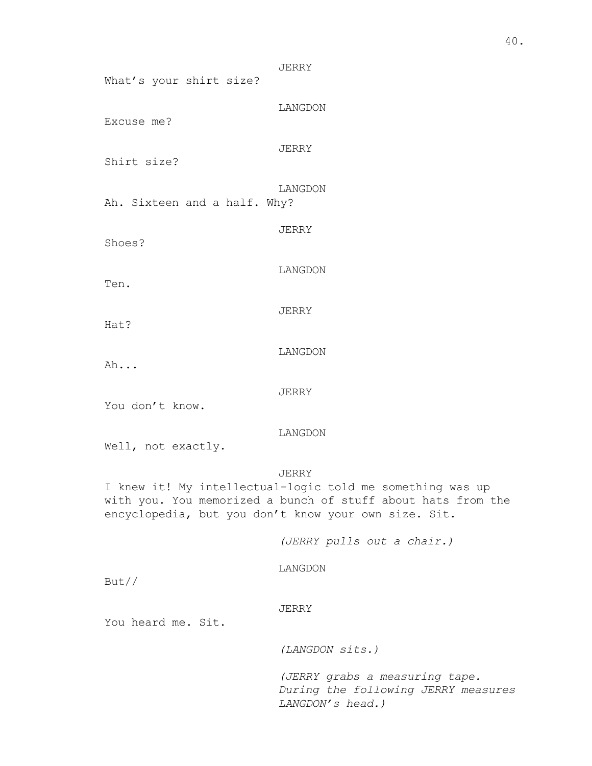JERRY

What's your shirt size?

LANGDON

Excuse me?

JERRY

Shirt size?

LANGDON

Ah. Sixteen and a half. Why?

JERRY

Shoes?

LANGDON

Ten.

JERRY

Hat?

LANGDON

Ah...

JERRY

You don't know.

LANGDON

Well, not exactly.

JERRY

I knew it! My intellectual-logic told me something was up with you. You memorized a bunch of stuff about hats from the encyclopedia, but you don't know your own size. Sit.

*(JERRY pulls out a chair.)*

LANGDON

But//

JERRY

You heard me. Sit.

*(LANGDON sits.)*

*(JERRY grabs a measuring tape. During the following JERRY measures LANGDON's head.)*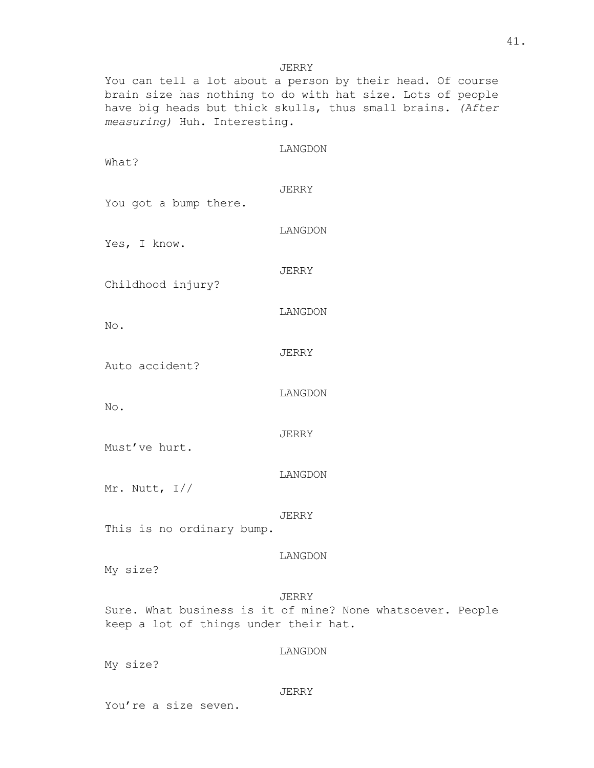JERRY

You can tell a lot about a person by their head. Of course brain size has nothing to do with hat size. Lots of people have big heads but thick skulls, thus small brains. *(After measuring)* Huh. Interesting.

LANGDON

What?

JERRY

You got a bump there.

LANGDON

Yes, I know.

JERRY

Childhood injury?

LANGDON

No.

JERRY

Auto accident?

LANGDON

No.

JERRY

Must've hurt.

LANGDON

Mr. Nutt, I//

JERRY

This is no ordinary bump.

LANGDON

My size?

JERRY

Sure. What business is it of mine? None whatsoever. People keep a lot of things under their hat.

LANGDON

My size?

JERRY

You're a size seven.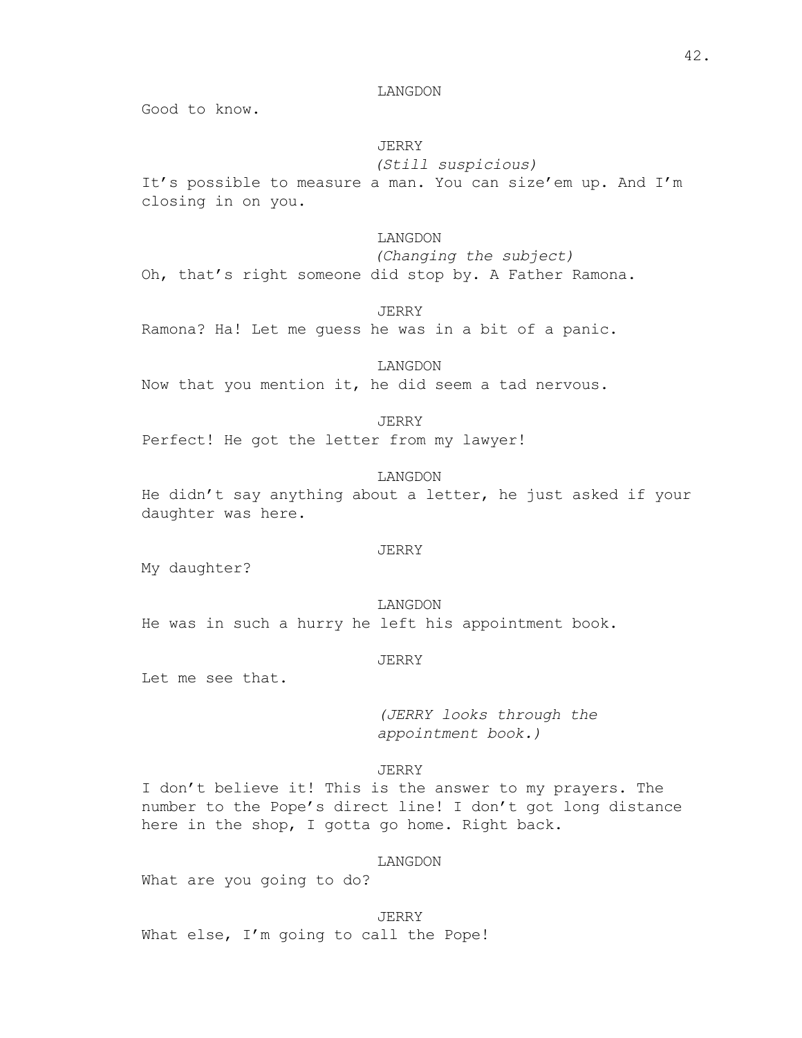LANGDON

Good to know.

JERRY

*(Still suspicious)*

It's possible to measure a man. You can size'em up. And I'm closing in on you.

LANGDON

*(Changing the subject)*

Oh, that's right someone did stop by. A Father Ramona.

JERRY

Ramona? Ha! Let me guess he was in a bit of a panic.

LANGDON

Now that you mention it, he did seem a tad nervous.

JERRY

Perfect! He got the letter from my lawyer!

LANGDON

He didn't say anything about a letter, he just asked if your daughter was here.

JERRY

My daughter?

LANGDON

He was in such a hurry he left his appointment book.

JERRY

Let me see that.

*(JERRY looks through the appointment book.)*

JERRY

I don't believe it! This is the answer to my prayers. The number to the Pope's direct line! I don't got long distance here in the shop, I gotta go home. Right back.

LANGDON

What are you going to do?

JERRY

What else, I'm going to call the Pope!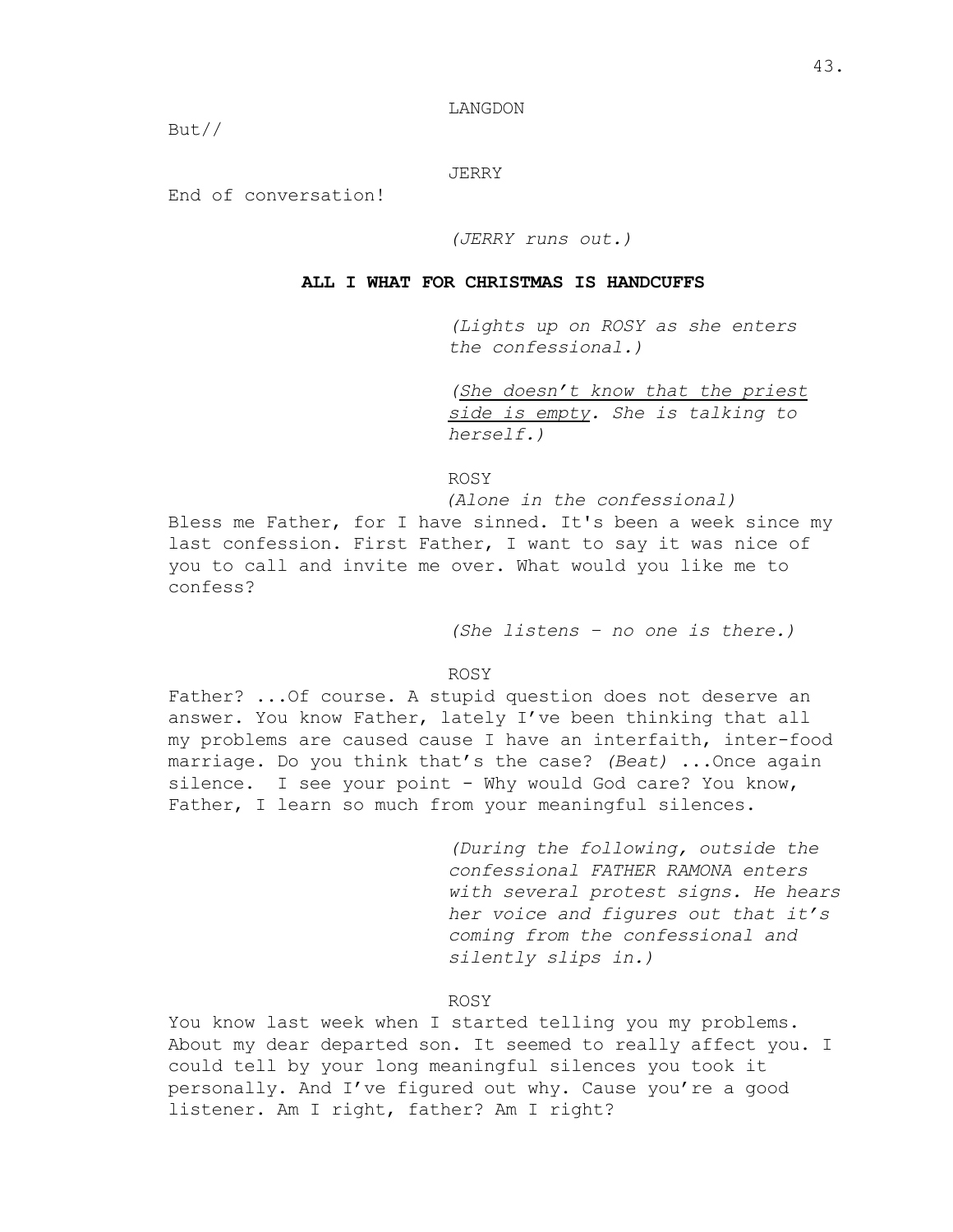LANGDON

But//

JERRY

End of conversation!

*(JERRY runs out.)*

**ALL I WHAT FOR CHRISTMAS IS HANDCUFFS**

*(Lights up on ROSY as she enters the confessional.)*

*(<u>She doesn't know that the priest side is empty</u>. She is talking to herself.)*

ROSY

*(Alone in the confessional)*

Bless me Father, for I have sinned. It's been a week since my last confession. First Father, I want to say it was nice of you to call and invite me over. What would you like me to confess?

*(She listens – no one is there.)*

ROSY

Father? ...Of course. A stupid question does not deserve an answer. You know Father, lately I've been thinking that all my problems are caused cause I have an interfaith, inter-food marriage. Do you think that's the case? *(Beat)* ...Once again silence. I see your point - Why would God care? You know, Father, I learn so much from your meaningful silences.

*(During the following, outside the confessional FATHER RAMONA enters with several protest signs. He hears her voice and figures out that it's coming from the confessional and silently slips in.)*

ROSY

You know last week when I started telling you my problems. About my dear departed son. It seemed to really affect you. I could tell by your long meaningful silences you took it personally. And I've figured out why. Cause you're a good listener. Am I right, father? Am I right?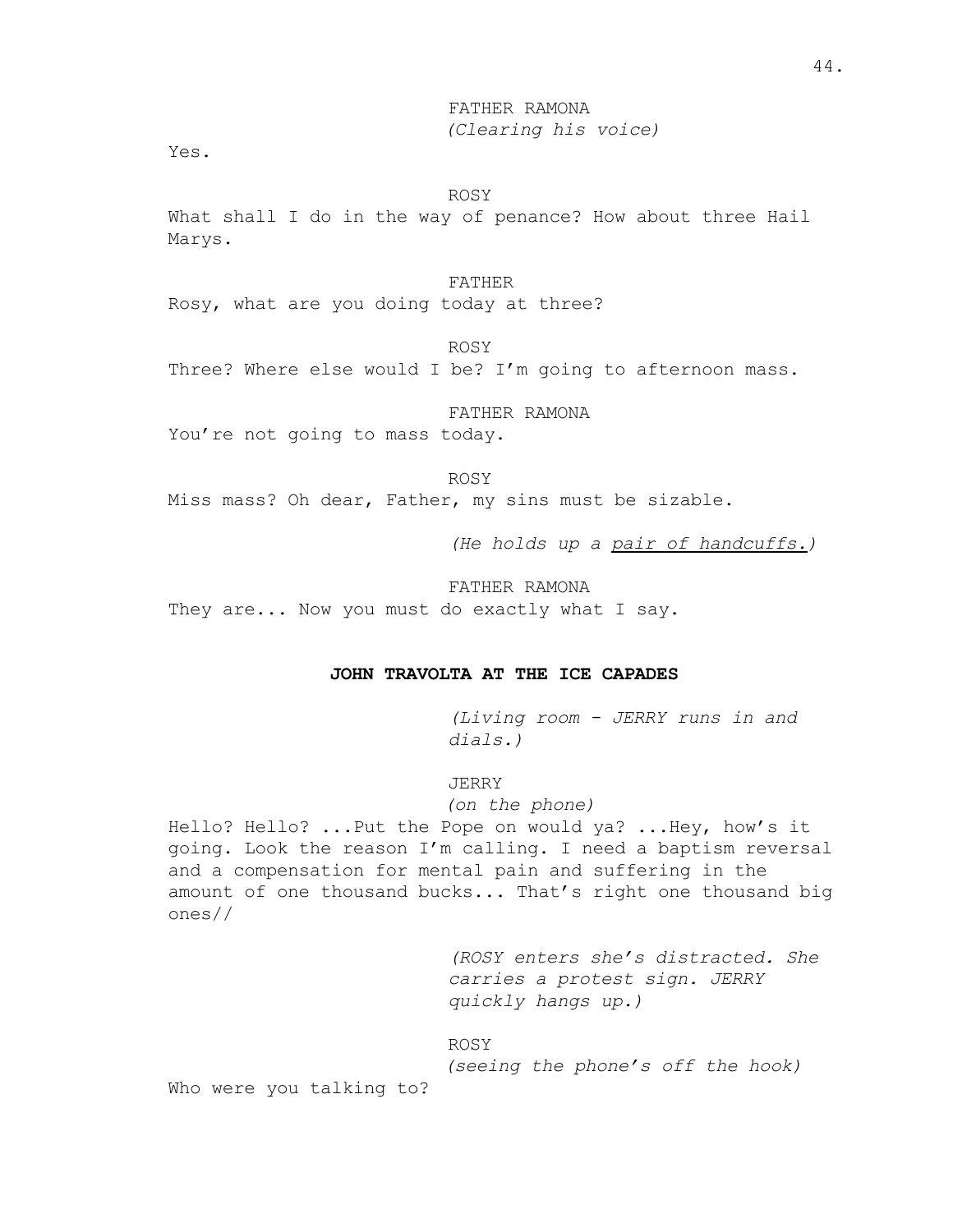FATHER RAMONA
*(Clearing his voice)*

Yes.

ROSY

What shall I do in the way of penance? How about three Hail Marys.

FATHER

Rosy, what are you doing today at three?

ROSY

Three? Where else would I be? I'm going to afternoon mass.

FATHER RAMONA

You're not going to mass today.

ROSY

Miss mass? Oh dear, Father, my sins must be sizable.

*(He holds up a <u>pair of handcuffs.</u>)*

FATHER RAMONA

They are... Now you must do exactly what I say.

**JOHN TRAVOLTA AT THE ICE CAPADES**

*(Living room - JERRY runs in and dials.)*

JERRY
*(on the phone)*

Hello? Hello? ...Put the Pope on would ya? ...Hey, how's it going. Look the reason I'm calling. I need a baptism reversal and a compensation for mental pain and suffering in the amount of one thousand bucks... That's right one thousand big ones//

*(ROSY enters she's distracted. She carries a protest sign. JERRY quickly hangs up.)*

ROSY
*(seeing the phone's off the hook)*

Who were you talking to?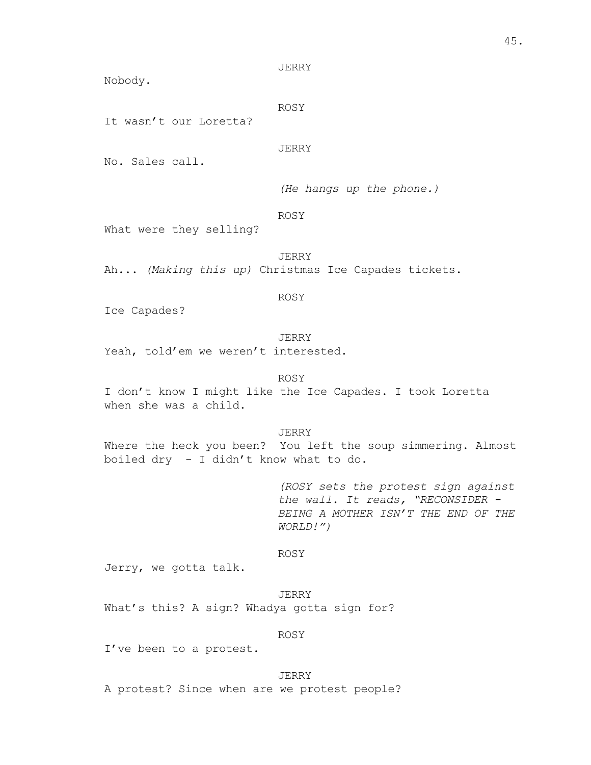JERRY

Nobody.

ROSY

It wasn't our Loretta?

JERRY

No. Sales call.

*(He hangs up the phone.)*

ROSY

What were they selling?

JERRY

Ah... *(Making this up)* Christmas Ice Capades tickets.

ROSY

Ice Capades?

JERRY

Yeah, told'em we weren't interested.

ROSY

I don't know I might like the Ice Capades. I took Loretta when she was a child.

JERRY

Where the heck you been? You left the soup simmering. Almost boiled dry - I didn't know what to do.

*(ROSY sets the protest sign against the wall. It reads, "RECONSIDER - BEING A MOTHER ISN'T THE END OF THE WORLD!")*

ROSY

Jerry, we gotta talk.

JERRY

What's this? A sign? Whadya gotta sign for?

ROSY

I've been to a protest.

JERRY

A protest? Since when are we protest people?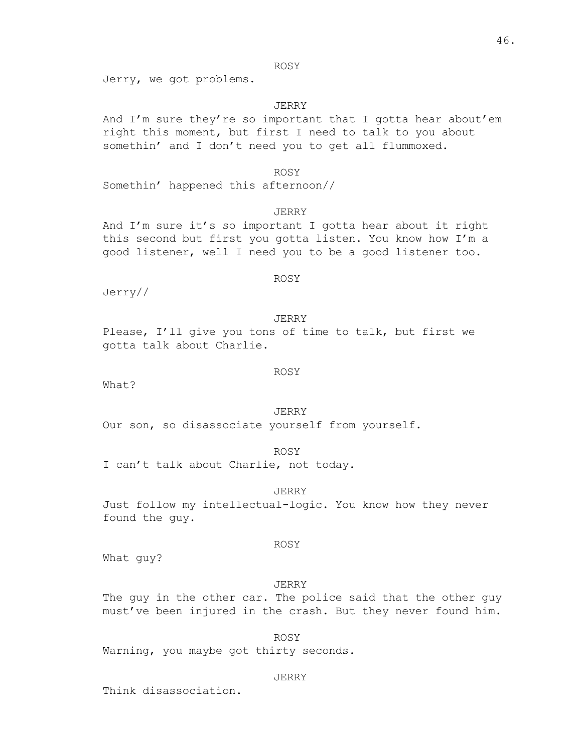ROSY

Jerry, we got problems.

JERRY

And I'm sure they're so important that I gotta hear about'em right this moment, but first I need to talk to you about somethin' and I don't need you to get all flummoxed.

ROSY

Somethin' happened this afternoon//

JERRY

And I'm sure it's so important I gotta hear about it right this second but first you gotta listen. You know how I'm a good listener, well I need you to be a good listener too.

ROSY

Jerry//

JERRY

Please, I'll give you tons of time to talk, but first we gotta talk about Charlie.

ROSY

What?

JERRY

Our son, so disassociate yourself from yourself.

ROSY

I can't talk about Charlie, not today.

JERRY

Just follow my intellectual-logic. You know how they never found the guy.

ROSY

What guy?

JERRY

The guy in the other car. The police said that the other guy must've been injured in the crash. But they never found him.

ROSY

Warning, you maybe got thirty seconds.

JERRY

Think disassociation.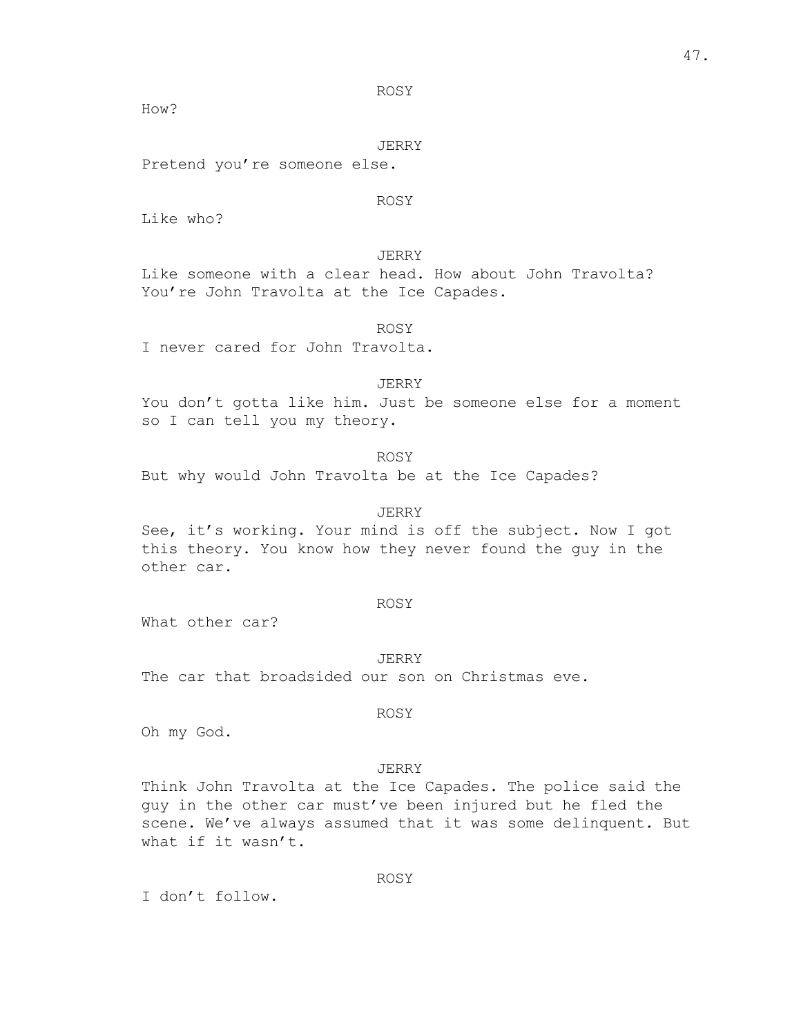ROSY

How?

JERRY

Pretend you're someone else.

ROSY

Like who?

JERRY

Like someone with a clear head. How about John Travolta? You're John Travolta at the Ice Capades.

ROSY

I never cared for John Travolta.

JERRY

You don't gotta like him. Just be someone else for a moment so I can tell you my theory.

ROSY

But why would John Travolta be at the Ice Capades?

JERRY

See, it's working. Your mind is off the subject. Now I got this theory. You know how they never found the guy in the other car.

ROSY

What other car?

JERRY

The car that broadsided our son on Christmas eve.

ROSY

Oh my God.

JERRY

Think John Travolta at the Ice Capades. The police said the guy in the other car must've been injured but he fled the scene. We've always assumed that it was some delinquent. But what if it wasn't.

ROSY

I don't follow.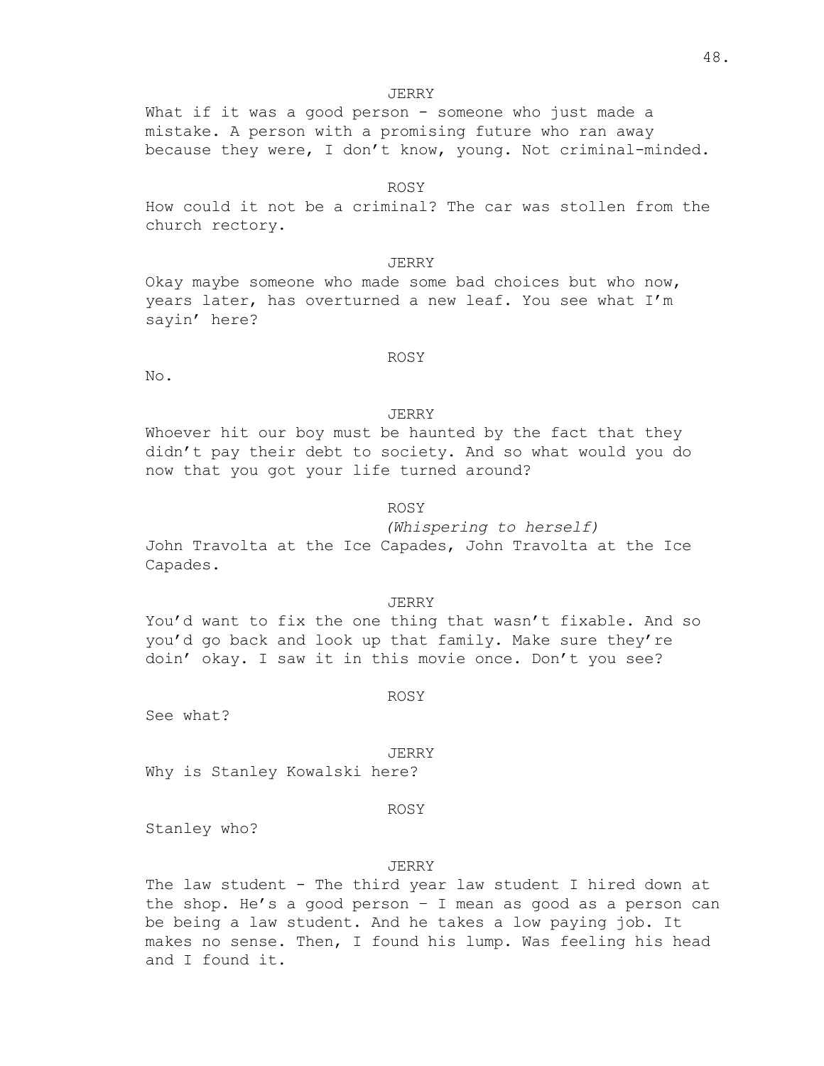JERRY

What if it was a good person - someone who just made a mistake. A person with a promising future who ran away because they were, I don't know, young. Not criminal-minded.

ROSY

How could it not be a criminal? The car was stollen from the church rectory.

JERRY

Okay maybe someone who made some bad choices but who now, years later, has overturned a new leaf. You see what I'm sayin' here?

ROSY

No.

JERRY

Whoever hit our boy must be haunted by the fact that they didn't pay their debt to society. And so what would you do now that you got your life turned around?

ROSY

*(Whispering to herself)*

John Travolta at the Ice Capades, John Travolta at the Ice Capades.

JERRY

You'd want to fix the one thing that wasn't fixable. And so you'd go back and look up that family. Make sure they're doin' okay. I saw it in this movie once. Don't you see?

ROSY

See what?

JERRY

Why is Stanley Kowalski here?

ROSY

Stanley who?

JERRY

The law student - The third year law student I hired down at the shop. He's a good person – I mean as good as a person can be being a law student. And he takes a low paying job. It makes no sense. Then, I found his lump. Was feeling his head and I found it.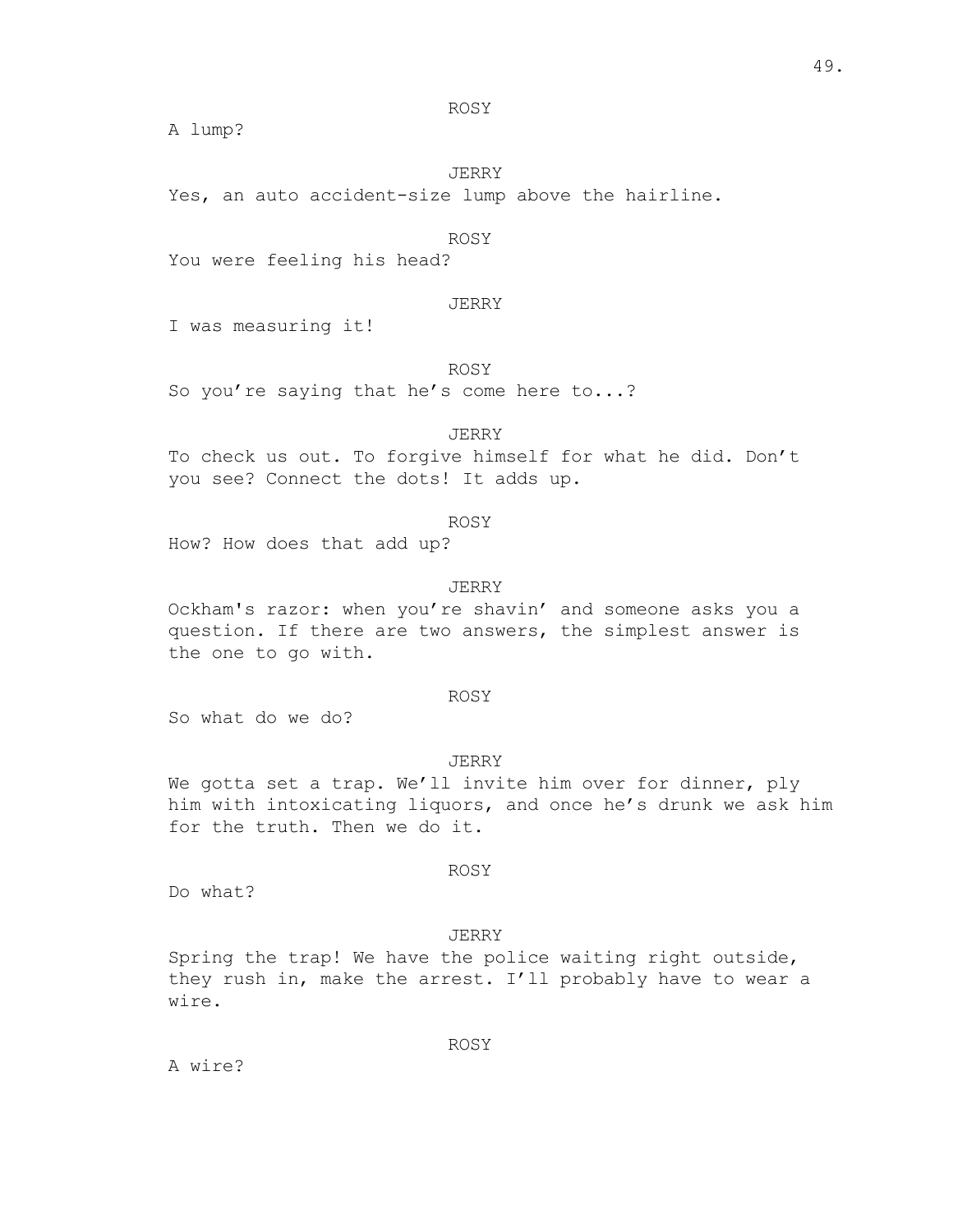ROSY

A lump?

JERRY

Yes, an auto accident-size lump above the hairline.

ROSY

You were feeling his head?

JERRY

I was measuring it!

ROSY

So you're saying that he's come here to...?

JERRY

To check us out. To forgive himself for what he did. Don't you see? Connect the dots! It adds up.

ROSY

How? How does that add up?

JERRY

Ockham's razor: when you're shavin' and someone asks you a question. If there are two answers, the simplest answer is the one to go with.

ROSY

So what do we do?

JERRY

We gotta set a trap. We'll invite him over for dinner, ply him with intoxicating liquors, and once he's drunk we ask him for the truth. Then we do it.

ROSY

Do what?

JERRY

Spring the trap! We have the police waiting right outside, they rush in, make the arrest. I'll probably have to wear a wire.

ROSY

A wire?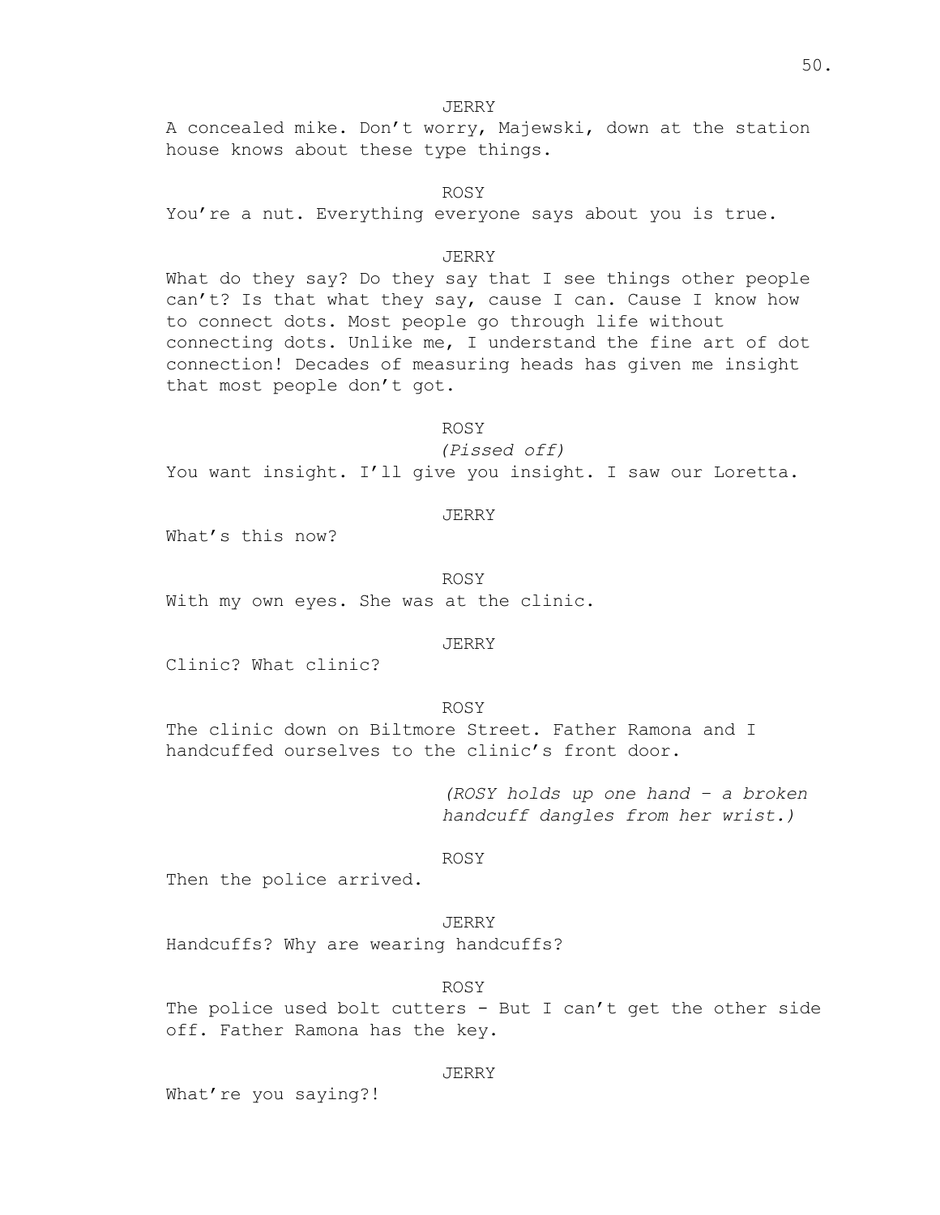JERRY

A concealed mike. Don't worry, Majewski, down at the station house knows about these type things.

ROSY

You're a nut. Everything everyone says about you is true.

JERRY

What do they say? Do they say that I see things other people can't? Is that what they say, cause I can. Cause I know how to connect dots. Most people go through life without connecting dots. Unlike me, I understand the fine art of dot connection! Decades of measuring heads has given me insight that most people don't got.

ROSY

*(Pissed off)*

You want insight. I'll give you insight. I saw our Loretta.

JERRY

What's this now?

ROSY

With my own eyes. She was at the clinic.

JERRY

Clinic? What clinic?

ROSY

The clinic down on Biltmore Street. Father Ramona and I handcuffed ourselves to the clinic's front door.

*(ROSY holds up one hand – a broken handcuff dangles from her wrist.)*

ROSY

Then the police arrived.

JERRY

Handcuffs? Why are wearing handcuffs?

ROSY

The police used bolt cutters - But I can't get the other side off. Father Ramona has the key.

JERRY

What're you saying?!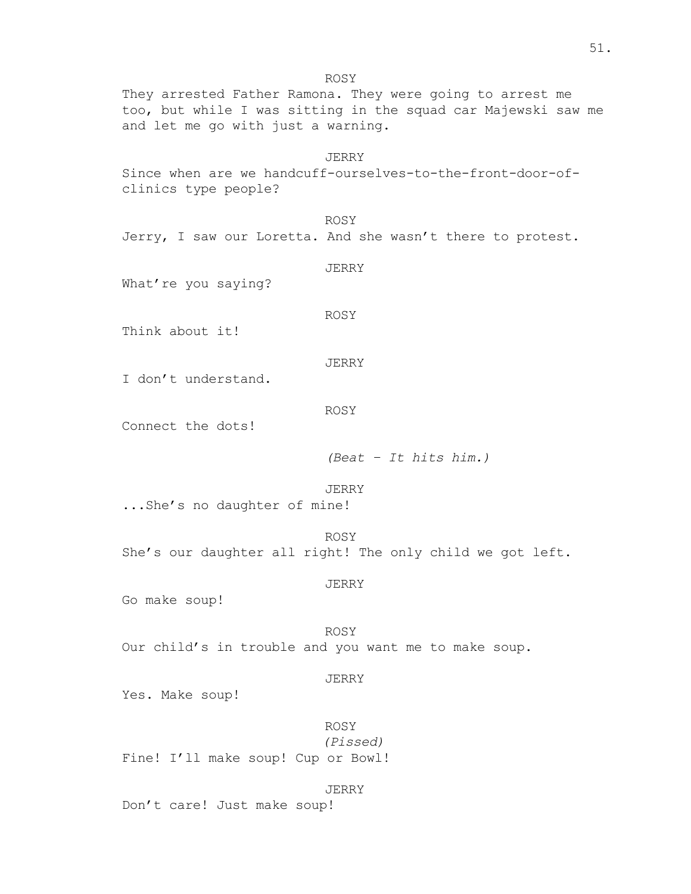ROSY

They arrested Father Ramona. They were going to arrest me too, but while I was sitting in the squad car Majewski saw me and let me go with just a warning.

JERRY

Since when are we handcuff-ourselves-to-the-front-door-of-clinics type people?

ROSY

Jerry, I saw our Loretta. And she wasn't there to protest.

JERRY

What're you saying?

ROSY

Think about it!

JERRY

I don't understand.

ROSY

Connect the dots!

*(Beat – It hits him.)*

JERRY

...She's no daughter of mine!

ROSY

She's our daughter all right! The only child we got left.

JERRY

Go make soup!

ROSY

Our child's in trouble and you want me to make soup.

JERRY

Yes. Make soup!

ROSY

*(Pissed)*

Fine! I'll make soup! Cup or Bowl!

JERRY

Don't care! Just make soup!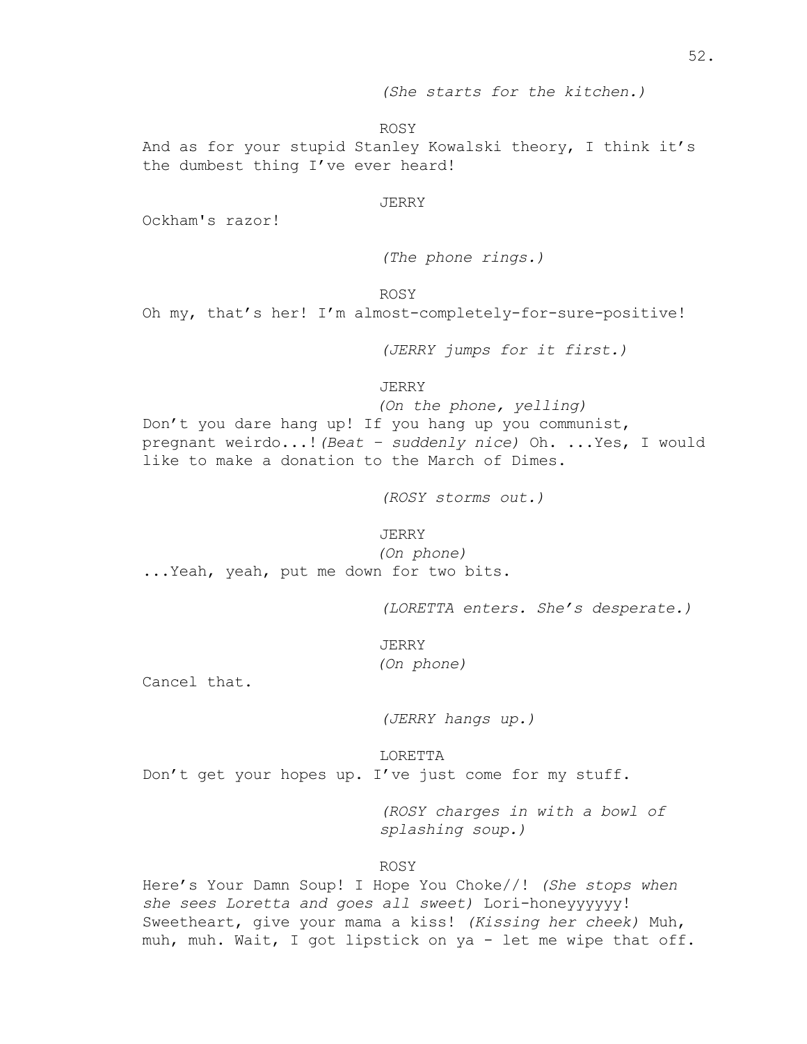*(She starts for the kitchen.)*

ROSY

And as for your stupid Stanley Kowalski theory, I think it's the dumbest thing I've ever heard!

JERRY

Ockham's razor!

*(The phone rings.)*

ROSY

Oh my, that's her! I'm almost-completely-for-sure-positive!

*(JERRY jumps for it first.)*

JERRY

*(On the phone, yelling)*

Don't you dare hang up! If you hang up you communist, pregnant weirdo...! *(Beat – suddenly nice)* Oh. ...Yes, I would like to make a donation to the March of Dimes.

*(ROSY storms out.)*

JERRY

*(On phone)*

...Yeah, yeah, put me down for two bits.

*(LORETTA enters. She's desperate.)*

JERRY

*(On phone)*

Cancel that.

*(JERRY hangs up.)*

LORETTA

Don't get your hopes up. I've just come for my stuff.

*(ROSY charges in with a bowl of splashing soup.)*

ROSY

Here's Your Damn Soup! I Hope You Choke//! *(She stops when she sees Loretta and goes all sweet)* Lori-honeyyyyyy! Sweetheart, give your mama a kiss! *(Kissing her cheek)* Muh, muh, muh. Wait, I got lipstick on ya - let me wipe that off.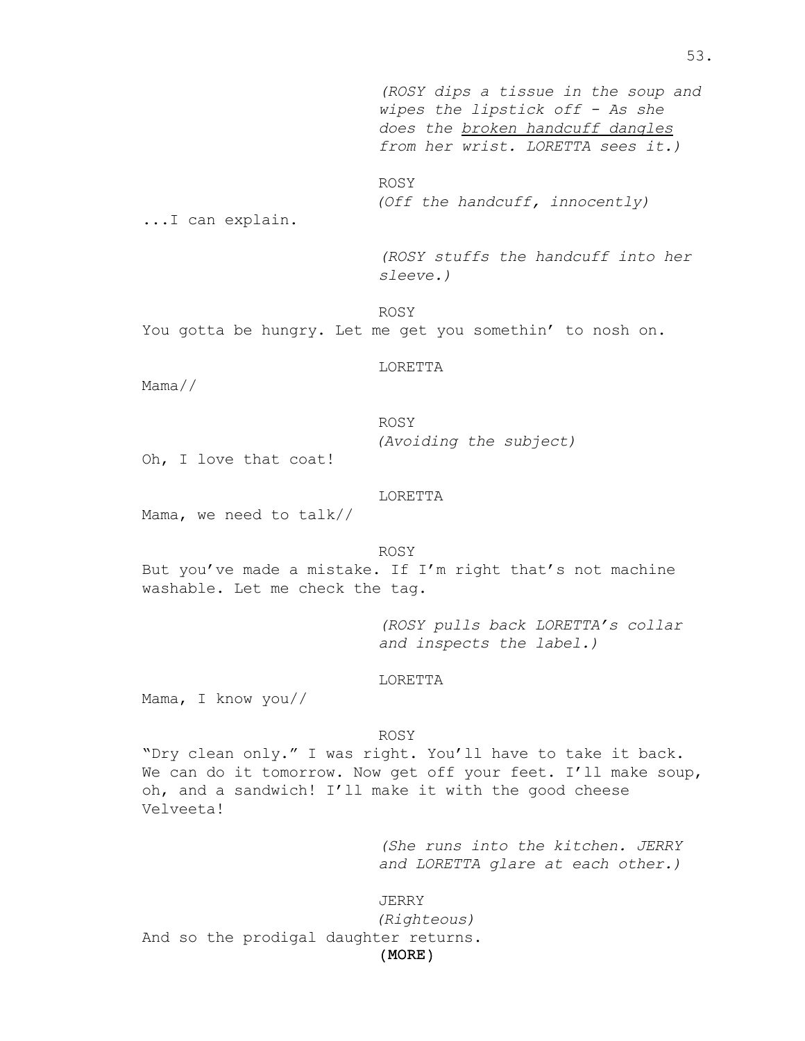*(ROSY dips a tissue in the soup and wipes the lipstick off - As she does the broken handcuff dangles from her wrist. LORETTA sees it.)*

ROSY
*(Off the handcuff, innocently)*
...I can explain.

*(ROSY stuffs the handcuff into her sleeve.)*

ROSY
You gotta be hungry. Let me get you somethin' to nosh on.

LORETTA
Mama//

ROSY
*(Avoiding the subject)*
Oh, I love that coat!

LORETTA
Mama, we need to talk//

ROSY
But you've made a mistake. If I'm right that's not machine washable. Let me check the tag.

*(ROSY pulls back LORETTA's collar and inspects the label.)*

LORETTA
Mama, I know you//

ROSY
"Dry clean only." I was right. You'll have to take it back. We can do it tomorrow. Now get off your feet. I'll make soup, oh, and a sandwich! I'll make it with the good cheese Velveeta!

*(She runs into the kitchen. JERRY and LORETTA glare at each other.)*

JERRY
*(Righteous)*
And so the prodigal daughter returns.
(MORE)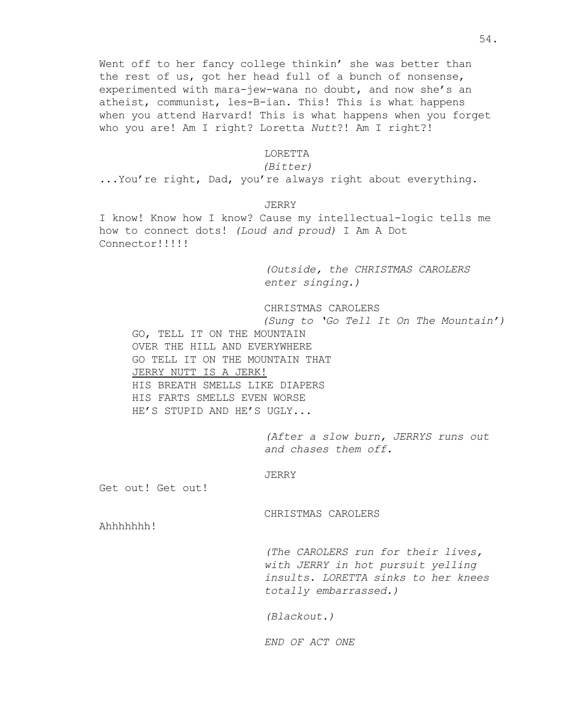Went off to her fancy college thinkin' she was better than the rest of us, got her head full of a bunch of nonsense, experimented with mara-jew-wana no doubt, and now she's an atheist, communist, les-B-ian. This! This is what happens when you attend Harvard! This is what happens when you forget who you are! Am I right? Loretta *Nutt*?! Am I right?!

LORETTA
*(Bitter)*
...You're right, Dad, you're always right about everything.

JERRY
I know! Know how I know? Cause my intellectual-logic tells me how to connect dots! *(Loud and proud)* I Am A Dot Connector!!!!!

*(Outside, the CHRISTMAS CAROLERS enter singing.)*

CHRISTMAS CAROLERS
*(Sung to 'Go Tell It On The Mountain')*

GO, TELL IT ON THE MOUNTAIN
OVER THE HILL AND EVERYWHERE
GO TELL IT ON THE MOUNTAIN THAT
<u>JERRY NUTT IS A JERK!</u>
HIS BREATH SMELLS LIKE DIAPERS
HIS FARTS SMELLS EVEN WORSE
HE'S STUPID AND HE'S UGLY...

*(After a slow burn, JERRYS runs out and chases them off.*

JERRY
Get out! Get out!

CHRISTMAS CAROLERS
Ahhhhhhh!

*(The CAROLERS run for their lives, with JERRY in hot pursuit yelling insults. LORETTA sinks to her knees totally embarrassed.)*

*(Blackout.)*

*END OF ACT ONE*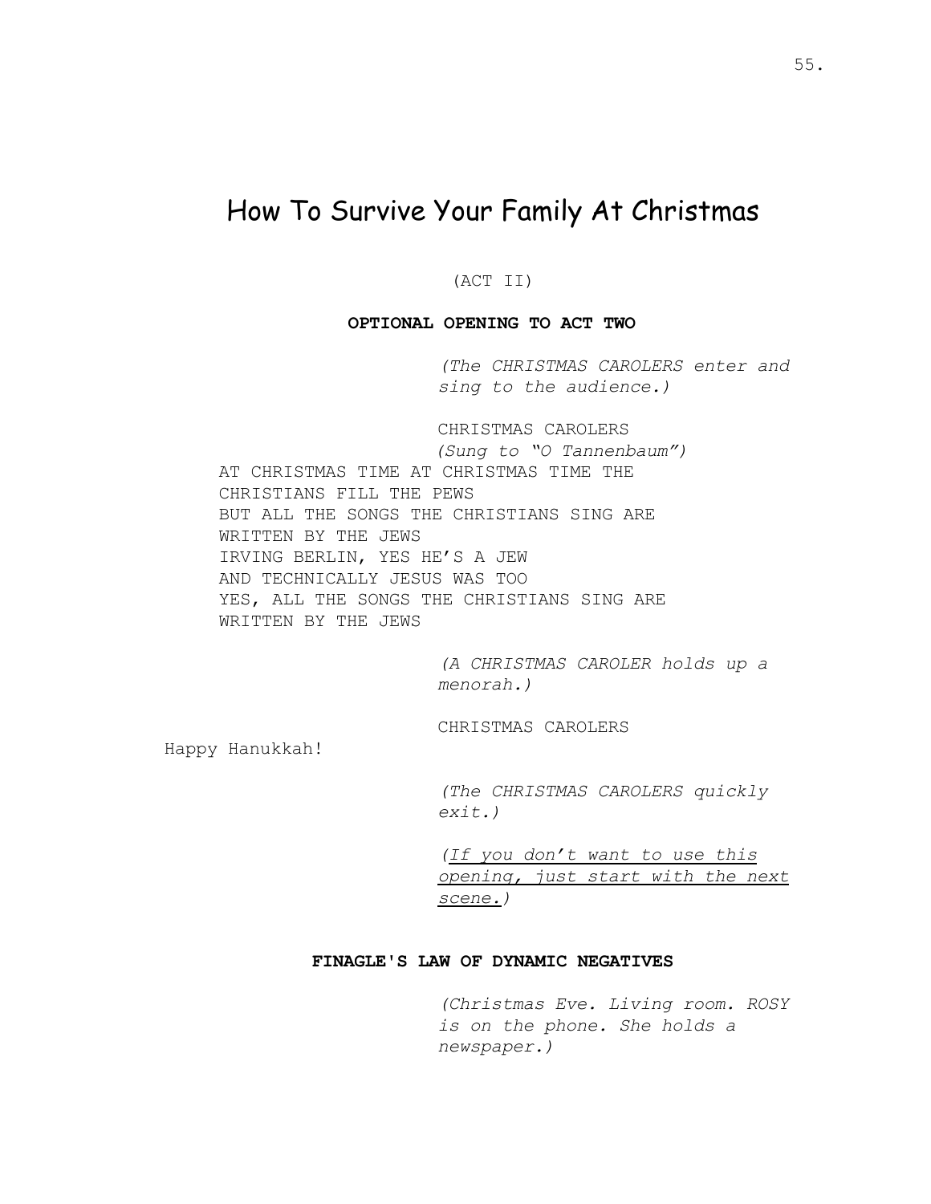# How To Survive Your Family At Christmas

(ACT II)

**OPTIONAL OPENING TO ACT TWO**

*(The CHRISTMAS CAROLERS enter and sing to the audience.)*

CHRISTMAS CAROLERS
*(Sung to "O Tannenbaum")*

AT CHRISTMAS TIME AT CHRISTMAS TIME THE CHRISTIANS FILL THE PEWS
BUT ALL THE SONGS THE CHRISTIANS SING ARE WRITTEN BY THE JEWS
IRVING BERLIN, YES HE'S A JEW
AND TECHNICALLY JESUS WAS TOO
YES, ALL THE SONGS THE CHRISTIANS SING ARE WRITTEN BY THE JEWS

*(A CHRISTMAS CAROLER holds up a menorah.)*

CHRISTMAS CAROLERS

Happy Hanukkah!

*(The CHRISTMAS CAROLERS quickly exit.)*

*(<u>If you don't want to use this opening, just start with the next scene.</u>)*

**FINAGLE'S LAW OF DYNAMIC NEGATIVES**

*(Christmas Eve. Living room. ROSY is on the phone. She holds a newspaper.)*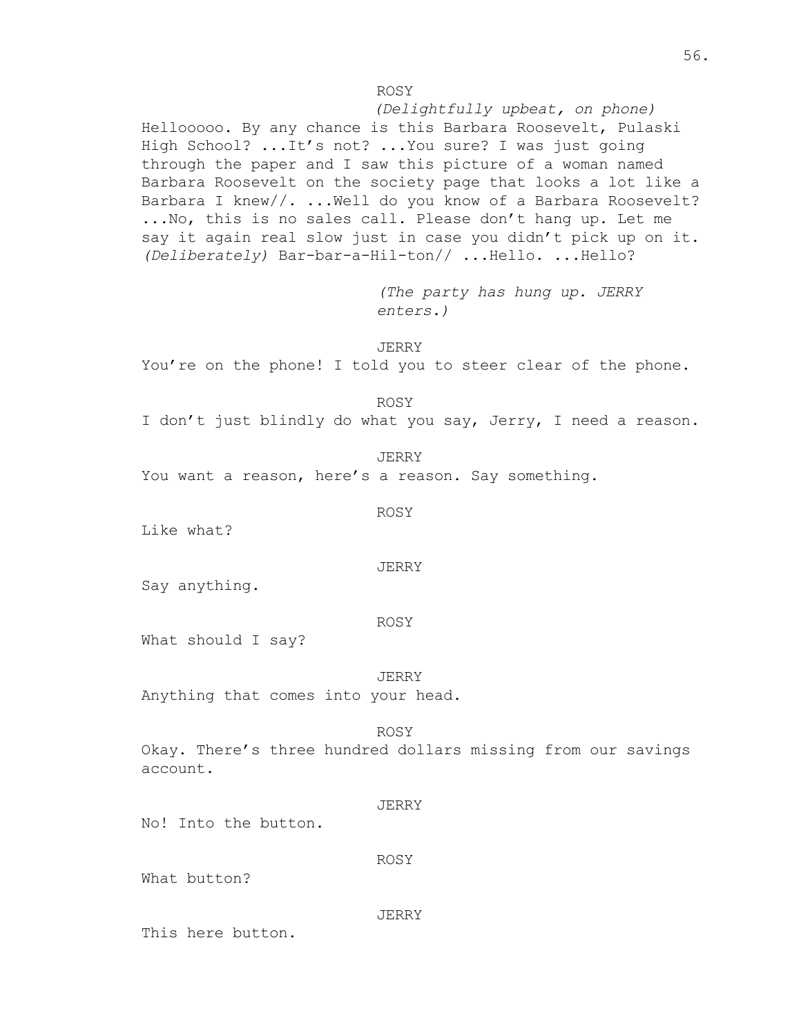ROSY

*(Delightfully upbeat, on phone)*

Hellooooo. By any chance is this Barbara Roosevelt, Pulaski High School? ...It's not? ...You sure? I was just going through the paper and I saw this picture of a woman named Barbara Roosevelt on the society page that looks a lot like a Barbara I knew//. ...Well do you know of a Barbara Roosevelt? ...No, this is no sales call. Please don't hang up. Let me say it again real slow just in case you didn't pick up on it. *(Deliberately)* Bar-bar-a-Hil-ton// ...Hello. ...Hello?

*(The party has hung up. JERRY enters.)*

JERRY

You're on the phone! I told you to steer clear of the phone.

ROSY

I don't just blindly do what you say, Jerry, I need a reason.

JERRY

You want a reason, here's a reason. Say something.

ROSY

Like what?

JERRY

Say anything.

ROSY

What should I say?

JERRY

Anything that comes into your head.

ROSY

Okay. There's three hundred dollars missing from our savings account.

JERRY

No! Into the button.

ROSY

What button?

JERRY

This here button.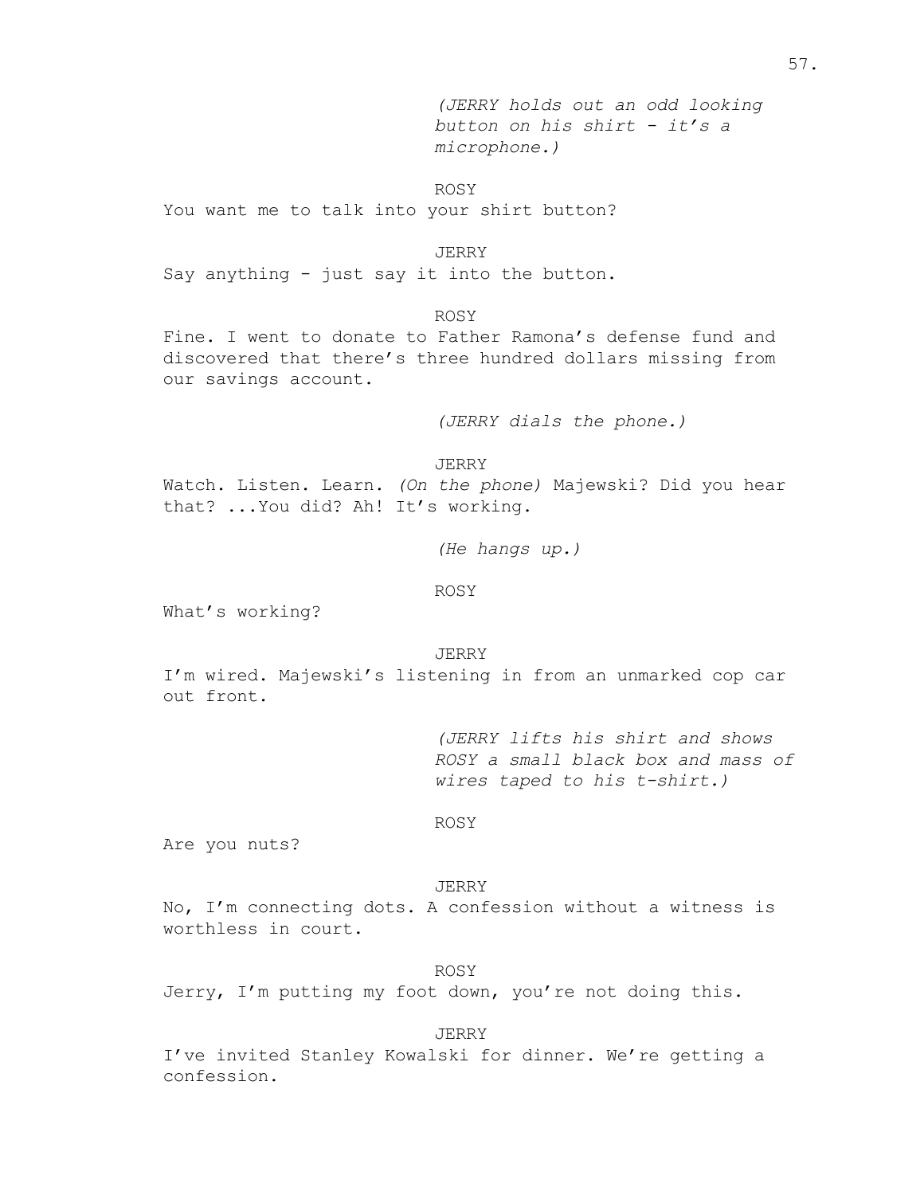*(JERRY holds out an odd looking button on his shirt - it's a microphone.)*

ROSY

You want me to talk into your shirt button?

JERRY

Say anything - just say it into the button.

ROSY

Fine. I went to donate to Father Ramona's defense fund and discovered that there's three hundred dollars missing from our savings account.

*(JERRY dials the phone.)*

JERRY

Watch. Listen. Learn. *(On the phone)* Majewski? Did you hear that? ...You did? Ah! It's working.

*(He hangs up.)*

ROSY

What's working?

JERRY

I'm wired. Majewski's listening in from an unmarked cop car out front.

*(JERRY lifts his shirt and shows ROSY a small black box and mass of wires taped to his t-shirt.)*

ROSY

Are you nuts?

JERRY

No, I'm connecting dots. A confession without a witness is worthless in court.

ROSY

Jerry, I'm putting my foot down, you're not doing this.

JERRY

I've invited Stanley Kowalski for dinner. We're getting a confession.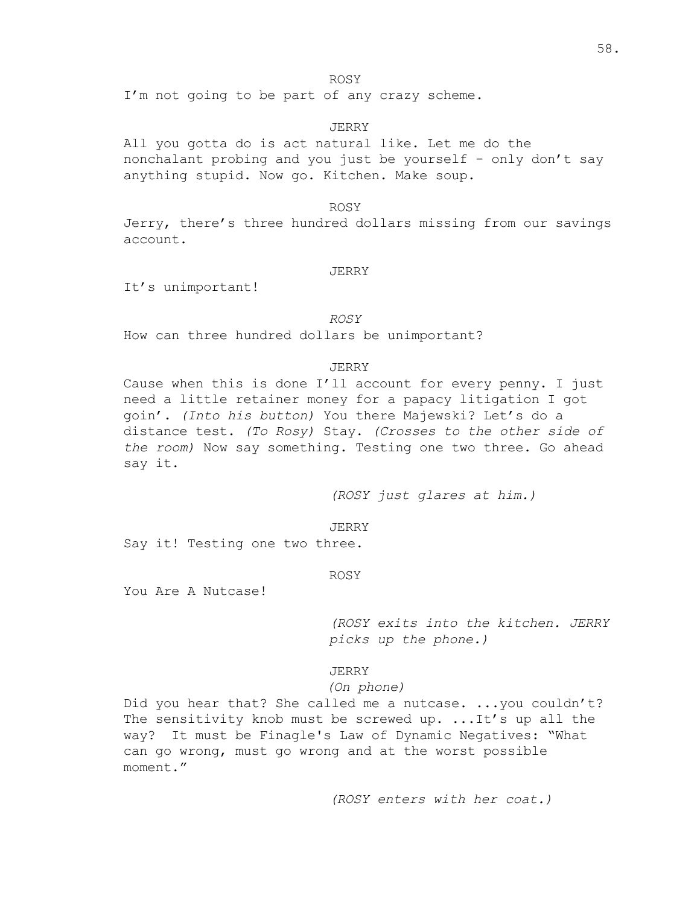ROSY

I'm not going to be part of any crazy scheme.

JERRY

All you gotta do is act natural like. Let me do the nonchalant probing and you just be yourself - only don't say anything stupid. Now go. Kitchen. Make soup.

ROSY

Jerry, there's three hundred dollars missing from our savings account.

JERRY

It's unimportant!

*ROSY*

How can three hundred dollars be unimportant?

JERRY

Cause when this is done I'll account for every penny. I just need a little retainer money for a papacy litigation I got goin'. *(Into his button)* You there Majewski? Let's do a distance test. *(To Rosy)* Stay. *(Crosses to the other side of the room)* Now say something. Testing one two three. Go ahead say it.

*(ROSY just glares at him.)*

JERRY

Say it! Testing one two three.

ROSY

You Are A Nutcase!

*(ROSY exits into the kitchen. JERRY picks up the phone.)*

JERRY

*(On phone)*

Did you hear that? She called me a nutcase. ...you couldn't? The sensitivity knob must be screwed up. ...It's up all the way? It must be Finagle's Law of Dynamic Negatives: "What can go wrong, must go wrong and at the worst possible moment."

*(ROSY enters with her coat.)*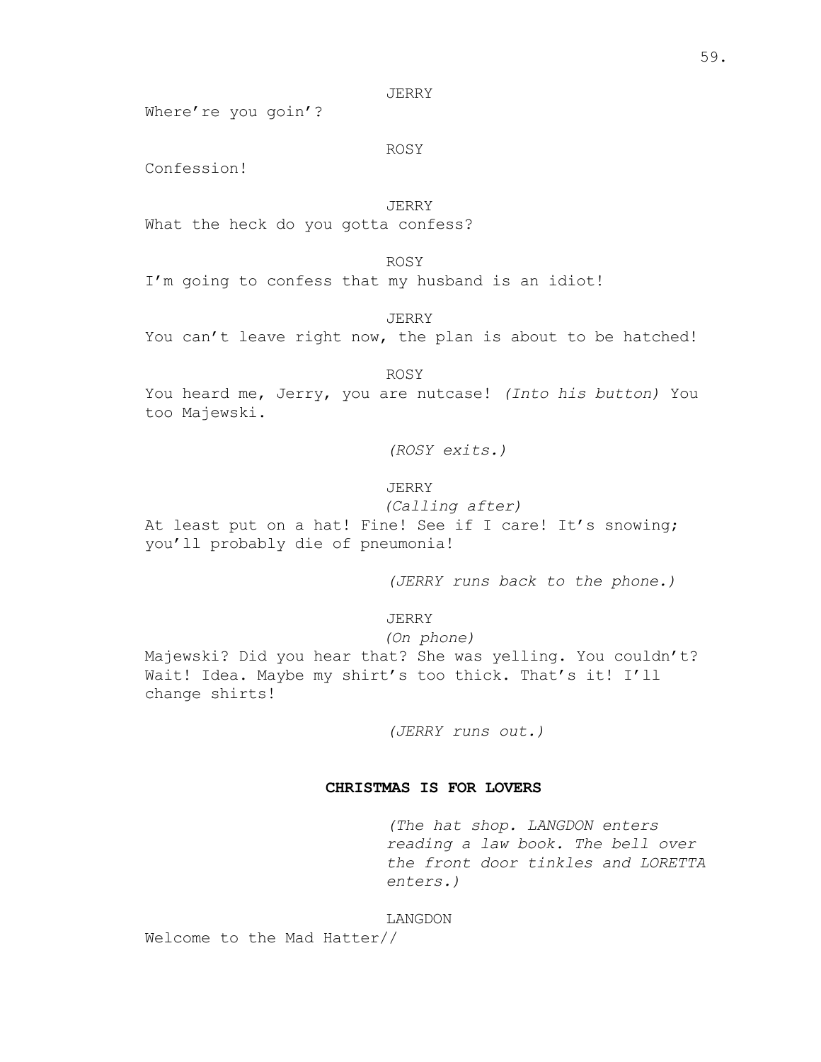JERRY

Where're you goin'?

ROSY

Confession!

JERRY

What the heck do you gotta confess?

ROSY

I'm going to confess that my husband is an idiot!

JERRY

You can't leave right now, the plan is about to be hatched!

ROSY

You heard me, Jerry, you are nutcase! *(Into his button)* You too Majewski.

*(ROSY exits.)*

JERRY

*(Calling after)*

At least put on a hat! Fine! See if I care! It's snowing; you'll probably die of pneumonia!

*(JERRY runs back to the phone.)*

JERRY

*(On phone)*

Majewski? Did you hear that? She was yelling. You couldn't? Wait! Idea. Maybe my shirt's too thick. That's it! I'll change shirts!

*(JERRY runs out.)*

**CHRISTMAS IS FOR LOVERS**

*(The hat shop. LANGDON enters reading a law book. The bell over the front door tinkles and LORETTA enters.)*

LANGDON

Welcome to the Mad Hatter//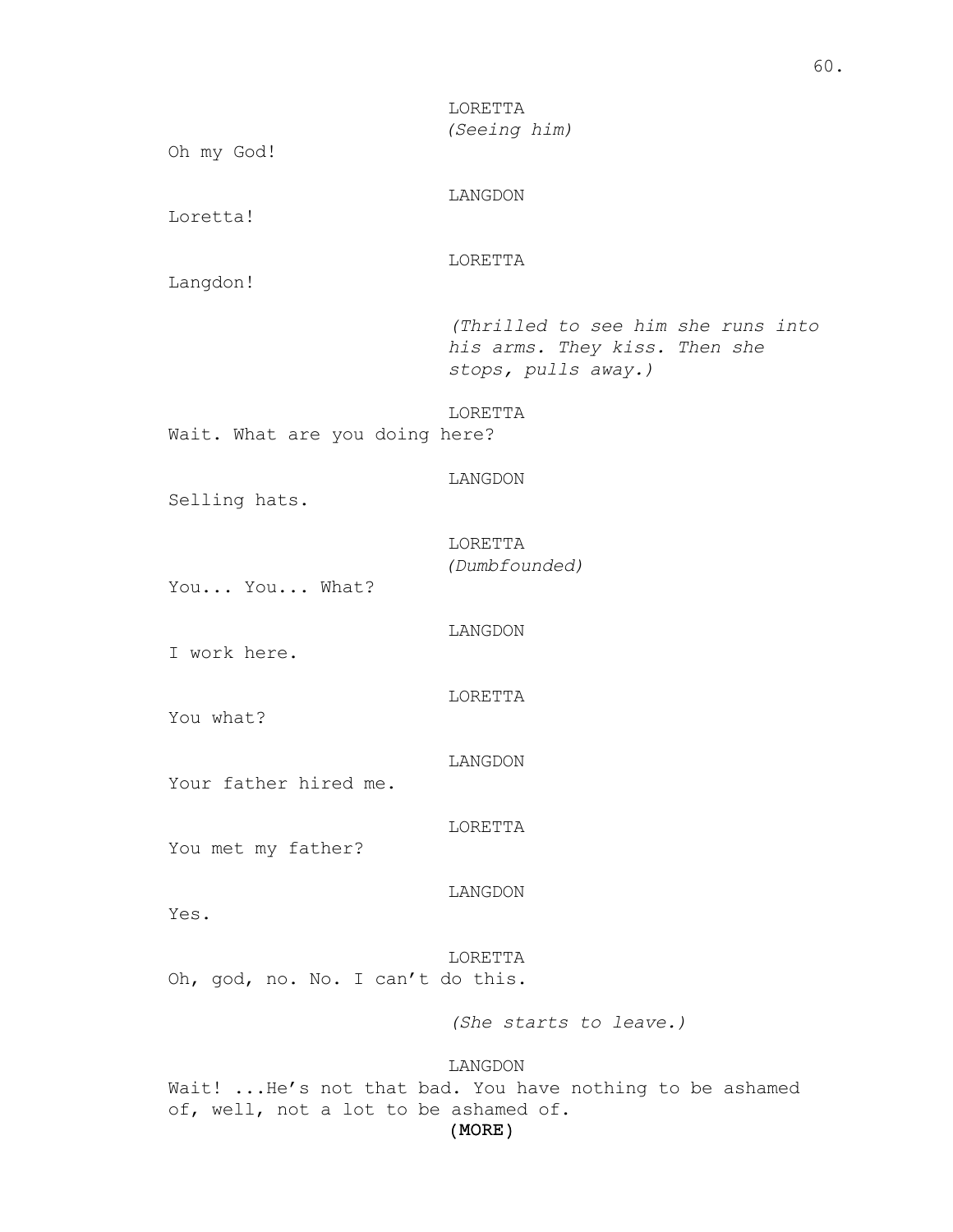LORETTA
*(Seeing him)*

Oh my God!

LANGDON

Loretta!

LORETTA

Langdon!

*(Thrilled to see him she runs into his arms. They kiss. Then she stops, pulls away.)*

LORETTA

Wait. What are you doing here?

LANGDON

Selling hats.

LORETTA
*(Dumbfounded)*

You... You... What?

LANGDON

I work here.

LORETTA

You what?

LANGDON

Your father hired me.

LORETTA

You met my father?

LANGDON

Yes.

LORETTA

Oh, god, no. No. I can't do this.

*(She starts to leave.)*

LANGDON

Wait! ...He's not that bad. You have nothing to be ashamed of, well, not a lot to be ashamed of.

(MORE)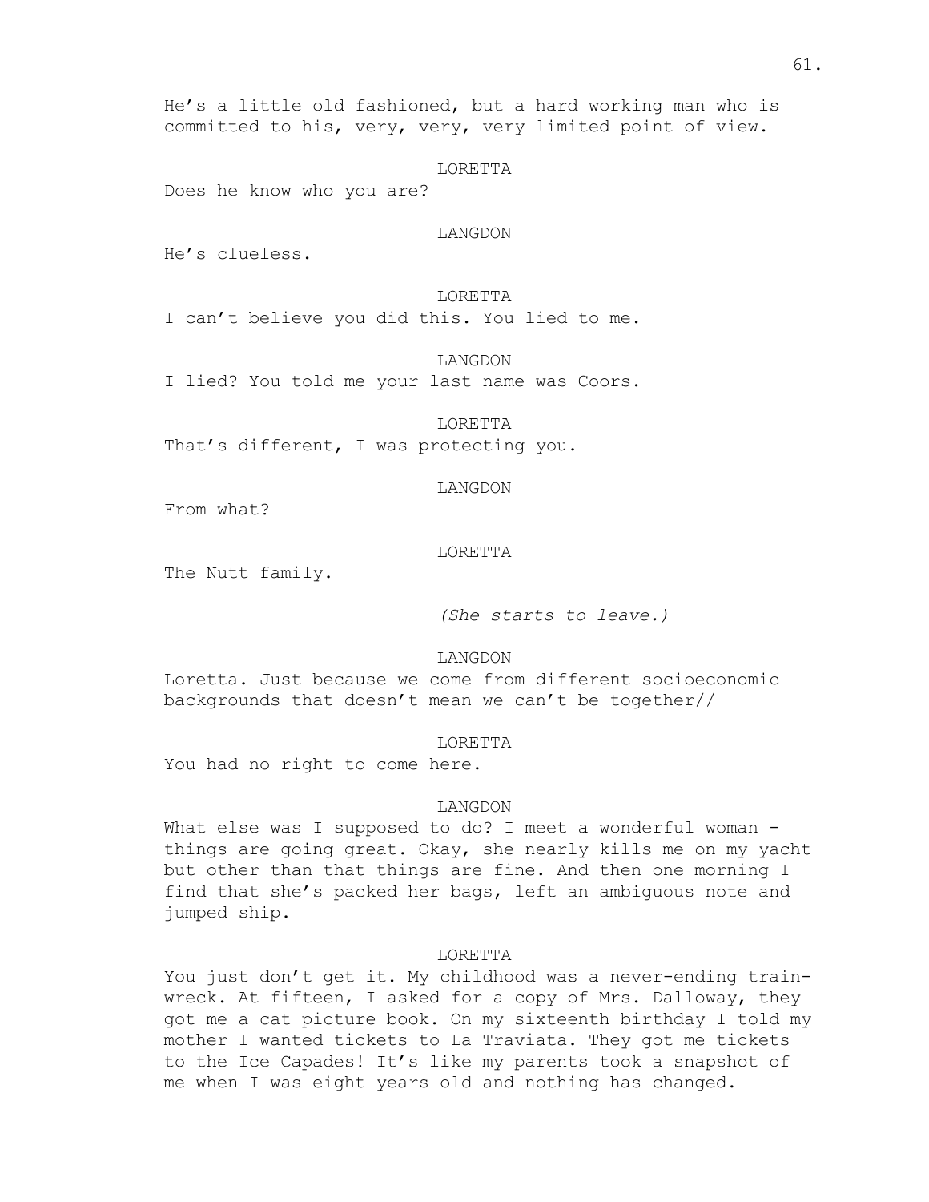He's a little old fashioned, but a hard working man who is committed to his, very, very, very limited point of view.

LORETTA

Does he know who you are?

LANGDON

He's clueless.

LORETTA

I can't believe you did this. You lied to me.

LANGDON

I lied? You told me your last name was Coors.

LORETTA

That's different, I was protecting you.

LANGDON

From what?

LORETTA

The Nutt family.

*(She starts to leave.)*

LANGDON

Loretta. Just because we come from different socioeconomic backgrounds that doesn't mean we can't be together//

LORETTA

You had no right to come here.

LANGDON

What else was I supposed to do? I meet a wonderful woman - things are going great. Okay, she nearly kills me on my yacht but other than that things are fine. And then one morning I find that she's packed her bags, left an ambiguous note and jumped ship.

LORETTA

You just don't get it. My childhood was a never-ending train-wreck. At fifteen, I asked for a copy of Mrs. Dalloway, they got me a cat picture book. On my sixteenth birthday I told my mother I wanted tickets to La Traviata. They got me tickets to the Ice Capades! It's like my parents took a snapshot of me when I was eight years old and nothing has changed.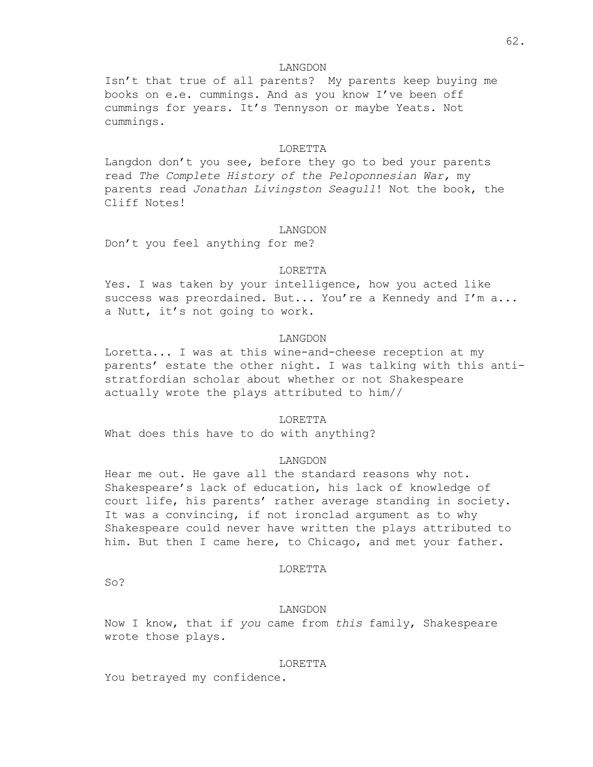LANGDON

Isn't that true of all parents? My parents keep buying me books on e.e. cummings. And as you know I've been off cummings for years. It's Tennyson or maybe Yeats. Not cummings.

LORETTA

Langdon don't you see, before they go to bed your parents read *The Complete History of the Peloponnesian War,* my parents read *Jonathan Livingston Seagull*! Not the book, the Cliff Notes!

LANGDON

Don't you feel anything for me?

LORETTA

Yes. I was taken by your intelligence, how you acted like success was preordained. But... You're a Kennedy and I'm a... a Nutt, it's not going to work.

LANGDON

Loretta... I was at this wine-and-cheese reception at my parents' estate the other night. I was talking with this anti-stratfordian scholar about whether or not Shakespeare actually wrote the plays attributed to him//

LORETTA

What does this have to do with anything?

LANGDON

Hear me out. He gave all the standard reasons why not. Shakespeare's lack of education, his lack of knowledge of court life, his parents' rather average standing in society. It was a convincing, if not ironclad argument as to why Shakespeare could never have written the plays attributed to him. But then I came here, to Chicago, and met your father.

LORETTA

So?

LANGDON

Now I know, that if *you* came from *this* family, Shakespeare wrote those plays.

LORETTA

You betrayed my confidence.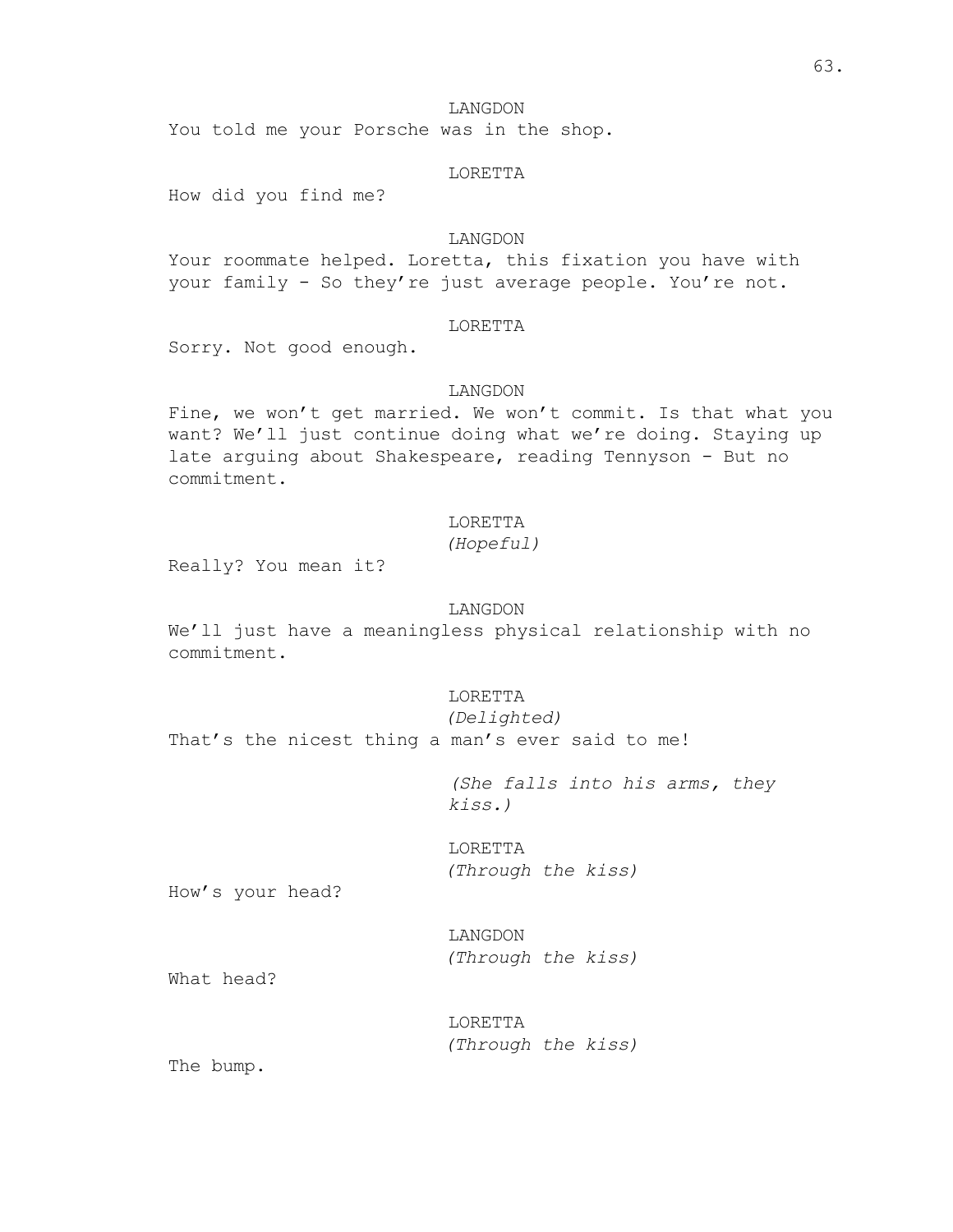LANGDON

You told me your Porsche was in the shop.

LORETTA

How did you find me?

LANGDON

Your roommate helped. Loretta, this fixation you have with your family - So they're just average people. You're not.

LORETTA

Sorry. Not good enough.

LANGDON

Fine, we won't get married. We won't commit. Is that what you want? We'll just continue doing what we're doing. Staying up late arguing about Shakespeare, reading Tennyson - But no commitment.

LORETTA

*(Hopeful)*

Really? You mean it?

LANGDON

We'll just have a meaningless physical relationship with no commitment.

LORETTA

*(Delighted)*

That's the nicest thing a man's ever said to me!

*(She falls into his arms, they kiss.)*

LORETTA

*(Through the kiss)*

How's your head?

LANGDON

*(Through the kiss)*

What head?

LORETTA

*(Through the kiss)*

The bump.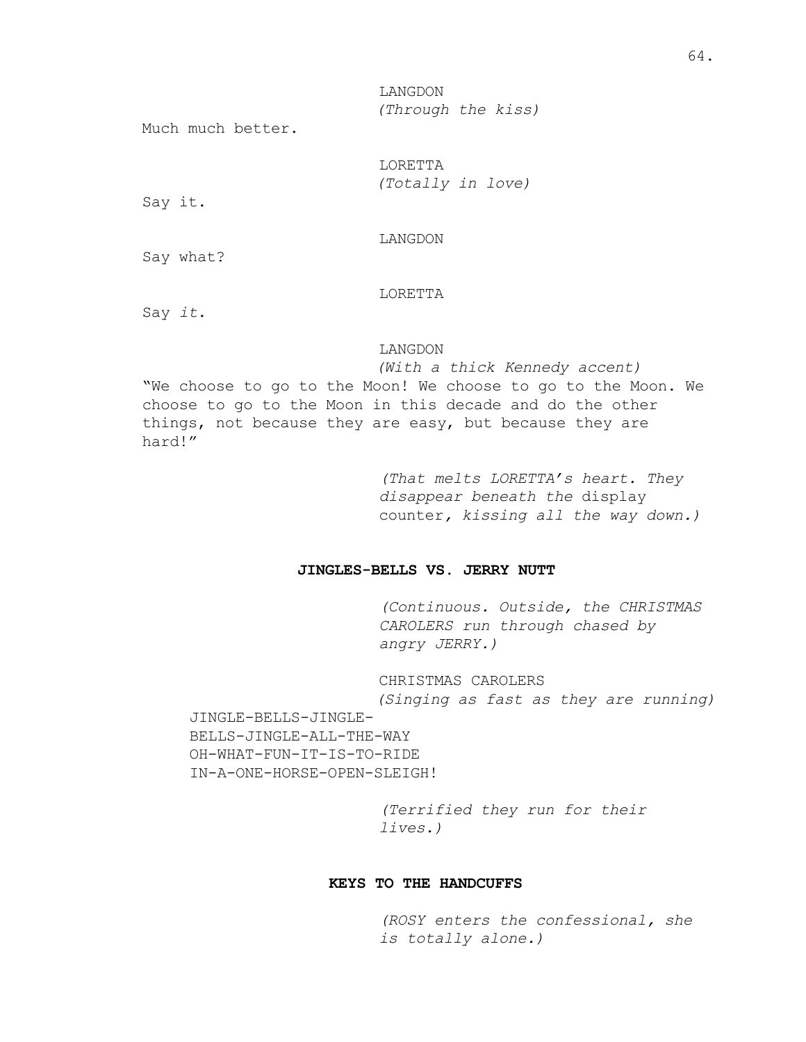LANGDON
*(Through the kiss)*

Much much better.

LORETTA
*(Totally in love)*

Say it.

LANGDON

Say what?

LORETTA

Say *it*.

LANGDON
*(With a thick Kennedy accent)*

"We choose to go to the Moon! We choose to go to the Moon. We choose to go to the Moon in this decade and do the other things, not because they are easy, but because they are hard!"

*(That melts LORETTA's heart. They disappear beneath the* display counter*, kissing all the way down.)*

**JINGLES-BELLS VS. JERRY NUTT**

*(Continuous. Outside, the CHRISTMAS CAROLERS run through chased by angry JERRY.)*

CHRISTMAS CAROLERS
*(Singing as fast as they are running)*

JINGLE-BELLS-JINGLE-
BELLS-JINGLE-ALL-THE-WAY
OH-WHAT-FUN-IT-IS-TO-RIDE
IN-A-ONE-HORSE-OPEN-SLEIGH!

*(Terrified they run for their lives.)*

**KEYS TO THE HANDCUFFS**

*(ROSY enters the confessional, she is totally alone.)*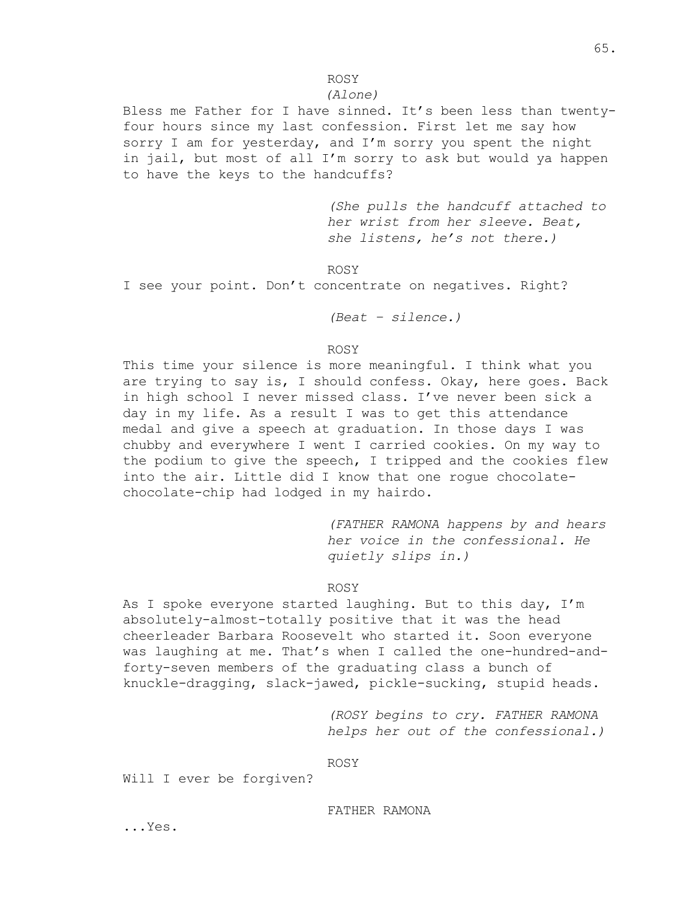ROSY

*(Alone)*

Bless me Father for I have sinned. It's been less than twenty-four hours since my last confession. First let me say how sorry I am for yesterday, and I'm sorry you spent the night in jail, but most of all I'm sorry to ask but would ya happen to have the keys to the handcuffs?

*(She pulls the handcuff attached to her wrist from her sleeve. Beat, she listens, he's not there.)*

ROSY

I see your point. Don't concentrate on negatives. Right?

*(Beat – silence.)*

ROSY

This time your silence is more meaningful. I think what you are trying to say is, I should confess. Okay, here goes. Back in high school I never missed class. I've never been sick a day in my life. As a result I was to get this attendance medal and give a speech at graduation. In those days I was chubby and everywhere I went I carried cookies. On my way to the podium to give the speech, I tripped and the cookies flew into the air. Little did I know that one rogue chocolate-chocolate-chip had lodged in my hairdo.

*(FATHER RAMONA happens by and hears her voice in the confessional. He quietly slips in.)*

ROSY

As I spoke everyone started laughing. But to this day, I'm absolutely-almost-totally positive that it was the head cheerleader Barbara Roosevelt who started it. Soon everyone was laughing at me. That's when I called the one-hundred-and-forty-seven members of the graduating class a bunch of knuckle-dragging, slack-jawed, pickle-sucking, stupid heads.

*(ROSY begins to cry. FATHER RAMONA helps her out of the confessional.)*

ROSY

Will I ever be forgiven?

FATHER RAMONA

...Yes.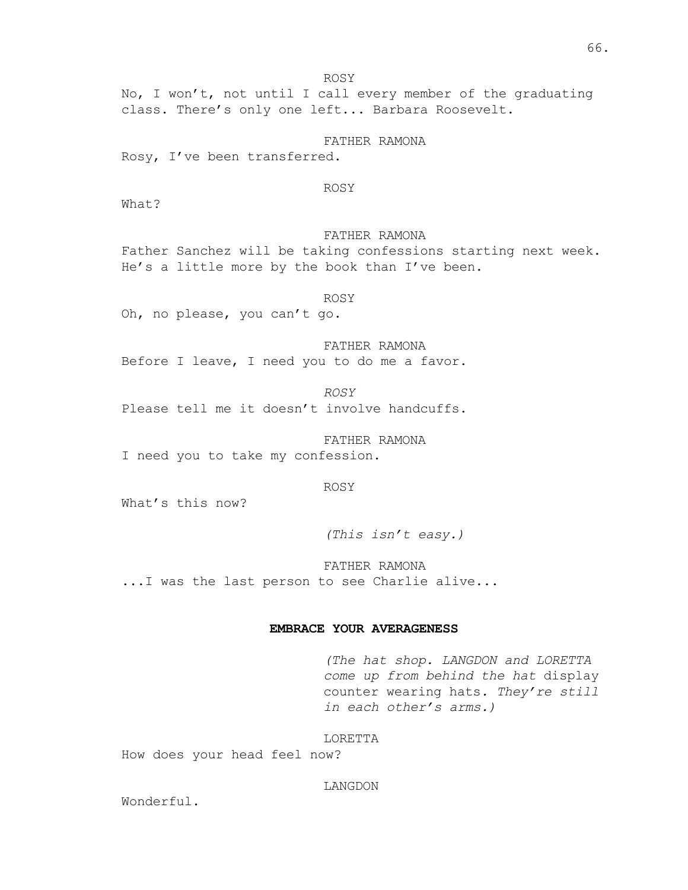ROSY

No, I won't, not until I call every member of the graduating class. There's only one left... Barbara Roosevelt.

FATHER RAMONA

Rosy, I've been transferred.

ROSY

What?

FATHER RAMONA

Father Sanchez will be taking confessions starting next week. He's a little more by the book than I've been.

ROSY

Oh, no please, you can't go.

FATHER RAMONA

Before I leave, I need you to do me a favor.

*ROSY*

Please tell me it doesn't involve handcuffs.

FATHER RAMONA

I need you to take my confession.

ROSY

What's this now?

*(This isn't easy.)*

FATHER RAMONA

...I was the last person to see Charlie alive...

**EMBRACE YOUR AVERAGENESS**

*(The hat shop. LANGDON and LORETTA come up from behind the hat* display counter wearing hats*. They're still in each other's arms.)*

LORETTA

How does your head feel now?

LANGDON

Wonderful.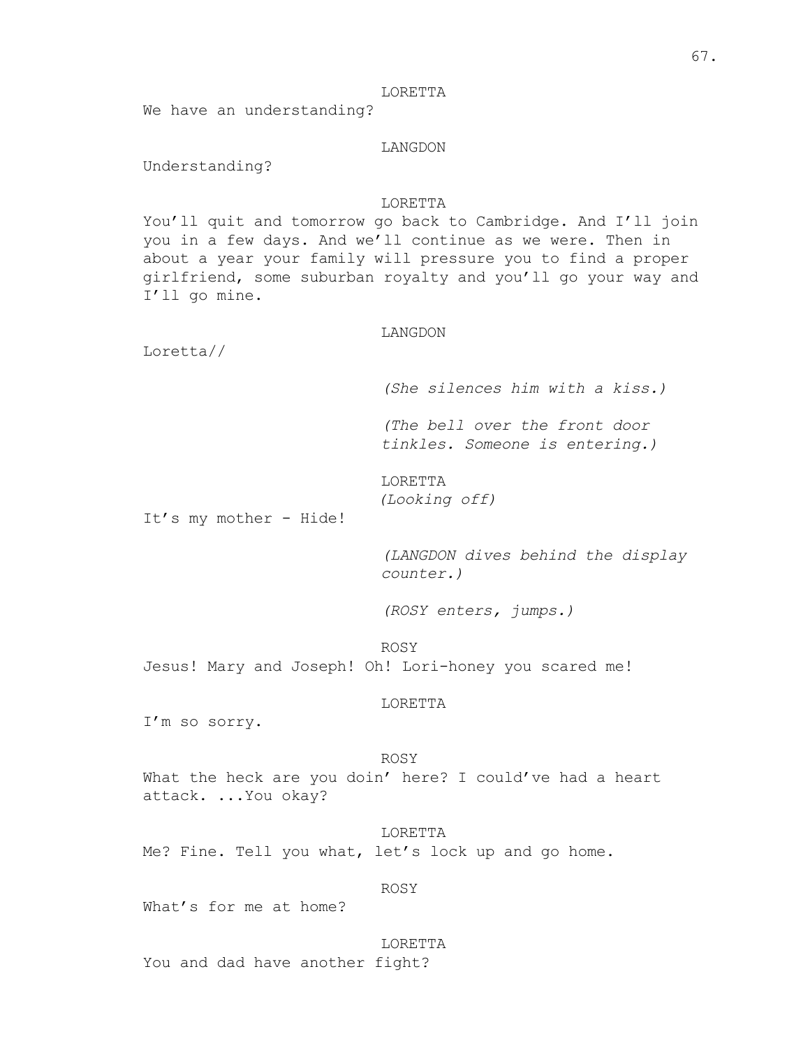LORETTA

We have an understanding?

LANGDON

Understanding?

LORETTA

You'll quit and tomorrow go back to Cambridge. And I'll join you in a few days. And we'll continue as we were. Then in about a year your family will pressure you to find a proper girlfriend, some suburban royalty and you'll go your way and I'll go mine.

LANGDON

Loretta//

*(She silences him with a kiss.)*

*(The bell over the front door tinkles. Someone is entering.)*

LORETTA
*(Looking off)*

It's my mother - Hide!

*(LANGDON dives behind the display counter.)*

*(ROSY enters, jumps.)*

ROSY

Jesus! Mary and Joseph! Oh! Lori-honey you scared me!

LORETTA

I'm so sorry.

ROSY

What the heck are you doin' here? I could've had a heart attack. ...You okay?

LORETTA

Me? Fine. Tell you what, let's lock up and go home.

ROSY

What's for me at home?

LORETTA

You and dad have another fight?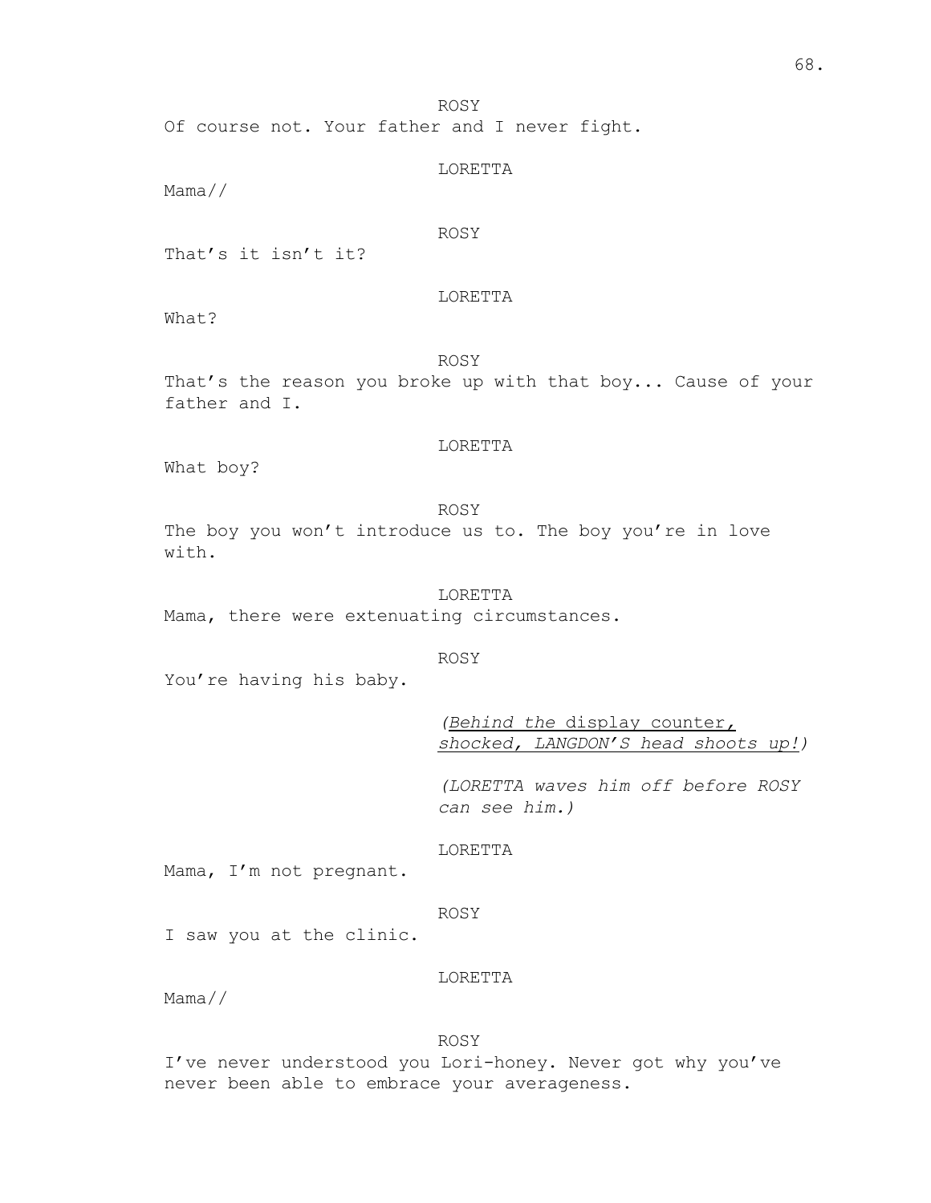ROSY

Of course not. Your father and I never fight.

LORETTA

Mama//

ROSY

That's it isn't it?

LORETTA

What?

ROSY

That's the reason you broke up with that boy... Cause of your father and I.

LORETTA

What boy?

ROSY

The boy you won't introduce us to. The boy you're in love with.

LORETTA

Mama, there were extenuating circumstances.

ROSY

You're having his baby.

*(Behind the display counter, shocked, LANGDON'S head shoots up!)*

*(LORETTA waves him off before ROSY can see him.)*

LORETTA

Mama, I'm not pregnant.

ROSY

I saw you at the clinic.

LORETTA

Mama//

ROSY

I've never understood you Lori-honey. Never got why you've never been able to embrace your averageness.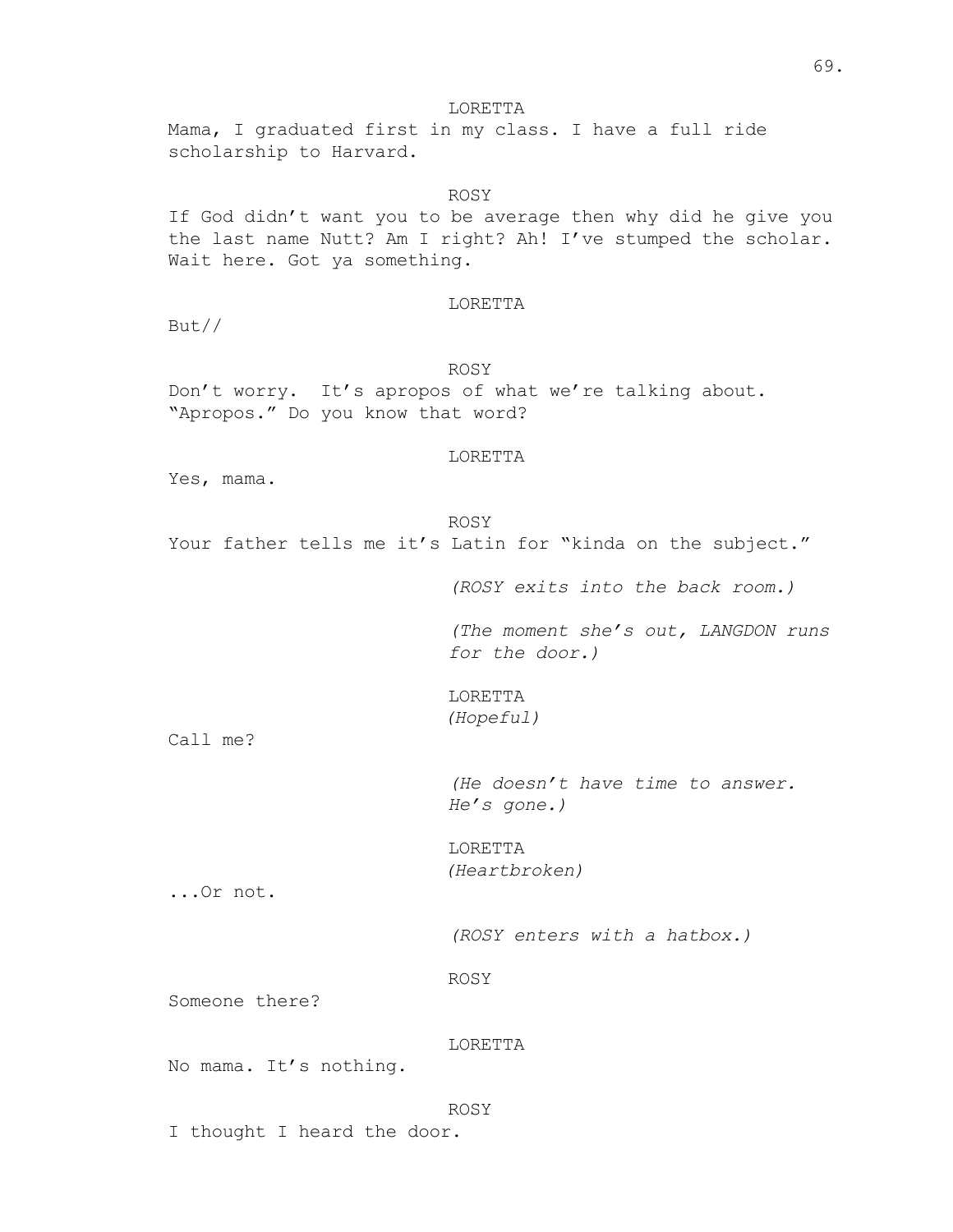LORETTA

Mama, I graduated first in my class. I have a full ride scholarship to Harvard.

ROSY

If God didn't want you to be average then why did he give you the last name Nutt? Am I right? Ah! I've stumped the scholar. Wait here. Got ya something.

LORETTA

But//

ROSY

Don't worry. It's apropos of what we're talking about. "Apropos." Do you know that word?

LORETTA

Yes, mama.

ROSY

Your father tells me it's Latin for "kinda on the subject."

*(ROSY exits into the back room.)*

*(The moment she's out, LANGDON runs for the door.)*

LORETTA
*(Hopeful)*

Call me?

*(He doesn't have time to answer. He's gone.)*

LORETTA
*(Heartbroken)*

...Or not.

*(ROSY enters with a hatbox.)*

ROSY

Someone there?

LORETTA

No mama. It's nothing.

ROSY

I thought I heard the door.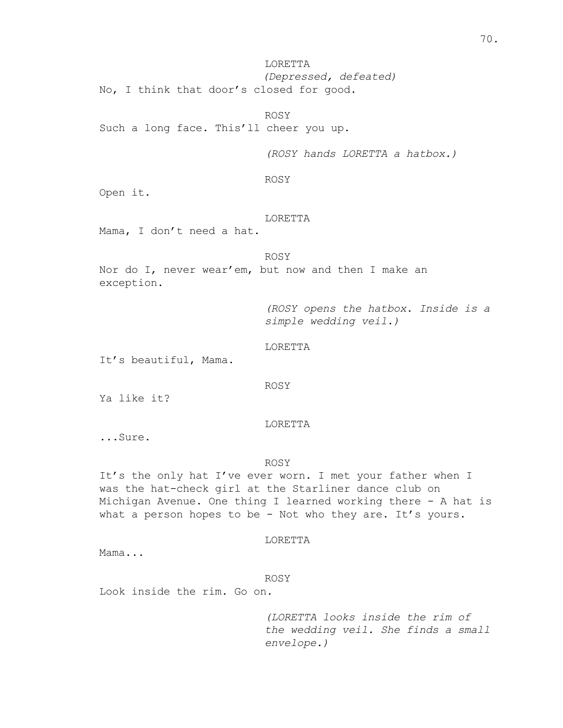LORETTA

*(Depressed, defeated)*

No, I think that door's closed for good.

ROSY

Such a long face. This'll cheer you up.

*(ROSY hands LORETTA a hatbox.)*

ROSY

Open it.

LORETTA

Mama, I don't need a hat.

ROSY

Nor do I, never wear'em, but now and then I make an exception.

*(ROSY opens the hatbox. Inside is a simple wedding veil.)*

LORETTA

It's beautiful, Mama.

ROSY

Ya like it?

LORETTA

...Sure.

ROSY

It's the only hat I've ever worn. I met your father when I was the hat-check girl at the Starliner dance club on Michigan Avenue. One thing I learned working there - A hat is what a person hopes to be - Not who they are. It's yours.

LORETTA

Mama...

ROSY

Look inside the rim. Go on.

*(LORETTA looks inside the rim of the wedding veil. She finds a small envelope.)*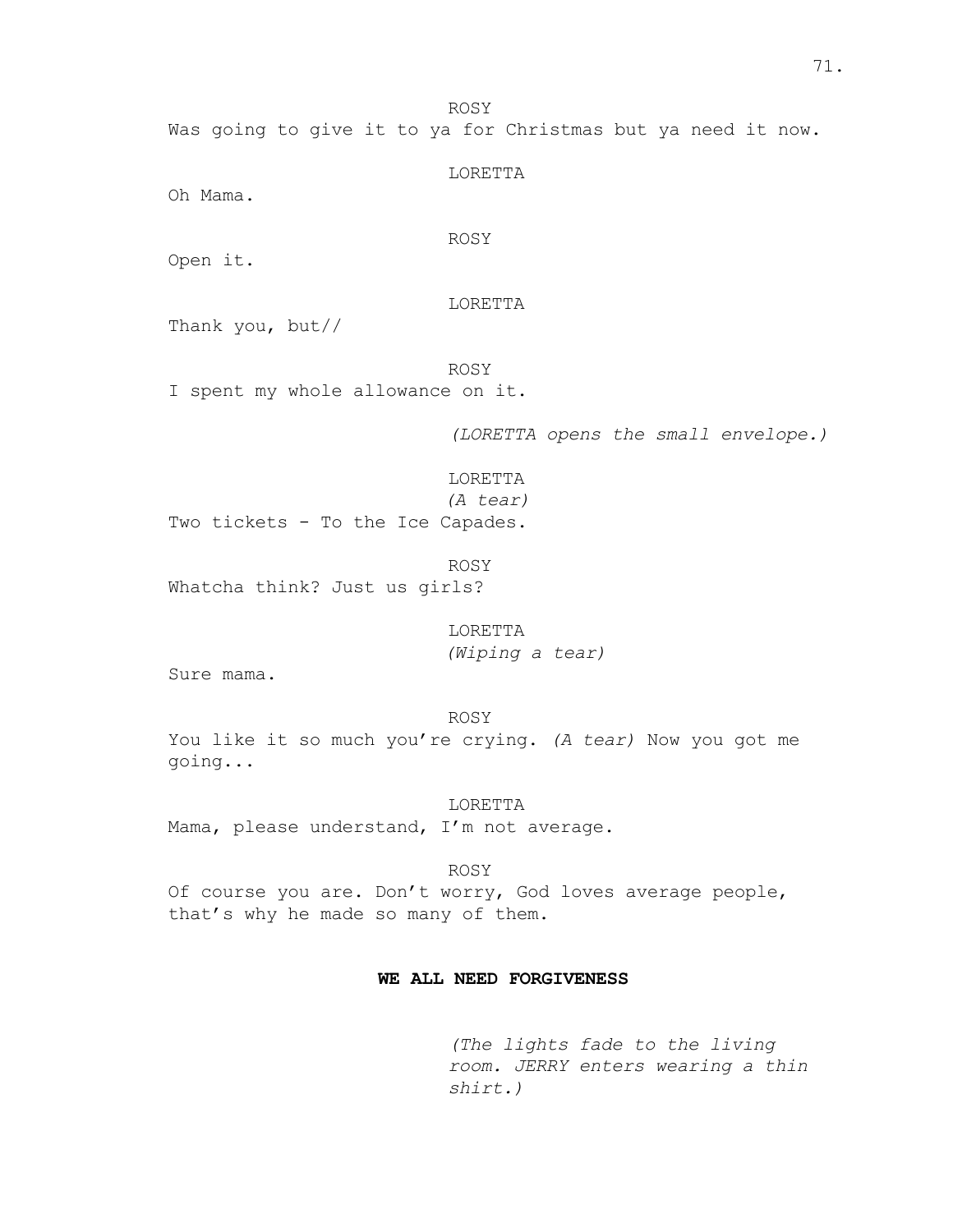ROSY

Was going to give it to ya for Christmas but ya need it now.

LORETTA

Oh Mama.

ROSY

Open it.

LORETTA

Thank you, but//

ROSY

I spent my whole allowance on it.

*(LORETTA opens the small envelope.)*

LORETTA

*(A tear)*

Two tickets - To the Ice Capades.

ROSY

Whatcha think? Just us girls?

LORETTA

*(Wiping a tear)*

Sure mama.

ROSY

You like it so much you're crying. *(A tear)* Now you got me going...

LORETTA

Mama, please understand, I'm not average.

ROSY

Of course you are. Don't worry, God loves average people, that's why he made so many of them.

**WE ALL NEED FORGIVENESS**

*(The lights fade to the living room. JERRY enters wearing a thin shirt.)*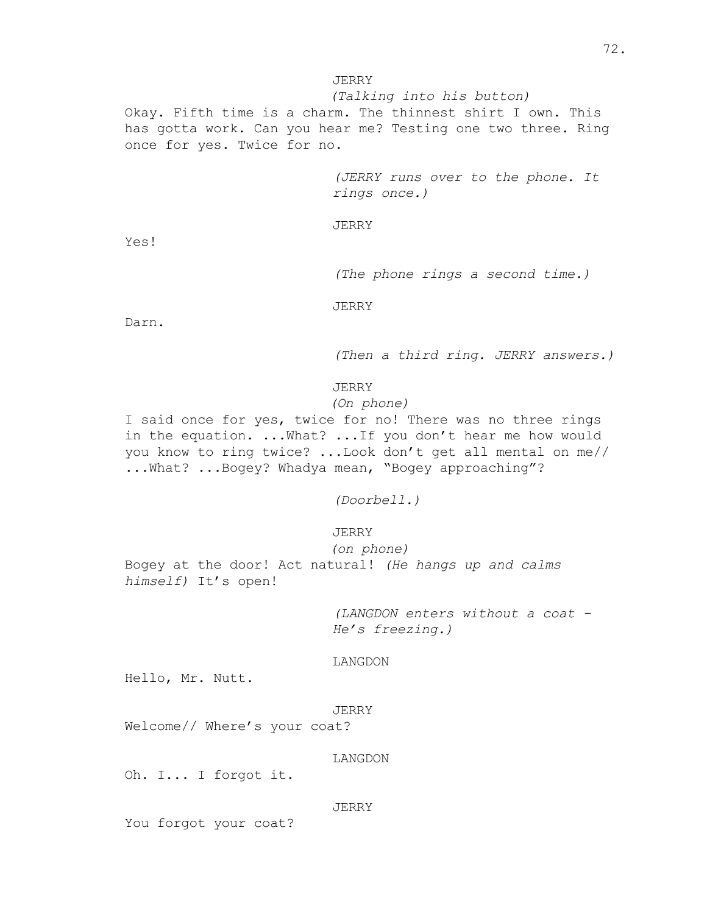JERRY

*(Talking into his button)*

Okay. Fifth time is a charm. The thinnest shirt I own. This has gotta work. Can you hear me? Testing one two three. Ring once for yes. Twice for no.

*(JERRY runs over to the phone. It rings once.)*

JERRY

Yes!

*(The phone rings a second time.)*

JERRY

Darn.

*(Then a third ring. JERRY answers.)*

JERRY

*(On phone)*

I said once for yes, twice for no! There was no three rings in the equation. ...What? ...If you don't hear me how would you know to ring twice? ...Look don't get all mental on me// ...What? ...Bogey? Whadya mean, "Bogey approaching"?

*(Doorbell.)*

JERRY

*(on phone)*

Bogey at the door! Act natural! *(He hangs up and calms himself)* It's open!

*(LANGDON enters without a coat - He's freezing.)*

LANGDON

Hello, Mr. Nutt.

JERRY

Welcome// Where's your coat?

LANGDON

Oh. I... I forgot it.

JERRY

You forgot your coat?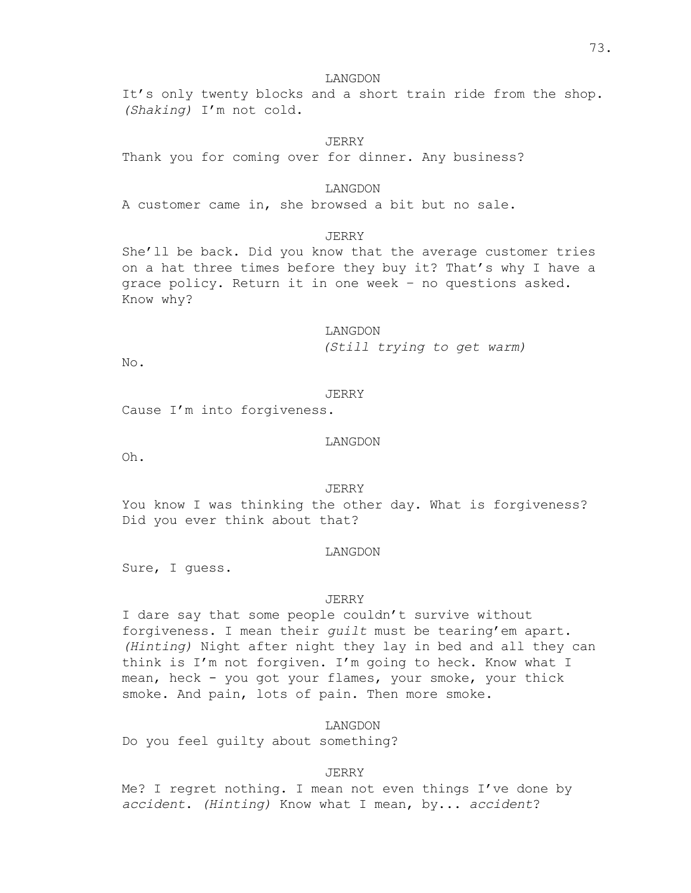LANGDON

It's only twenty blocks and a short train ride from the shop. *(Shaking)* I'm not cold.

JERRY

Thank you for coming over for dinner. Any business?

LANGDON

A customer came in, she browsed a bit but no sale.

JERRY

She'll be back. Did you know that the average customer tries on a hat three times before they buy it? That's why I have a grace policy. Return it in one week – no questions asked. Know why?

LANGDON

*(Still trying to get warm)*

No.

JERRY

Cause I'm into forgiveness.

LANGDON

Oh.

JERRY

You know I was thinking the other day. What is forgiveness? Did you ever think about that?

LANGDON

Sure, I guess.

JERRY

I dare say that some people couldn't survive without forgiveness. I mean their *guilt* must be tearing'em apart. *(Hinting)* Night after night they lay in bed and all they can think is I'm not forgiven. I'm going to heck. Know what I mean, heck - you got your flames, your smoke, your thick smoke. And pain, lots of pain. Then more smoke.

LANGDON

Do you feel guilty about something?

JERRY

Me? I regret nothing. I mean not even things I've done by *accident*. *(Hinting)* Know what I mean, by... *accident*?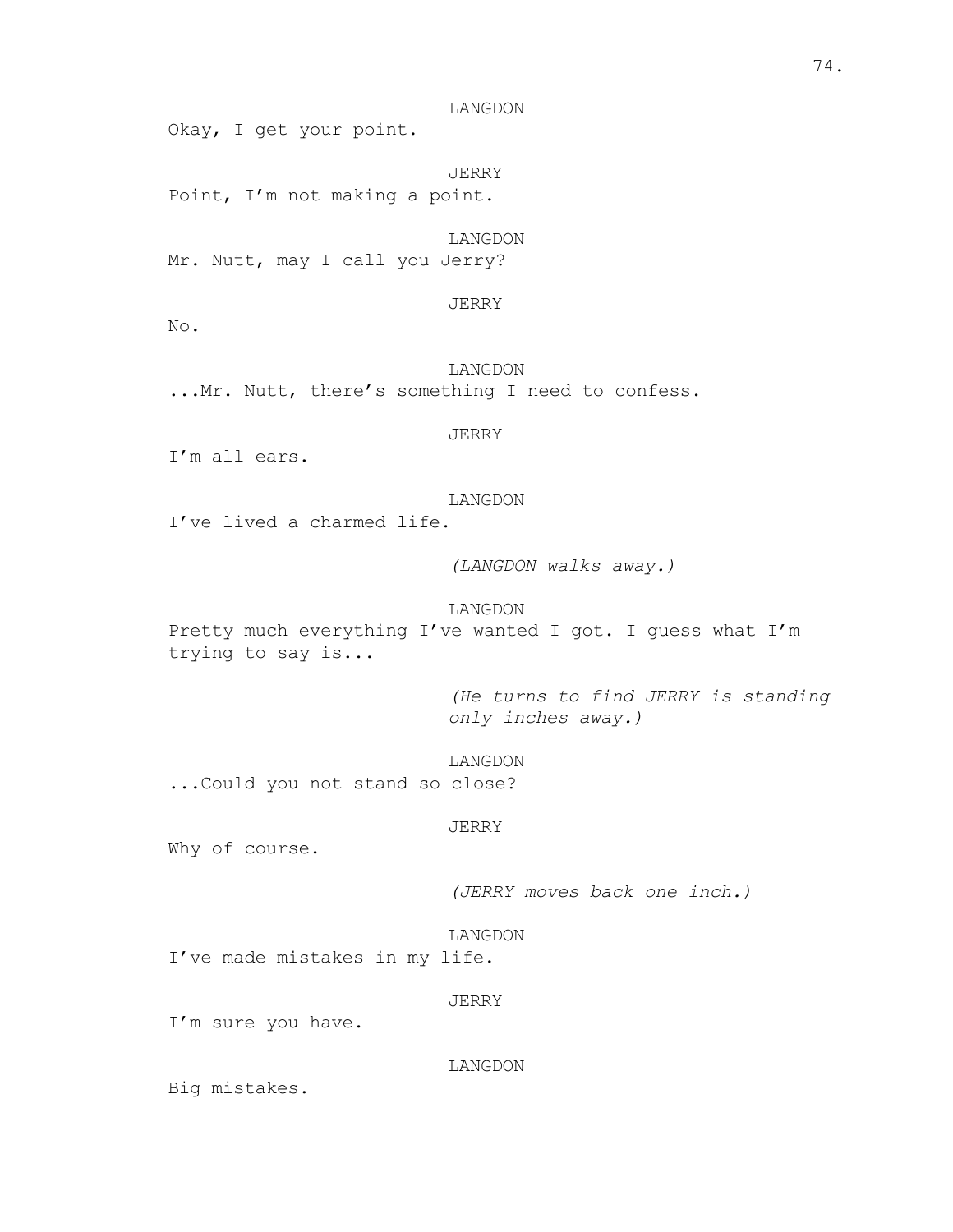LANGDON

Okay, I get your point.

JERRY

Point, I'm not making a point.

LANGDON

Mr. Nutt, may I call you Jerry?

JERRY

No.

LANGDON

...Mr. Nutt, there's something I need to confess.

JERRY

I'm all ears.

LANGDON

I've lived a charmed life.

*(LANGDON walks away.)*

LANGDON

Pretty much everything I've wanted I got. I guess what I'm trying to say is...

*(He turns to find JERRY is standing only inches away.)*

LANGDON

...Could you not stand so close?

JERRY

Why of course.

*(JERRY moves back one inch.)*

LANGDON

I've made mistakes in my life.

JERRY

I'm sure you have.

LANGDON

Big mistakes.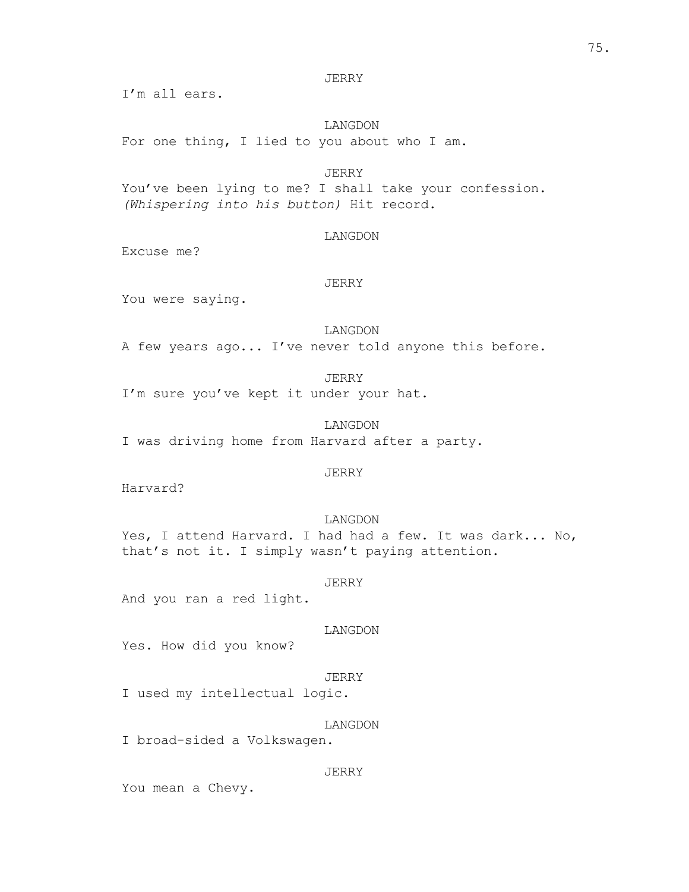JERRY

I'm all ears.

LANGDON

For one thing, I lied to you about who I am.

JERRY

You've been lying to me? I shall take your confession. *(Whispering into his button)* Hit record.

LANGDON

Excuse me?

JERRY

You were saying.

LANGDON

A few years ago... I've never told anyone this before.

JERRY

I'm sure you've kept it under your hat.

LANGDON

I was driving home from Harvard after a party.

JERRY

Harvard?

LANGDON

Yes, I attend Harvard. I had had a few. It was dark... No, that's not it. I simply wasn't paying attention.

JERRY

And you ran a red light.

LANGDON

Yes. How did you know?

JERRY

I used my intellectual logic.

LANGDON

I broad-sided a Volkswagen.

JERRY

You mean a Chevy.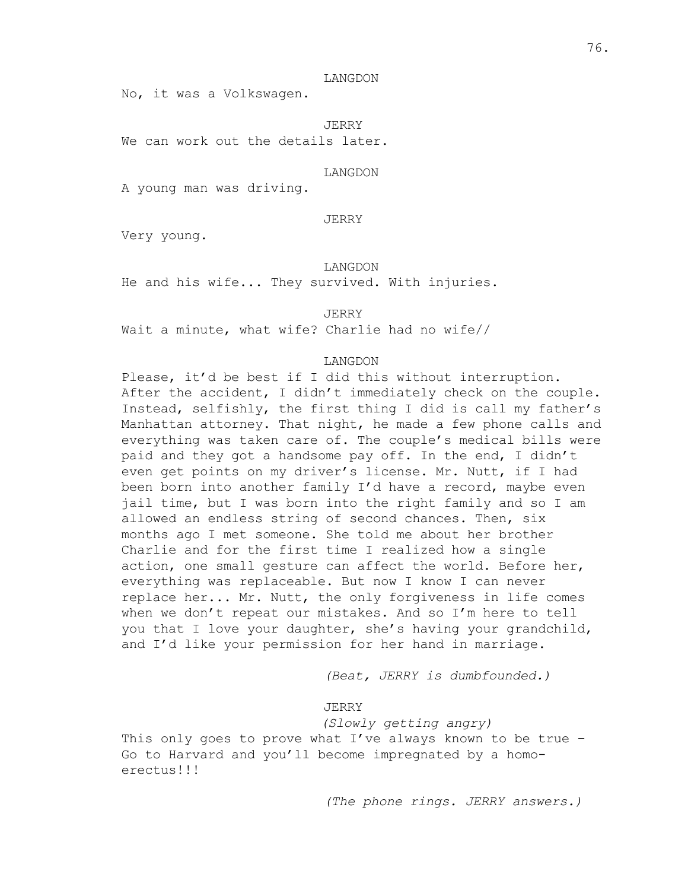LANGDON

No, it was a Volkswagen.

JERRY

We can work out the details later.

LANGDON

A young man was driving.

JERRY

Very young.

LANGDON

He and his wife... They survived. With injuries.

JERRY

Wait a minute, what wife? Charlie had no wife//

LANGDON

Please, it'd be best if I did this without interruption. After the accident, I didn't immediately check on the couple. Instead, selfishly, the first thing I did is call my father's Manhattan attorney. That night, he made a few phone calls and everything was taken care of. The couple's medical bills were paid and they got a handsome pay off. In the end, I didn't even get points on my driver's license. Mr. Nutt, if I had been born into another family I'd have a record, maybe even jail time, but I was born into the right family and so I am allowed an endless string of second chances. Then, six months ago I met someone. She told me about her brother Charlie and for the first time I realized how a single action, one small gesture can affect the world. Before her, everything was replaceable. But now I know I can never replace her... Mr. Nutt, the only forgiveness in life comes when we don't repeat our mistakes. And so I'm here to tell you that I love your daughter, she's having your grandchild, and I'd like your permission for her hand in marriage.

*(Beat, JERRY is dumbfounded.)*

JERRY

*(Slowly getting angry)*

This only goes to prove what I've always known to be true – Go to Harvard and you'll become impregnated by a homo-erectus!!!

*(The phone rings. JERRY answers.)*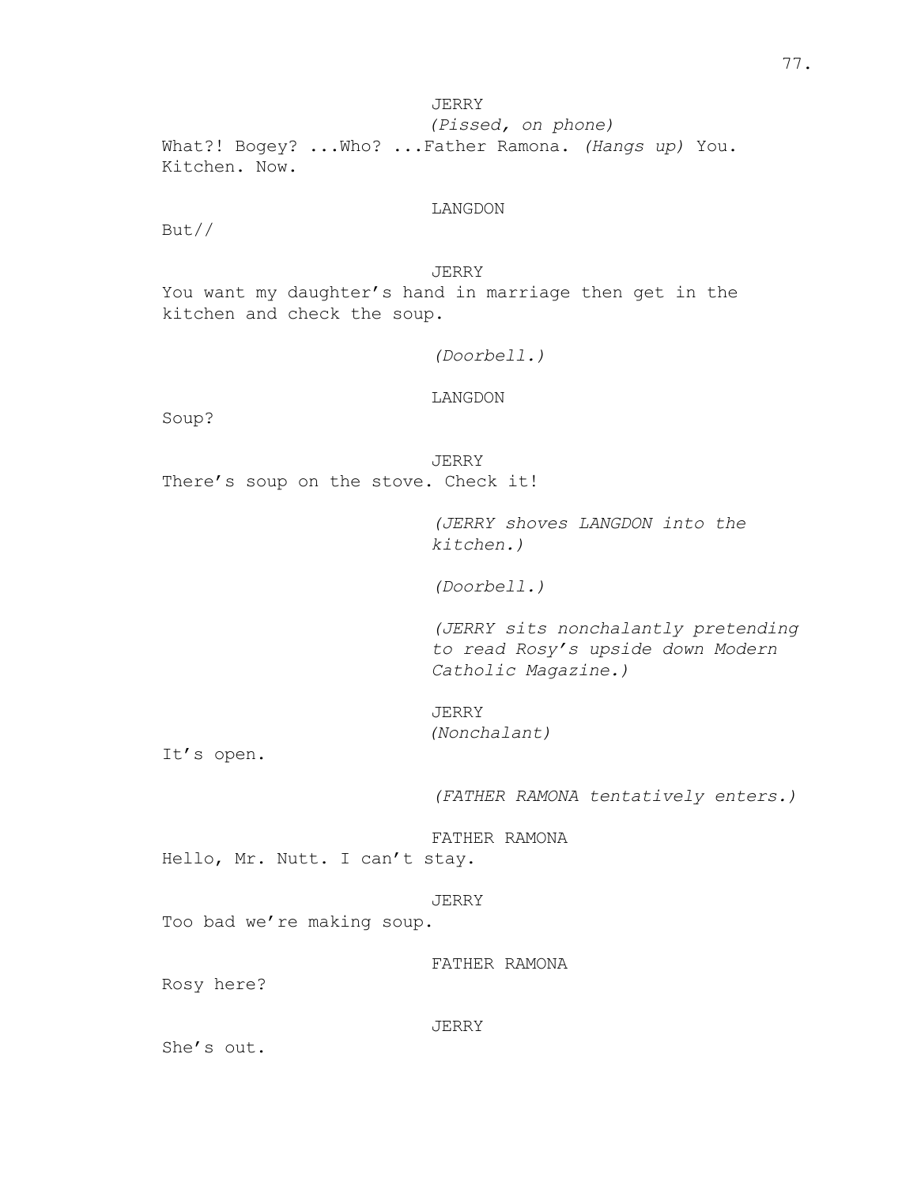JERRY
*(Pissed, on phone)*
What?! Bogey? ...Who? ...Father Ramona. *(Hangs up)* You. Kitchen. Now.

LANGDON
But//

JERRY
You want my daughter's hand in marriage then get in the kitchen and check the soup.

*(Doorbell.)*

LANGDON
Soup?

JERRY
There's soup on the stove. Check it!

*(JERRY shoves LANGDON into the kitchen.)*

*(Doorbell.)*

*(JERRY sits nonchalantly pretending to read Rosy's upside down Modern Catholic Magazine.)*

JERRY
*(Nonchalant)*
It's open.

*(FATHER RAMONA tentatively enters.)*

FATHER RAMONA
Hello, Mr. Nutt. I can't stay.

JERRY
Too bad we're making soup.

FATHER RAMONA
Rosy here?

JERRY
She's out.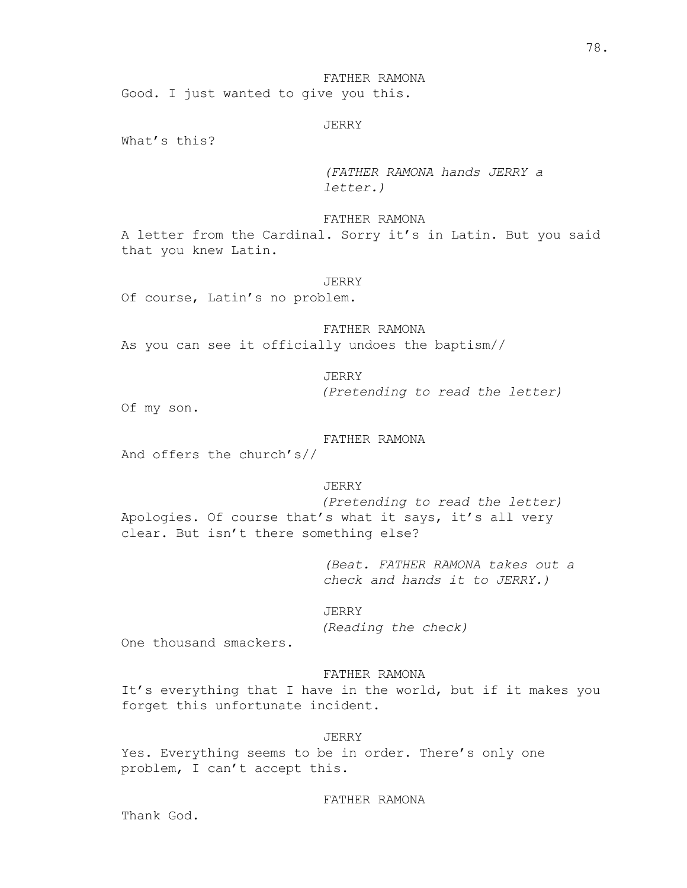FATHER RAMONA

Good. I just wanted to give you this.

JERRY

What's this?

*(FATHER RAMONA hands JERRY a letter.)*

FATHER RAMONA

A letter from the Cardinal. Sorry it's in Latin. But you said that you knew Latin.

JERRY

Of course, Latin's no problem.

FATHER RAMONA

As you can see it officially undoes the baptism//

JERRY

*(Pretending to read the letter)*

Of my son.

FATHER RAMONA

And offers the church's//

JERRY

*(Pretending to read the letter)*

Apologies. Of course that's what it says, it's all very clear. But isn't there something else?

*(Beat. FATHER RAMONA takes out a check and hands it to JERRY.)*

JERRY

*(Reading the check)*

One thousand smackers.

FATHER RAMONA

It's everything that I have in the world, but if it makes you forget this unfortunate incident.

JERRY

Yes. Everything seems to be in order. There's only one problem, I can't accept this.

FATHER RAMONA

Thank God.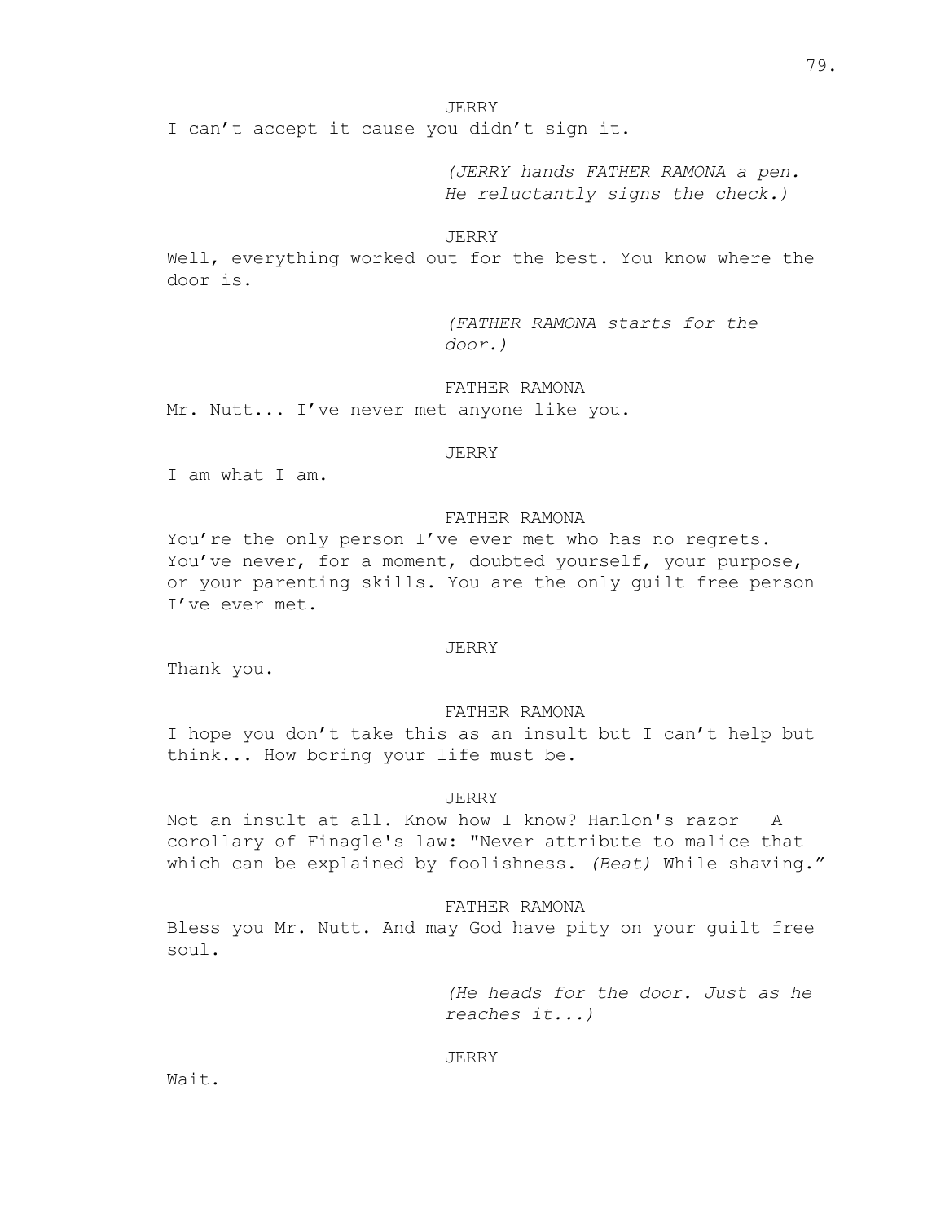JERRY

I can't accept it cause you didn't sign it.

*(JERRY hands FATHER RAMONA a pen. He reluctantly signs the check.)*

JERRY

Well, everything worked out for the best. You know where the door is.

*(FATHER RAMONA starts for the door.)*

FATHER RAMONA

Mr. Nutt... I've never met anyone like you.

JERRY

I am what I am.

FATHER RAMONA

You're the only person I've ever met who has no regrets. You've never, for a moment, doubted yourself, your purpose, or your parenting skills. You are the only guilt free person I've ever met.

JERRY

Thank you.

FATHER RAMONA

I hope you don't take this as an insult but I can't help but think... How boring your life must be.

JERRY

Not an insult at all. Know how I know? Hanlon's razor — A corollary of Finagle's law: "Never attribute to malice that which can be explained by foolishness. *(Beat)* While shaving."

FATHER RAMONA

Bless you Mr. Nutt. And may God have pity on your guilt free soul.

*(He heads for the door. Just as he reaches it...)*

JERRY

Wait.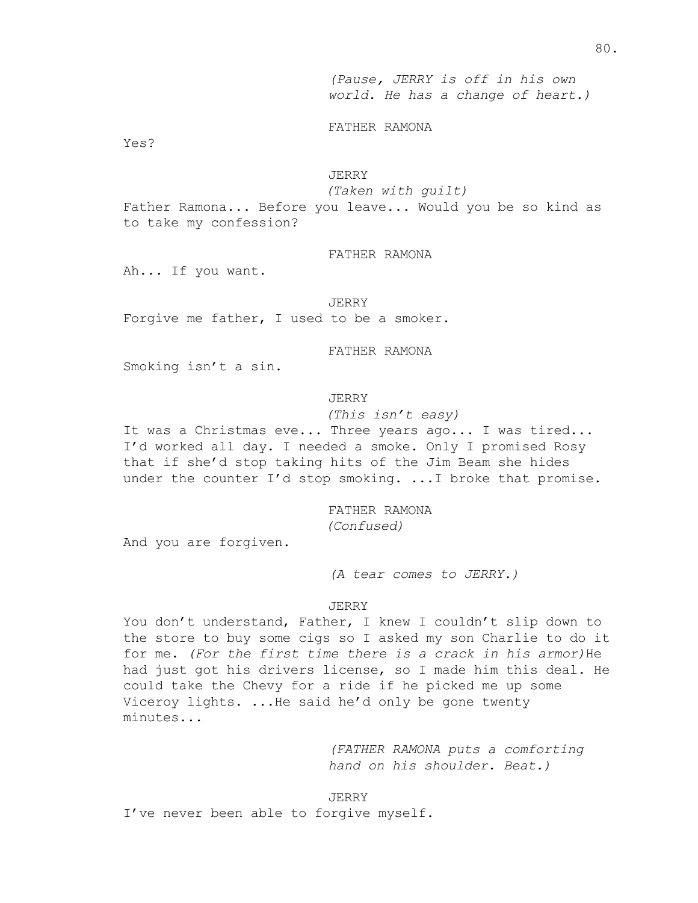*(Pause, JERRY is off in his own world. He has a change of heart.)*

FATHER RAMONA

Yes?

JERRY

*(Taken with guilt)*

Father Ramona... Before you leave... Would you be so kind as to take my confession?

FATHER RAMONA

Ah... If you want.

JERRY

Forgive me father, I used to be a smoker.

FATHER RAMONA

Smoking isn't a sin.

JERRY

*(This isn't easy)*

It was a Christmas eve... Three years ago... I was tired... I'd worked all day. I needed a smoke. Only I promised Rosy that if she'd stop taking hits of the Jim Beam she hides under the counter I'd stop smoking. ...I broke that promise.

FATHER RAMONA

*(Confused)*

And you are forgiven.

*(A tear comes to JERRY.)*

JERRY

You don't understand, Father, I knew I couldn't slip down to the store to buy some cigs so I asked my son Charlie to do it for me. *(For the first time there is a crack in his armor)* He had just got his drivers license, so I made him this deal. He could take the Chevy for a ride if he picked me up some Viceroy lights. ...He said he'd only be gone twenty minutes...

*(FATHER RAMONA puts a comforting hand on his shoulder. Beat.)*

JERRY

I've never been able to forgive myself.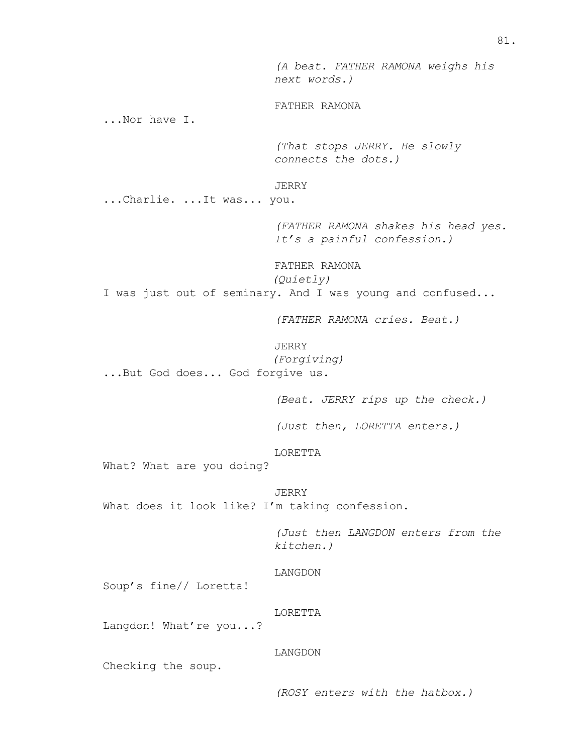*(A beat. FATHER RAMONA weighs his next words.)*

FATHER RAMONA

...Nor have I.

*(That stops JERRY. He slowly connects the dots.)*

JERRY

...Charlie. ...It was... you.

*(FATHER RAMONA shakes his head yes. It's a painful confession.)*

FATHER RAMONA

*(Quietly)*

I was just out of seminary. And I was young and confused...

*(FATHER RAMONA cries. Beat.)*

JERRY

*(Forgiving)*

...But God does... God forgive us.

*(Beat. JERRY rips up the check.)*

*(Just then, LORETTA enters.)*

LORETTA

What? What are you doing?

JERRY

What does it look like? I'm taking confession.

*(Just then LANGDON enters from the kitchen.)*

LANGDON

Soup's fine// Loretta!

LORETTA

Langdon! What're you...?

LANGDON

Checking the soup.

*(ROSY enters with the hatbox.)*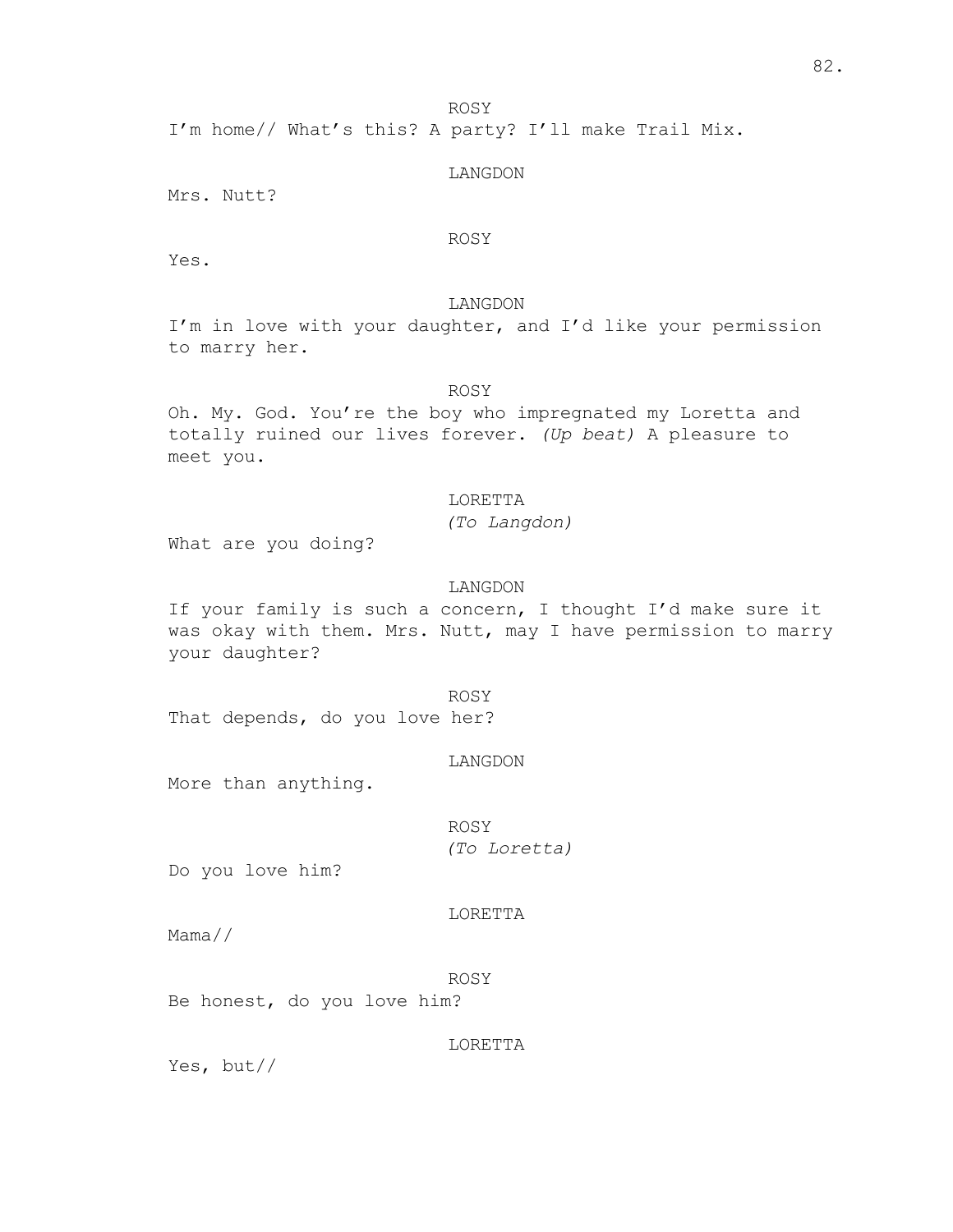ROSY

I'm home// What's this? A party? I'll make Trail Mix.

LANGDON

Mrs. Nutt?

ROSY

Yes.

LANGDON

I'm in love with your daughter, and I'd like your permission to marry her.

ROSY

Oh. My. God. You're the boy who impregnated my Loretta and totally ruined our lives forever. *(Up beat)* A pleasure to meet you.

LORETTA

*(To Langdon)*

What are you doing?

LANGDON

If your family is such a concern, I thought I'd make sure it was okay with them. Mrs. Nutt, may I have permission to marry your daughter?

ROSY

That depends, do you love her?

LANGDON

More than anything.

ROSY

*(To Loretta)*

Do you love him?

LORETTA

Mama//

ROSY

Be honest, do you love him?

LORETTA

Yes, but//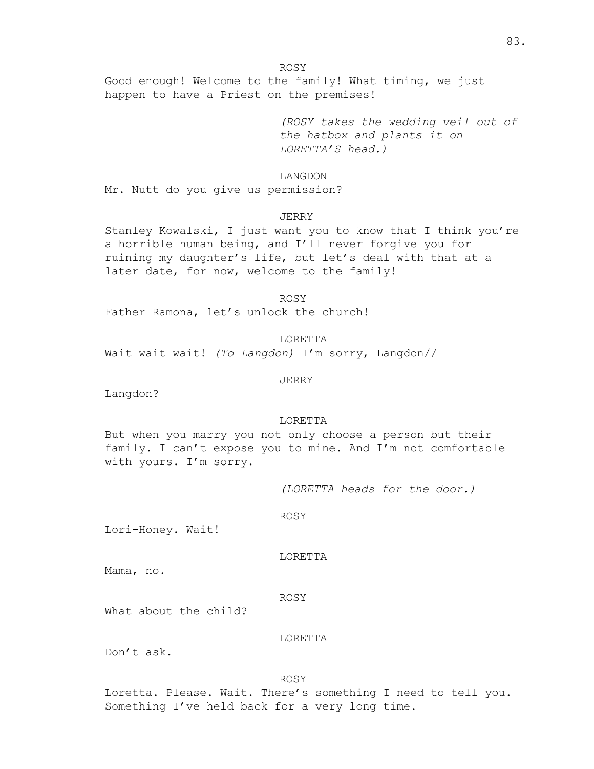ROSY

Good enough! Welcome to the family! What timing, we just happen to have a Priest on the premises!

*(ROSY takes the wedding veil out of the hatbox and plants it on LORETTA'S head.)*

LANGDON

Mr. Nutt do you give us permission?

JERRY

Stanley Kowalski, I just want you to know that I think you're a horrible human being, and I'll never forgive you for ruining my daughter's life, but let's deal with that at a later date, for now, welcome to the family!

ROSY

Father Ramona, let's unlock the church!

LORETTA

Wait wait wait! *(To Langdon)* I'm sorry, Langdon//

JERRY

Langdon?

LORETTA

But when you marry you not only choose a person but their family. I can't expose you to mine. And I'm not comfortable with yours. I'm sorry.

*(LORETTA heads for the door.)*

ROSY

Lori-Honey. Wait!

LORETTA

Mama, no.

ROSY

What about the child?

LORETTA

Don't ask.

ROSY

Loretta. Please. Wait. There's something I need to tell you. Something I've held back for a very long time.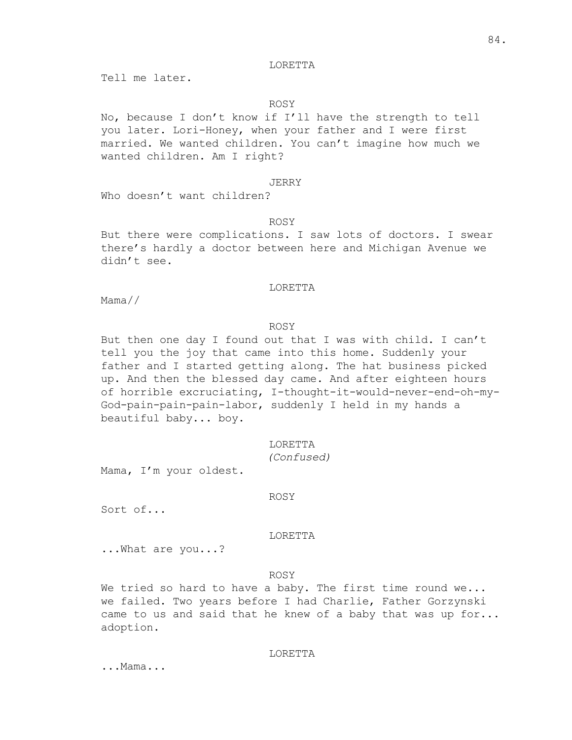LORETTA

Tell me later.

ROSY

No, because I don't know if I'll have the strength to tell you later. Lori-Honey, when your father and I were first married. We wanted children. You can't imagine how much we wanted children. Am I right?

JERRY

Who doesn't want children?

ROSY

But there were complications. I saw lots of doctors. I swear there's hardly a doctor between here and Michigan Avenue we didn't see.

LORETTA

Mama//

ROSY

But then one day I found out that I was with child. I can't tell you the joy that came into this home. Suddenly your father and I started getting along. The hat business picked up. And then the blessed day came. And after eighteen hours of horrible excruciating, I-thought-it-would-never-end-oh-my-God-pain-pain-pain-labor, suddenly I held in my hands a beautiful baby... boy.

LORETTA

*(Confused)*

Mama, I'm your oldest.

ROSY

Sort of...

LORETTA

...What are you...?

ROSY

We tried so hard to have a baby. The first time round we... we failed. Two years before I had Charlie, Father Gorzynski came to us and said that he knew of a baby that was up for... adoption.

LORETTA

...Mama...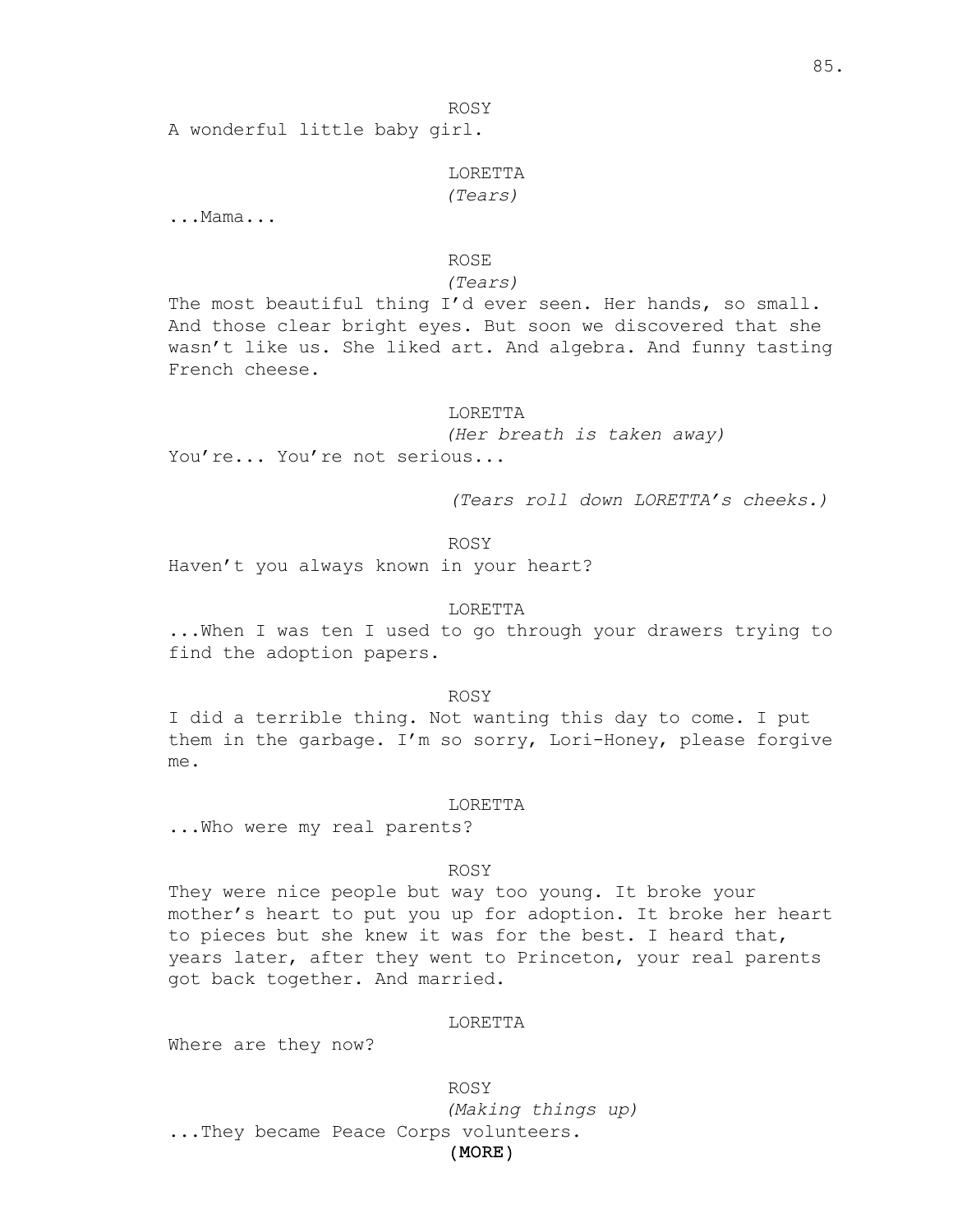ROSY

A wonderful little baby girl.

LORETTA

*(Tears)*

...Mama...

ROSE

*(Tears)*

The most beautiful thing I'd ever seen. Her hands, so small. And those clear bright eyes. But soon we discovered that she wasn't like us. She liked art. And algebra. And funny tasting French cheese.

LORETTA

*(Her breath is taken away)*

You're... You're not serious...

*(Tears roll down LORETTA's cheeks.)*

ROSY

Haven't you always known in your heart?

LORETTA

...When I was ten I used to go through your drawers trying to find the adoption papers.

ROSY

I did a terrible thing. Not wanting this day to come. I put them in the garbage. I'm so sorry, Lori-Honey, please forgive me.

LORETTA

...Who were my real parents?

ROSY

They were nice people but way too young. It broke your mother's heart to put you up for adoption. It broke her heart to pieces but she knew it was for the best. I heard that, years later, after they went to Princeton, your real parents got back together. And married.

LORETTA

Where are they now?

ROSY

*(Making things up)*

...They became Peace Corps volunteers.

(MORE)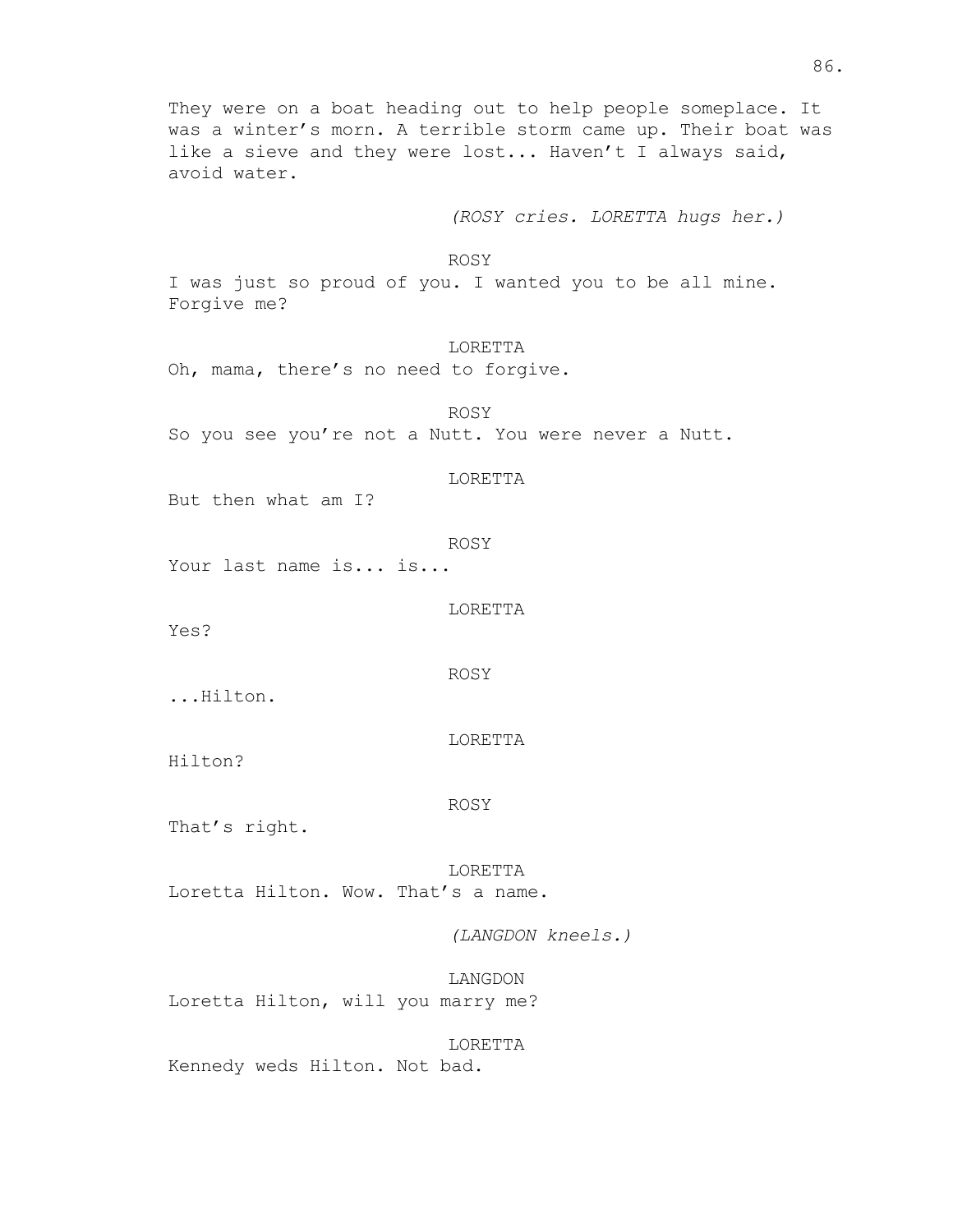They were on a boat heading out to help people someplace. It was a winter's morn. A terrible storm came up. Their boat was like a sieve and they were lost... Haven't I always said, avoid water.

*(ROSY cries. LORETTA hugs her.)*

ROSY

I was just so proud of you. I wanted you to be all mine. Forgive me?

LORETTA

Oh, mama, there's no need to forgive.

ROSY

So you see you're not a Nutt. You were never a Nutt.

LORETTA

But then what am I?

ROSY

Your last name is... is...

LORETTA

Yes?

ROSY

...Hilton.

LORETTA

Hilton?

ROSY

That's right.

LORETTA

Loretta Hilton. Wow. That's a name.

*(LANGDON kneels.)*

LANGDON

Loretta Hilton, will you marry me?

LORETTA

Kennedy weds Hilton. Not bad.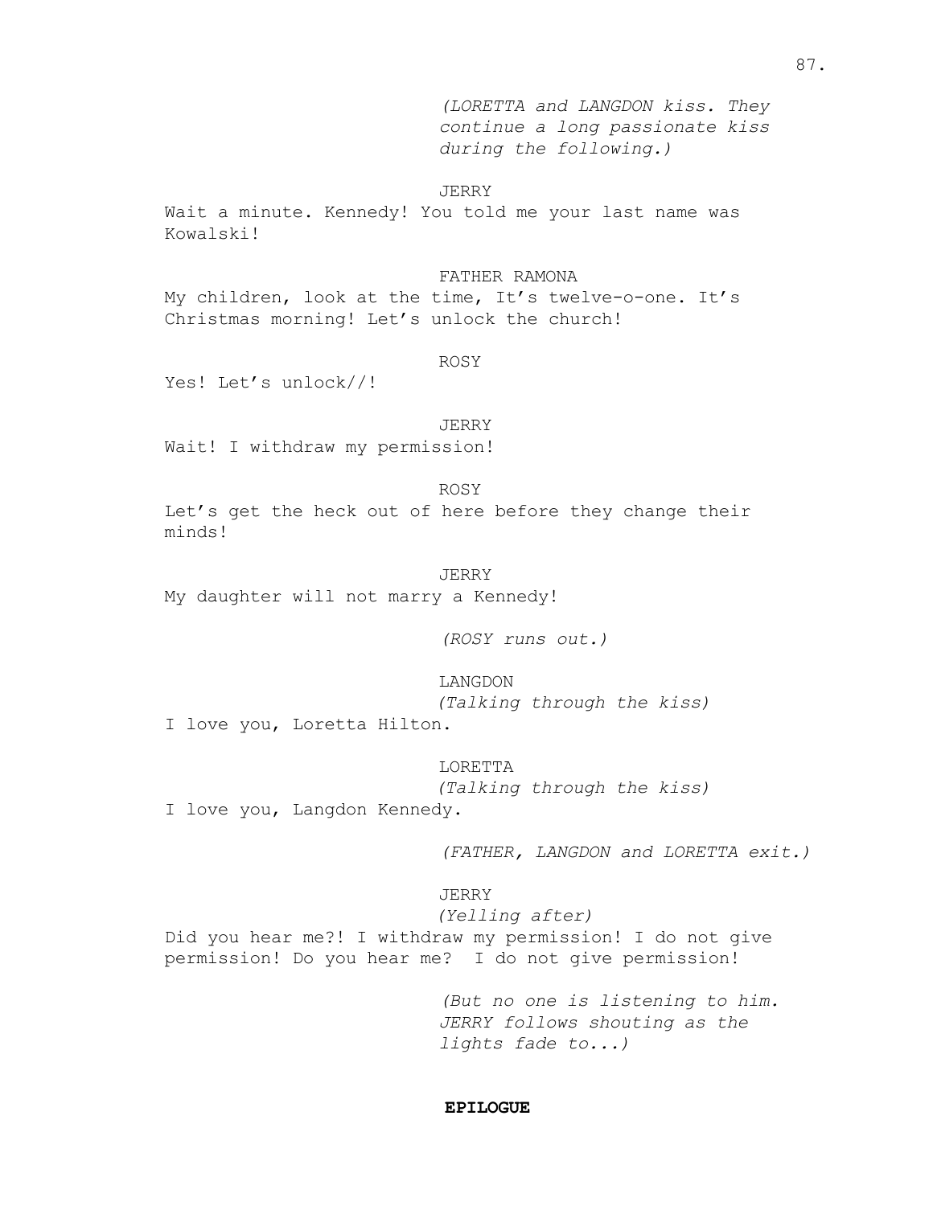*(LORETTA and LANGDON kiss. They continue a long passionate kiss during the following.)*

JERRY

Wait a minute. Kennedy! You told me your last name was Kowalski!

FATHER RAMONA

My children, look at the time, It's twelve-o-one. It's Christmas morning! Let's unlock the church!

ROSY

Yes! Let's unlock//!

JERRY

Wait! I withdraw my permission!

ROSY

Let's get the heck out of here before they change their minds!

JERRY

My daughter will not marry a Kennedy!

*(ROSY runs out.)*

LANGDON

*(Talking through the kiss)*

I love you, Loretta Hilton.

LORETTA

*(Talking through the kiss)*

I love you, Langdon Kennedy.

*(FATHER, LANGDON and LORETTA exit.)*

JERRY

*(Yelling after)*

Did you hear me?! I withdraw my permission! I do not give permission! Do you hear me? I do not give permission!

*(But no one is listening to him. JERRY follows shouting as the lights fade to...)*

**EPILOGUE**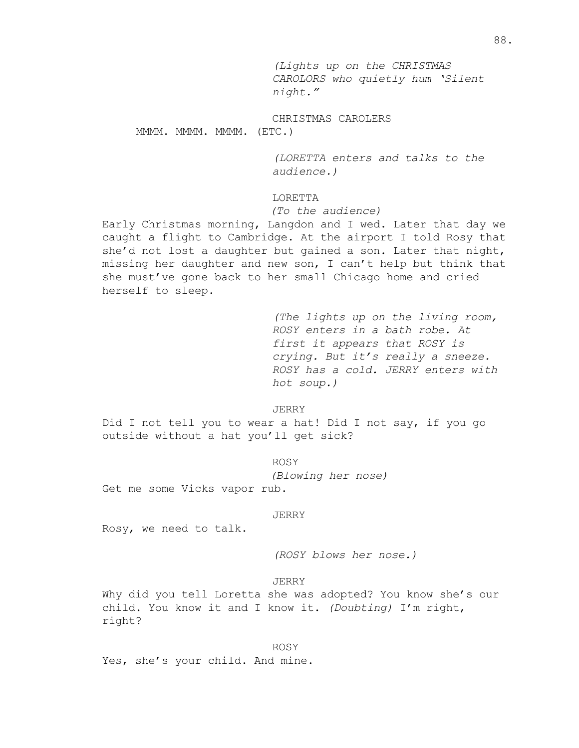*(Lights up on the CHRISTMAS CAROLORS who quietly hum 'Silent night."*

CHRISTMAS CAROLERS

MMMM. MMMM. MMMM. (ETC.)

*(LORETTA enters and talks to the audience.)*

LORETTA

*(To the audience)*

Early Christmas morning, Langdon and I wed. Later that day we caught a flight to Cambridge. At the airport I told Rosy that she'd not lost a daughter but gained a son. Later that night, missing her daughter and new son, I can't help but think that she must've gone back to her small Chicago home and cried herself to sleep.

*(The lights up on the living room, ROSY enters in a bath robe. At first it appears that ROSY is crying. But it's really a sneeze. ROSY has a cold. JERRY enters with hot soup.)*

JERRY

Did I not tell you to wear a hat! Did I not say, if you go outside without a hat you'll get sick?

ROSY

*(Blowing her nose)*

Get me some Vicks vapor rub.

JERRY

Rosy, we need to talk.

*(ROSY blows her nose.)*

JERRY

Why did you tell Loretta she was adopted? You know she's our child. You know it and I know it. *(Doubting)* I'm right, right?

ROSY

Yes, she's your child. And mine.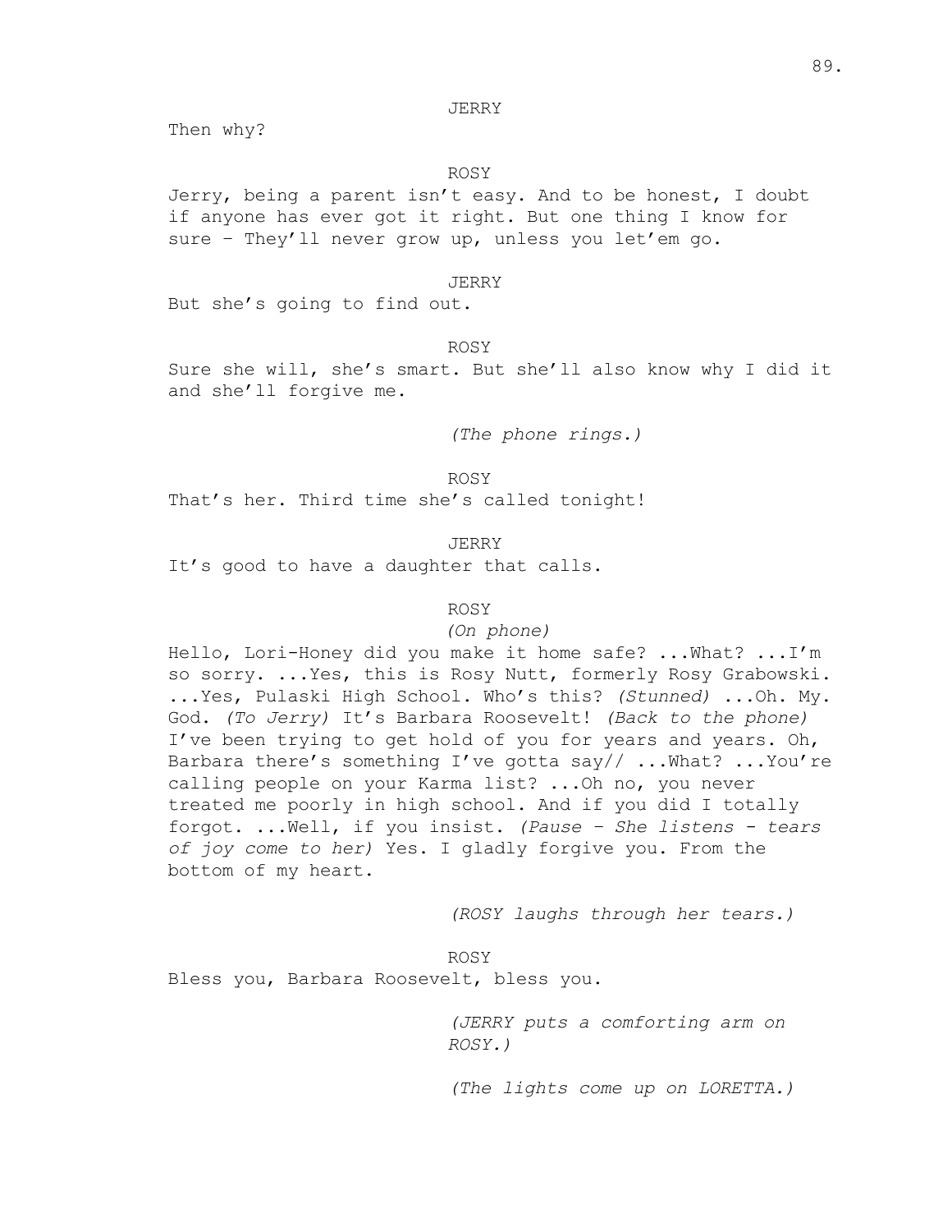JERRY

Then why?

ROSY

Jerry, being a parent isn't easy. And to be honest, I doubt if anyone has ever got it right. But one thing I know for sure – They'll never grow up, unless you let'em go.

JERRY

But she's going to find out.

ROSY

Sure she will, she's smart. But she'll also know why I did it and she'll forgive me.

*(The phone rings.)*

ROSY

That's her. Third time she's called tonight!

JERRY

It's good to have a daughter that calls.

ROSY

*(On phone)*

Hello, Lori-Honey did you make it home safe? ...What? ...I'm so sorry. ...Yes, this is Rosy Nutt, formerly Rosy Grabowski. ...Yes, Pulaski High School. Who's this? *(Stunned)* ...Oh. My. God. *(To Jerry)* It's Barbara Roosevelt! *(Back to the phone)* I've been trying to get hold of you for years and years. Oh, Barbara there's something I've gotta say// ...What? ...You're calling people on your Karma list? ...Oh no, you never treated me poorly in high school. And if you did I totally forgot. ...Well, if you insist. *(Pause – She listens - tears of joy come to her)* Yes. I gladly forgive you. From the bottom of my heart.

*(ROSY laughs through her tears.)*

ROSY

Bless you, Barbara Roosevelt, bless you.

*(JERRY puts a comforting arm on ROSY.)*

*(The lights come up on LORETTA.)*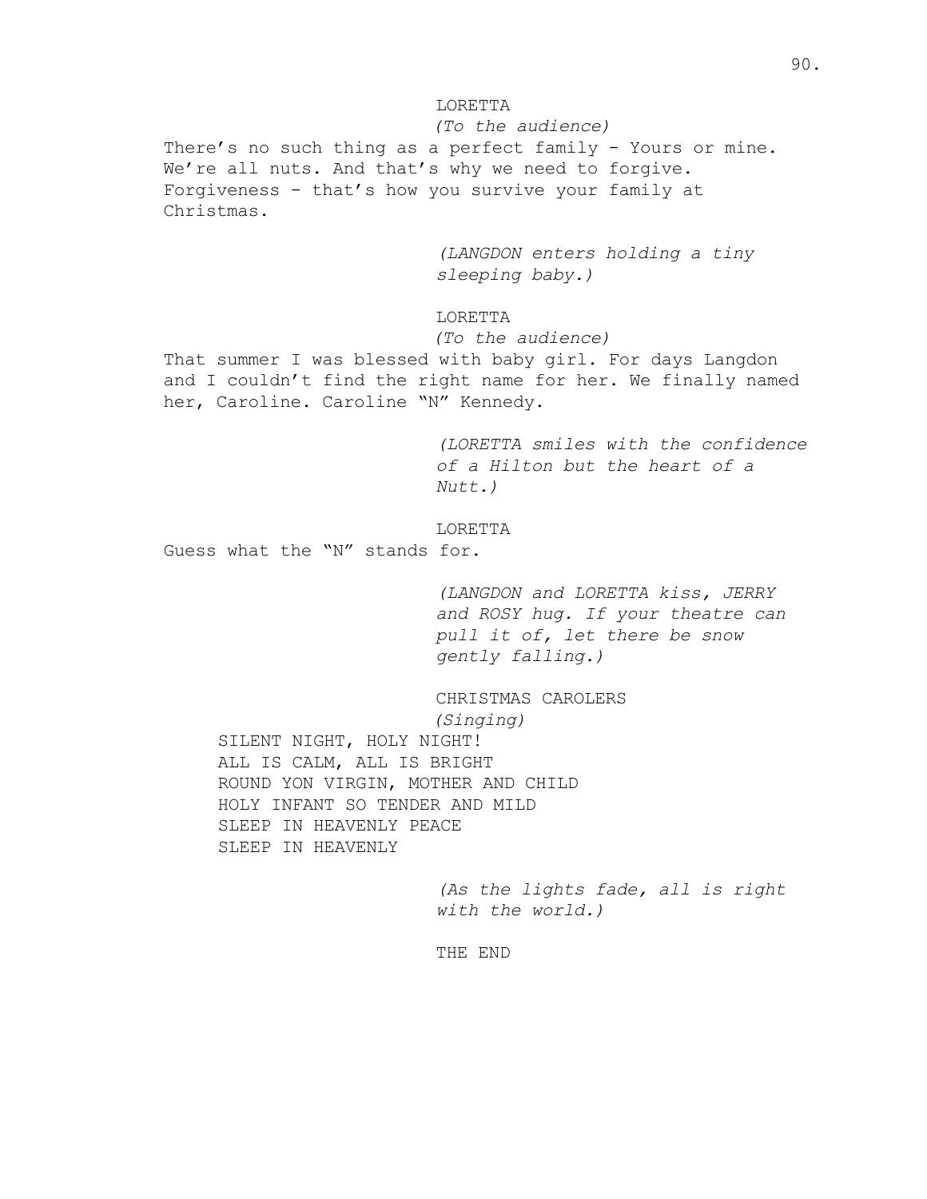LORETTA

*(To the audience)*

There's no such thing as a perfect family - Yours or mine. We're all nuts. And that's why we need to forgive. Forgiveness - that's how you survive your family at Christmas.

*(LANGDON enters holding a tiny sleeping baby.)*

LORETTA

*(To the audience)*

That summer I was blessed with baby girl. For days Langdon and I couldn't find the right name for her. We finally named her, Caroline. Caroline "N" Kennedy.

*(LORETTA smiles with the confidence of a Hilton but the heart of a Nutt.)*

LORETTA

Guess what the "N" stands for.

*(LANGDON and LORETTA kiss, JERRY and ROSY hug. If your theatre can pull it of, let there be snow gently falling.)*

CHRISTMAS CAROLERS

*(Singing)*

SILENT NIGHT, HOLY NIGHT!
ALL IS CALM, ALL IS BRIGHT
ROUND YON VIRGIN, MOTHER AND CHILD
HOLY INFANT SO TENDER AND MILD
SLEEP IN HEAVENLY PEACE
SLEEP IN HEAVENLY

*(As the lights fade, all is right with the world.)*

THE END